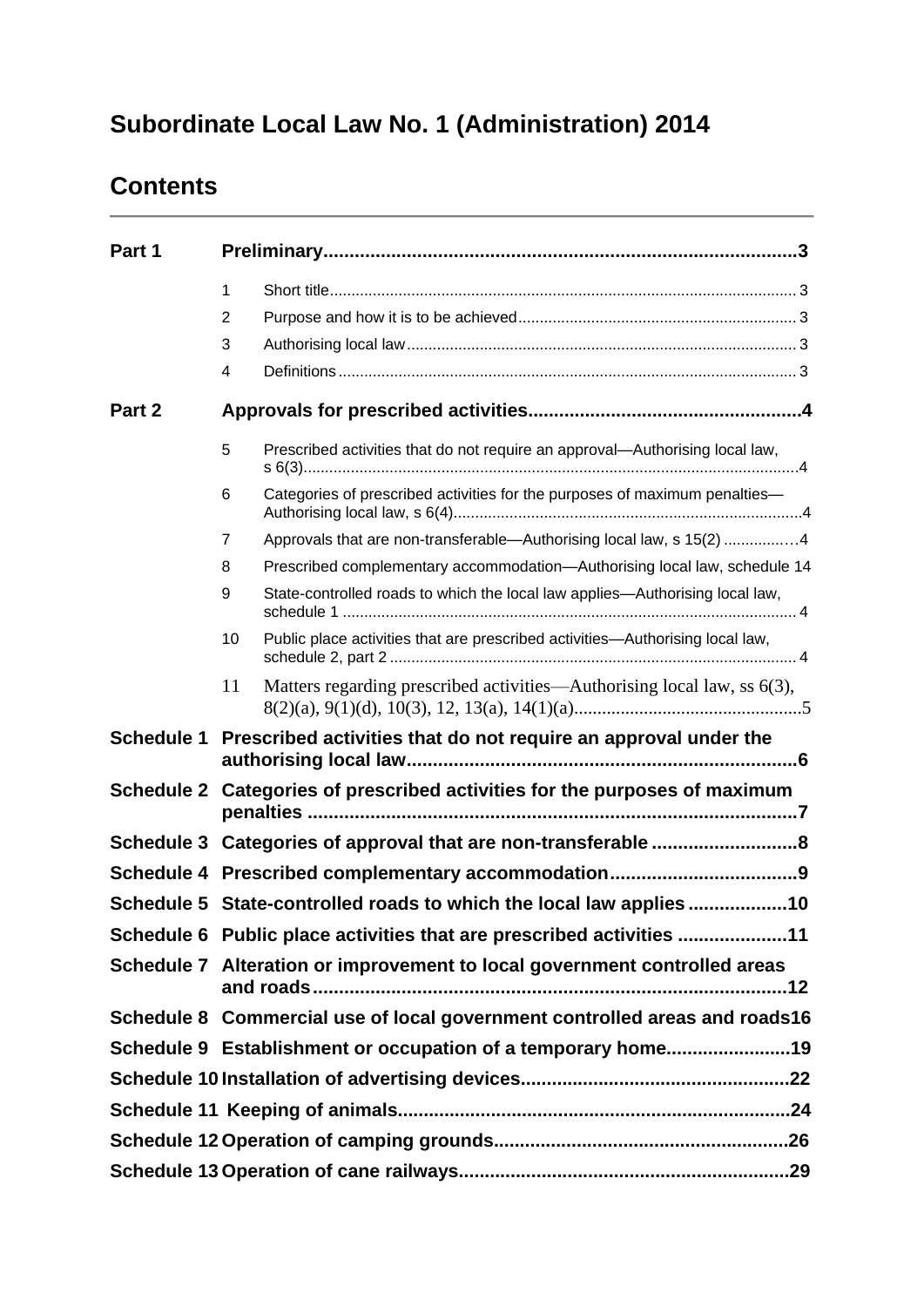# Subordinate Local Law No. 1 (Administration) 2014

## Contents

| | | | |
|---|---|---|---|
| **Part 1** | | **Preliminary** | **3** |
| | 1 | Short title | 3 |
| | 2 | Purpose and how it is to be achieved | 3 |
| | 3 | Authorising local law | 3 |
| | 4 | Definitions | 3 |
| **Part 2** | | **Approvals for prescribed activities** | **4** |
| | 5 | Prescribed activities that do not require an approval—Authorising local law, s 6(3) | 4 |
| | 6 | Categories of prescribed activities for the purposes of maximum penalties—Authorising local law, s 6(4) | 4 |
| | 7 | Approvals that are non-transferable—Authorising local law, s 15(2) | 4 |
| | 8 | Prescribed complementary accommodation—Authorising local law, schedule 1 | 4 |
| | 9 | State-controlled roads to which the local law applies—Authorising local law, schedule 1 | 4 |
| | 10 | Public place activities that are prescribed activities—Authorising local law, schedule 2, part 2 | 4 |
| | 11 | Matters regarding prescribed activities—Authorising local law, ss 6(3), 8(2)(a), 9(1)(d), 10(3), 12, 13(a), 14(1)(a) | 5 |
| **Schedule 1** | | **Prescribed activities that do not require an approval under the authorising local law** | **6** |
| **Schedule 2** | | **Categories of prescribed activities for the purposes of maximum penalties** | **7** |
| **Schedule 3** | | **Categories of approval that are non-transferable** | **8** |
| **Schedule 4** | | **Prescribed complementary accommodation** | **9** |
| **Schedule 5** | | **State-controlled roads to which the local law applies** | **10** |
| **Schedule 6** | | **Public place activities that are prescribed activities** | **11** |
| **Schedule 7** | | **Alteration or improvement to local government controlled areas and roads** | **12** |
| **Schedule 8** | | **Commercial use of local government controlled areas and roads** | **16** |
| **Schedule 9** | | **Establishment or occupation of a temporary home** | **19** |
| **Schedule 10** | | **Installation of advertising devices** | **22** |
| **Schedule 11** | | **Keeping of animals** | **24** |
| **Schedule 12** | | **Operation of camping grounds** | **26** |
| **Schedule 13** | | **Operation of cane railways** | **29** |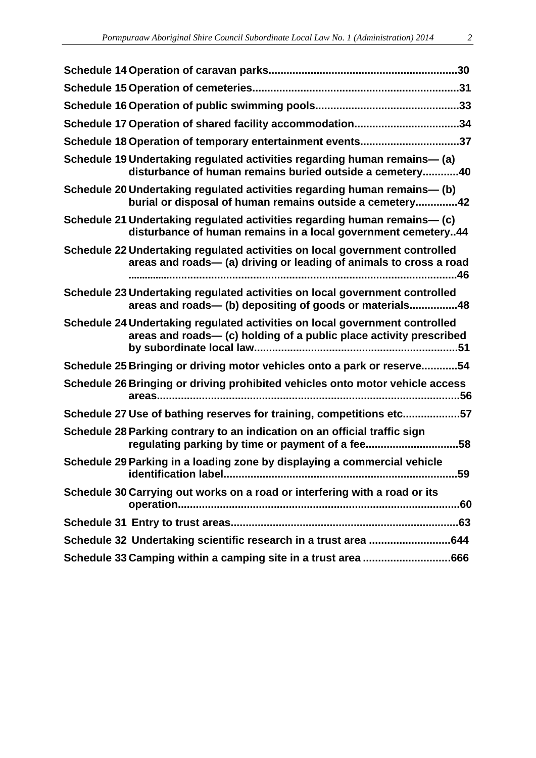**Schedule 14 Operation of caravan parks..............................................................30**

**Schedule 15 Operation of cemeteries....................................................................31**

**Schedule 16 Operation of public swimming pools...............................................33**

**Schedule 17 Operation of shared facility accommodation..................................34**

**Schedule 18 Operation of temporary entertainment events................................37**

**Schedule 19 Undertaking regulated activities regarding human remains— (a) disturbance of human remains buried outside a cemetery............40**

**Schedule 20 Undertaking regulated activities regarding human remains— (b) burial or disposal of human remains outside a cemetery..............42**

**Schedule 21 Undertaking regulated activities regarding human remains— (c) disturbance of human remains in a local government cemetery..44**

**Schedule 22 Undertaking regulated activities on local government controlled areas and roads— (a) driving or leading of animals to cross a road ..............................................................................................................46**

**Schedule 23 Undertaking regulated activities on local government controlled areas and roads— (b) depositing of goods or materials................48**

**Schedule 24 Undertaking regulated activities on local government controlled areas and roads— (c) holding of a public place activity prescribed by subordinate local law...................................................................51**

**Schedule 25 Bringing or driving motor vehicles onto a park or reserve............54**

**Schedule 26 Bringing or driving prohibited vehicles onto motor vehicle access areas...................................................................................................56**

**Schedule 27 Use of bathing reserves for training, competitions etc...................57**

**Schedule 28 Parking contrary to an indication on an official traffic sign regulating parking by time or payment of a fee..............................58**

**Schedule 29 Parking in a loading zone by displaying a commercial vehicle identification label............................................................................59**

**Schedule 30 Carrying out works on a road or interfering with a road or its operation.............................................................................................60**

**Schedule 31 Entry to trust areas...........................................................................63**

**Schedule 32 Undertaking scientific research in a trust area ...........................644**

**Schedule 33 Camping within a camping site in a trust area .............................666**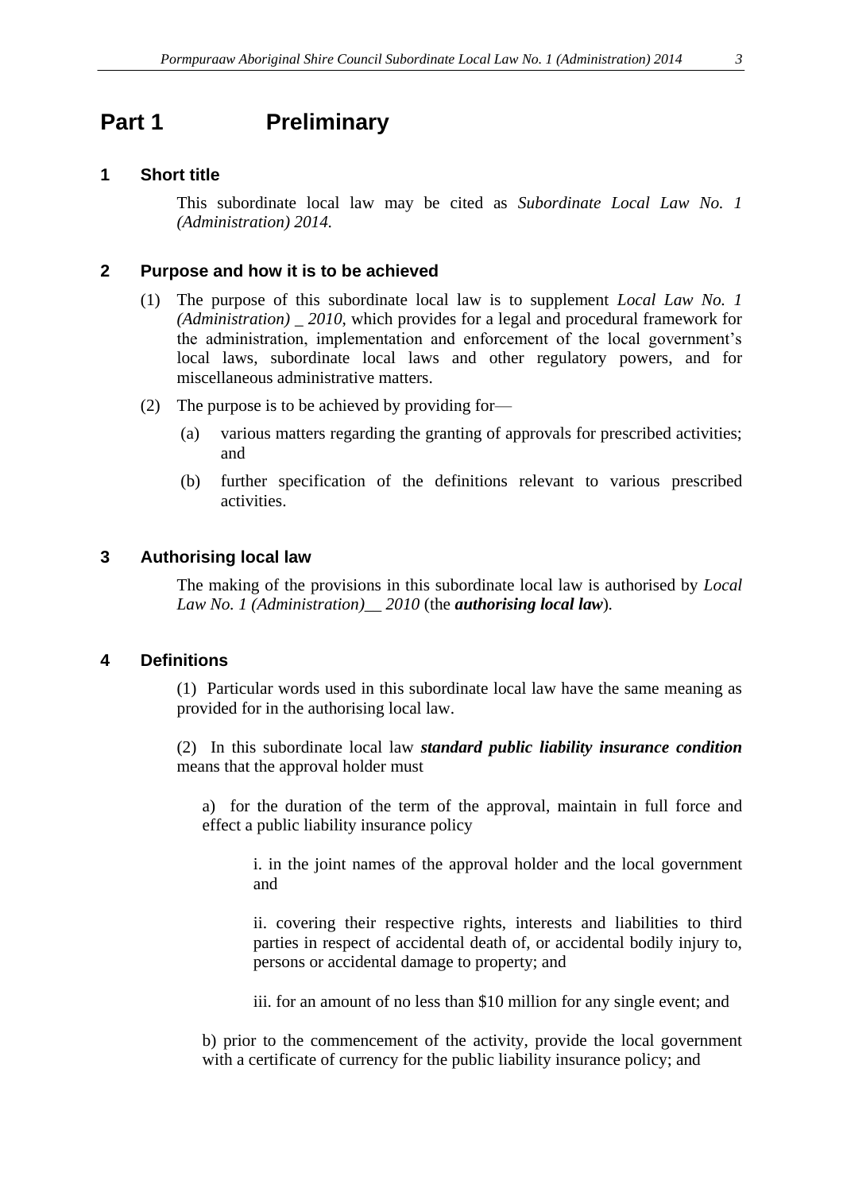# Part 1 Preliminary

## 1 Short title

This subordinate local law may be cited as *Subordinate Local Law No. 1 (Administration) 2014.*

## 2 Purpose and how it is to be achieved

(1) The purpose of this subordinate local law is to supplement *Local Law No. 1 (Administration) _ 2010*, which provides for a legal and procedural framework for the administration, implementation and enforcement of the local government's local laws, subordinate local laws and other regulatory powers, and for miscellaneous administrative matters.

(2) The purpose is to be achieved by providing for—

(a) various matters regarding the granting of approvals for prescribed activities; and

(b) further specification of the definitions relevant to various prescribed activities.

## 3 Authorising local law

The making of the provisions in this subordinate local law is authorised by *Local Law No. 1 (Administration)__ 2010* (the ***authorising local law***).

## 4 Definitions

(1) Particular words used in this subordinate local law have the same meaning as provided for in the authorising local law.

(2) In this subordinate local law ***standard public liability insurance condition*** means that the approval holder must

a) for the duration of the term of the approval, maintain in full force and effect a public liability insurance policy

i. in the joint names of the approval holder and the local government and

ii. covering their respective rights, interests and liabilities to third parties in respect of accidental death of, or accidental bodily injury to, persons or accidental damage to property; and

iii. for an amount of no less than $10 million for any single event; and

b) prior to the commencement of the activity, provide the local government with a certificate of currency for the public liability insurance policy; and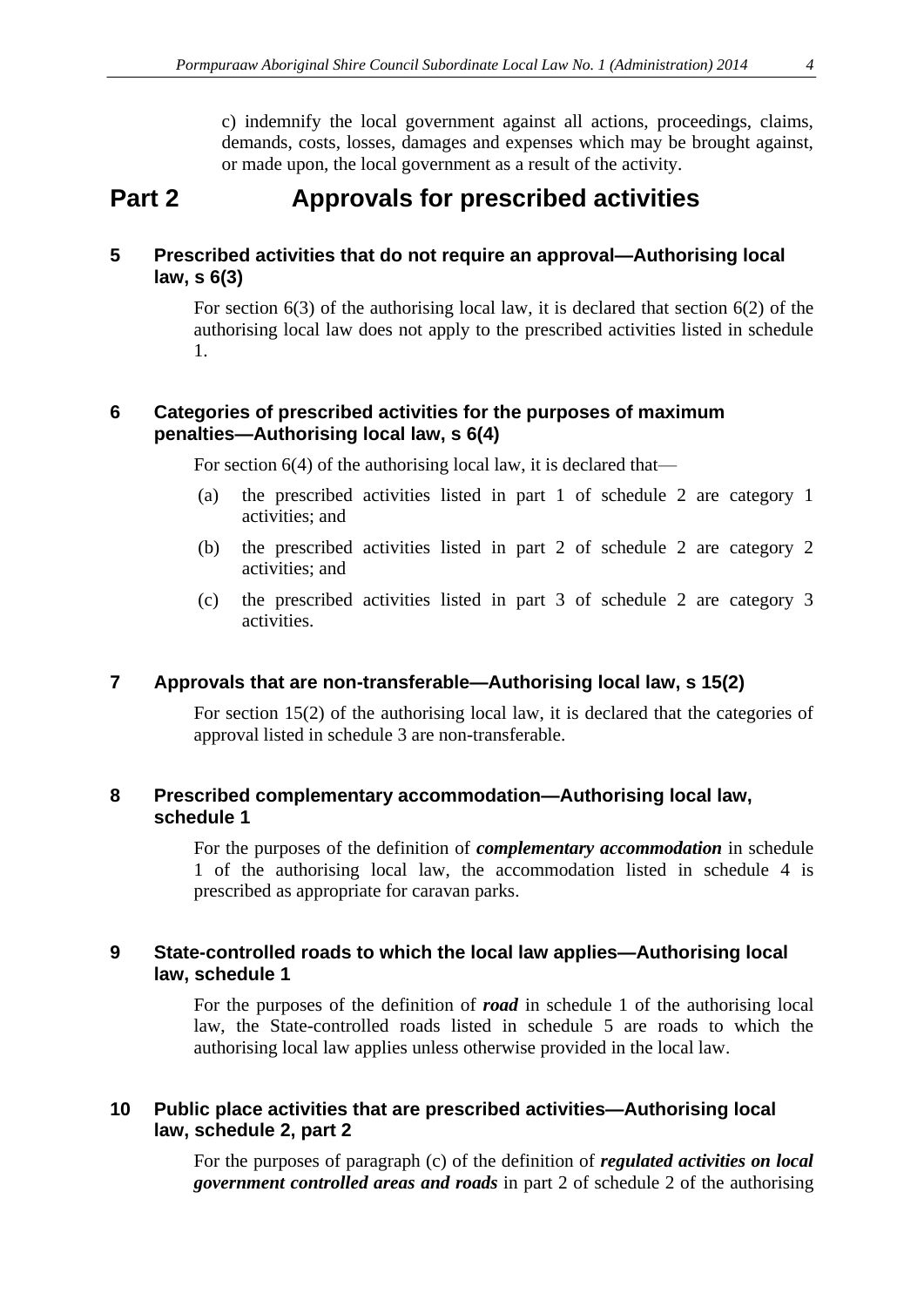c) indemnify the local government against all actions, proceedings, claims, demands, costs, losses, damages and expenses which may be brought against, or made upon, the local government as a result of the activity.

# Part 2 Approvals for prescribed activities

### 5 Prescribed activities that do not require an approval—Authorising local law, s 6(3)

For section 6(3) of the authorising local law, it is declared that section 6(2) of the authorising local law does not apply to the prescribed activities listed in schedule 1.

### 6 Categories of prescribed activities for the purposes of maximum penalties—Authorising local law, s 6(4)

For section 6(4) of the authorising local law, it is declared that—

(a) the prescribed activities listed in part 1 of schedule 2 are category 1 activities; and

(b) the prescribed activities listed in part 2 of schedule 2 are category 2 activities; and

(c) the prescribed activities listed in part 3 of schedule 2 are category 3 activities.

### 7 Approvals that are non-transferable—Authorising local law, s 15(2)

For section 15(2) of the authorising local law, it is declared that the categories of approval listed in schedule 3 are non-transferable.

### 8 Prescribed complementary accommodation—Authorising local law, schedule 1

For the purposes of the definition of ***complementary accommodation*** in schedule 1 of the authorising local law, the accommodation listed in schedule 4 is prescribed as appropriate for caravan parks.

### 9 State-controlled roads to which the local law applies—Authorising local law, schedule 1

For the purposes of the definition of ***road*** in schedule 1 of the authorising local law, the State-controlled roads listed in schedule 5 are roads to which the authorising local law applies unless otherwise provided in the local law.

### 10 Public place activities that are prescribed activities—Authorising local law, schedule 2, part 2

For the purposes of paragraph (c) of the definition of ***regulated activities on local government controlled areas and roads*** in part 2 of schedule 2 of the authorising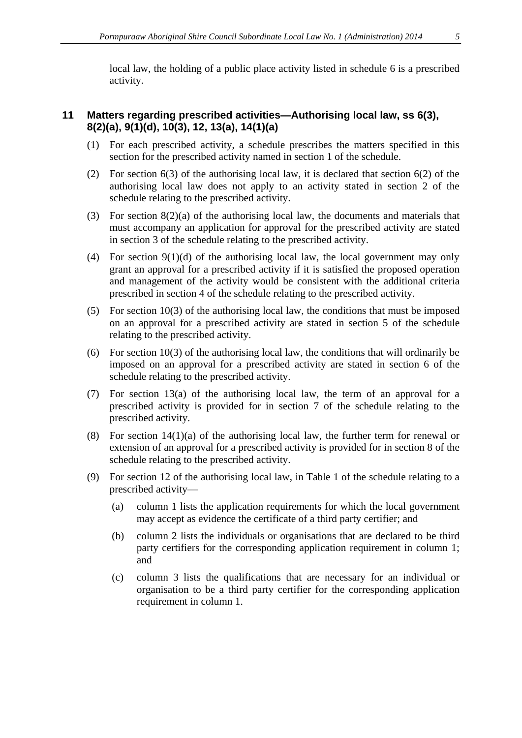local law, the holding of a public place activity listed in schedule 6 is a prescribed activity.

### 11 Matters regarding prescribed activities—Authorising local law, ss 6(3), 8(2)(a), 9(1)(d), 10(3), 12, 13(a), 14(1)(a)

(1) For each prescribed activity, a schedule prescribes the matters specified in this section for the prescribed activity named in section 1 of the schedule.

(2) For section 6(3) of the authorising local law, it is declared that section 6(2) of the authorising local law does not apply to an activity stated in section 2 of the schedule relating to the prescribed activity.

(3) For section 8(2)(a) of the authorising local law, the documents and materials that must accompany an application for approval for the prescribed activity are stated in section 3 of the schedule relating to the prescribed activity.

(4) For section 9(1)(d) of the authorising local law, the local government may only grant an approval for a prescribed activity if it is satisfied the proposed operation and management of the activity would be consistent with the additional criteria prescribed in section 4 of the schedule relating to the prescribed activity.

(5) For section 10(3) of the authorising local law, the conditions that must be imposed on an approval for a prescribed activity are stated in section 5 of the schedule relating to the prescribed activity.

(6) For section 10(3) of the authorising local law, the conditions that will ordinarily be imposed on an approval for a prescribed activity are stated in section 6 of the schedule relating to the prescribed activity.

(7) For section 13(a) of the authorising local law, the term of an approval for a prescribed activity is provided for in section 7 of the schedule relating to the prescribed activity.

(8) For section 14(1)(a) of the authorising local law, the further term for renewal or extension of an approval for a prescribed activity is provided for in section 8 of the schedule relating to the prescribed activity.

(9) For section 12 of the authorising local law, in Table 1 of the schedule relating to a prescribed activity—

  (a) column 1 lists the application requirements for which the local government may accept as evidence the certificate of a third party certifier; and

  (b) column 2 lists the individuals or organisations that are declared to be third party certifiers for the corresponding application requirement in column 1; and

  (c) column 3 lists the qualifications that are necessary for an individual or organisation to be a third party certifier for the corresponding application requirement in column 1.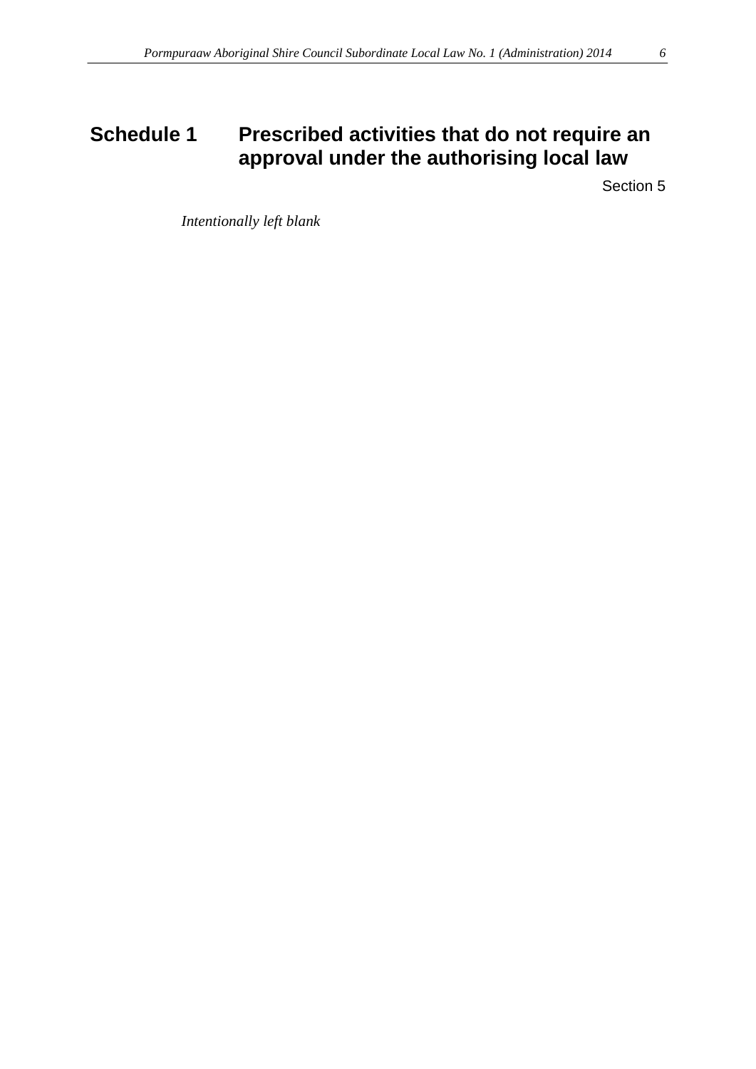# Schedule 1 Prescribed activities that do not require an approval under the authorising local law

Section 5

*Intentionally left blank*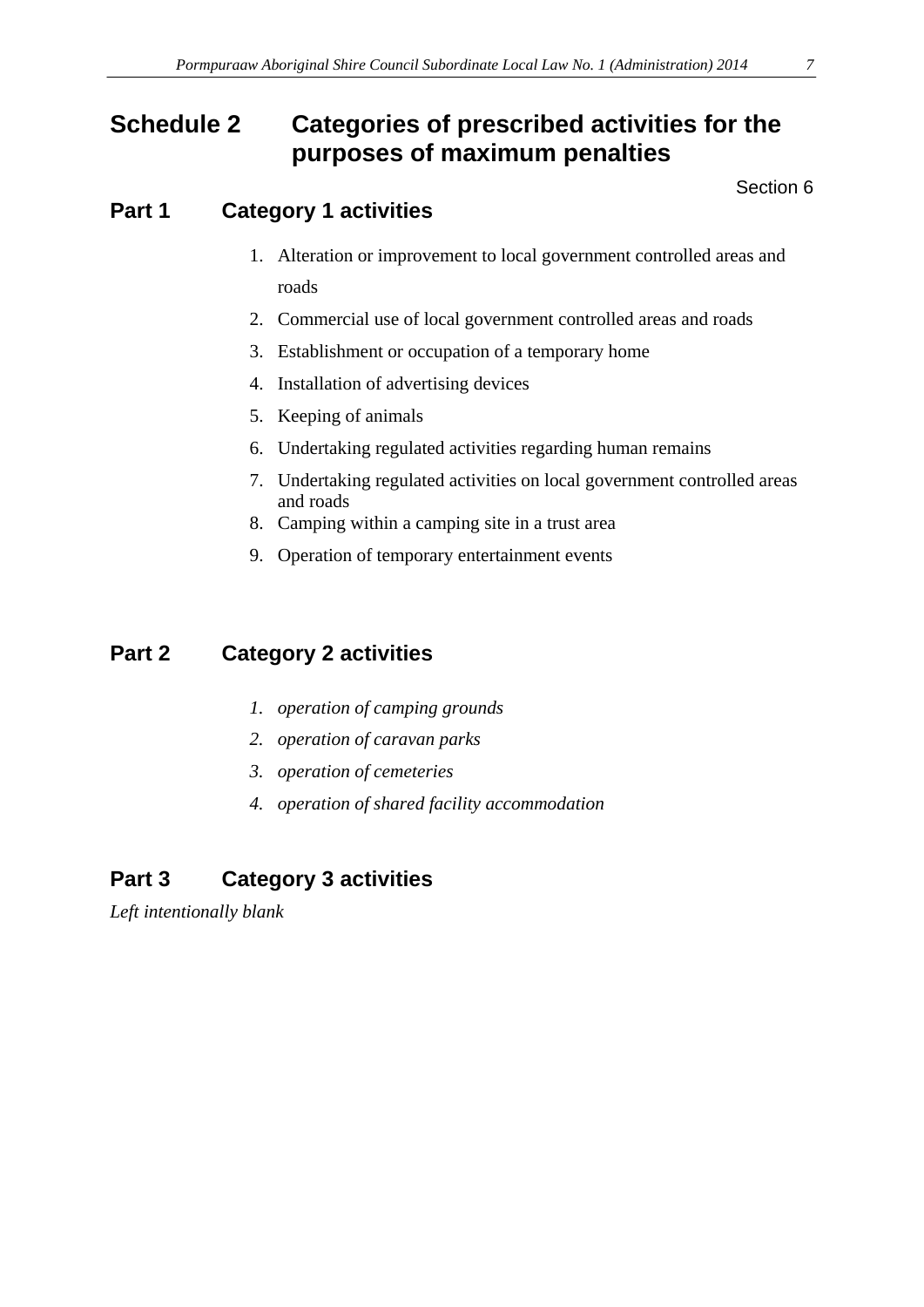# Schedule 2 Categories of prescribed activities for the purposes of maximum penalties

Section 6

## Part 1 Category 1 activities

1. Alteration or improvement to local government controlled areas and roads
2. Commercial use of local government controlled areas and roads
3. Establishment or occupation of a temporary home
4. Installation of advertising devices
5. Keeping of animals
6. Undertaking regulated activities regarding human remains
7. Undertaking regulated activities on local government controlled areas and roads
8. Camping within a camping site in a trust area
9. Operation of temporary entertainment events

## Part 2 Category 2 activities

1. *operation of camping grounds*
2. *operation of caravan parks*
3. *operation of cemeteries*
4. *operation of shared facility accommodation*

## Part 3 Category 3 activities

*Left intentionally blank*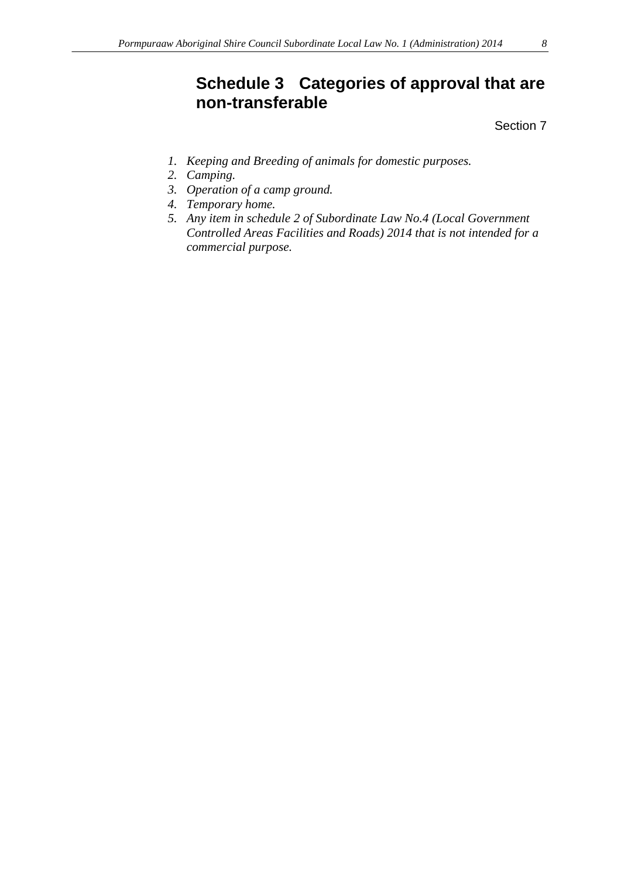# Schedule 3 Categories of approval that are non-transferable

Section 7

1. *Keeping and Breeding of animals for domestic purposes.*
2. *Camping.*
3. *Operation of a camp ground.*
4. *Temporary home.*
5. *Any item in schedule 2 of Subordinate Law No.4 (Local Government Controlled Areas Facilities and Roads) 2014 that is not intended for a commercial purpose.*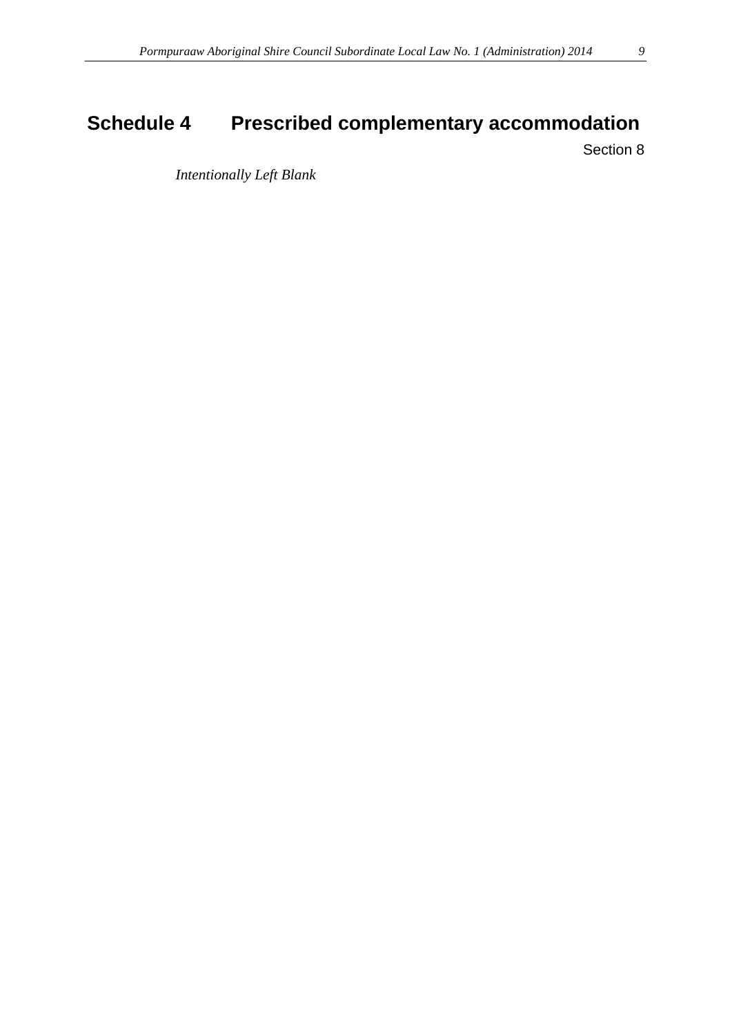# Schedule 4 Prescribed complementary accommodation

Section 8

*Intentionally Left Blank*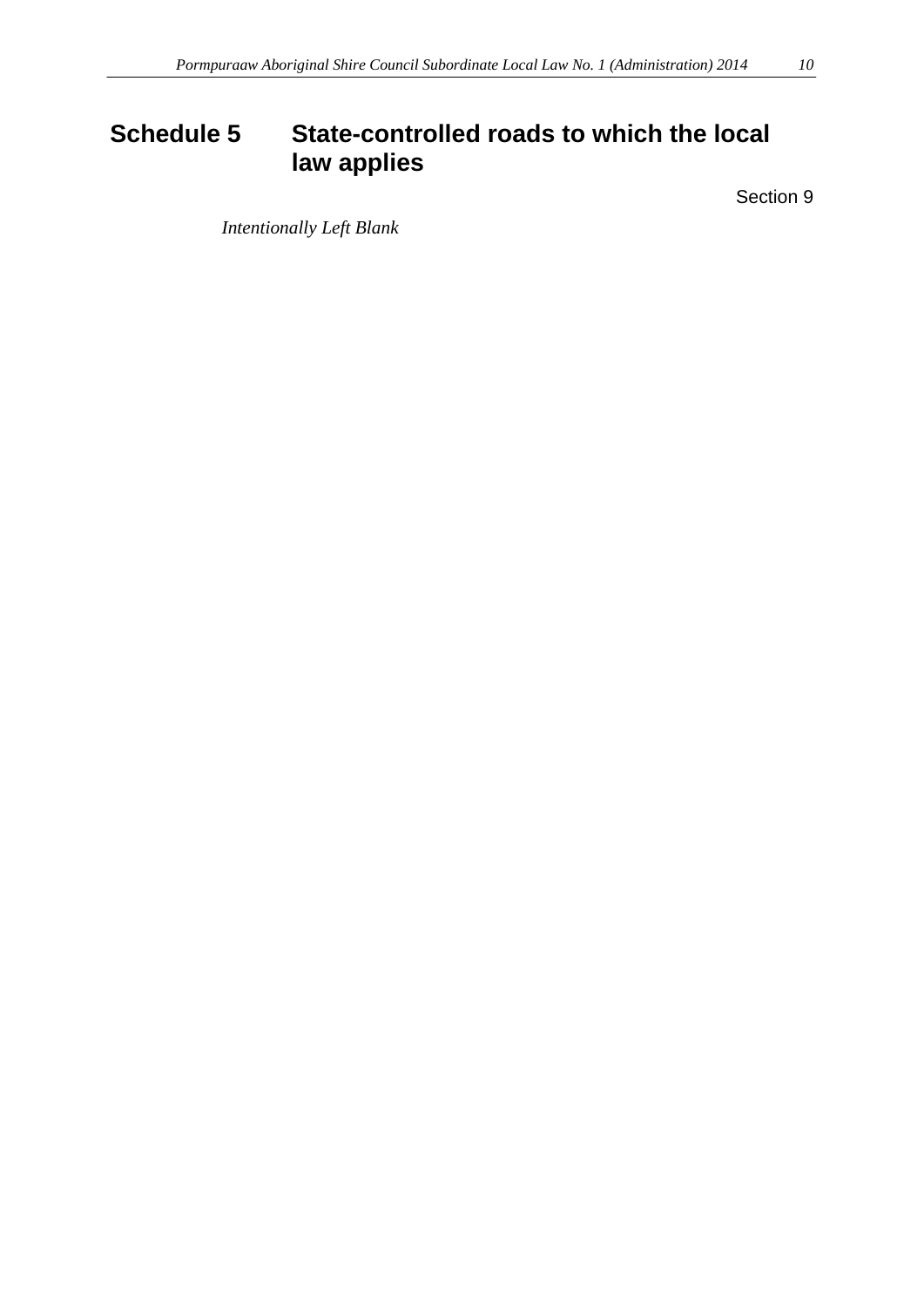# Schedule 5 State-controlled roads to which the local law applies

Section 9

*Intentionally Left Blank*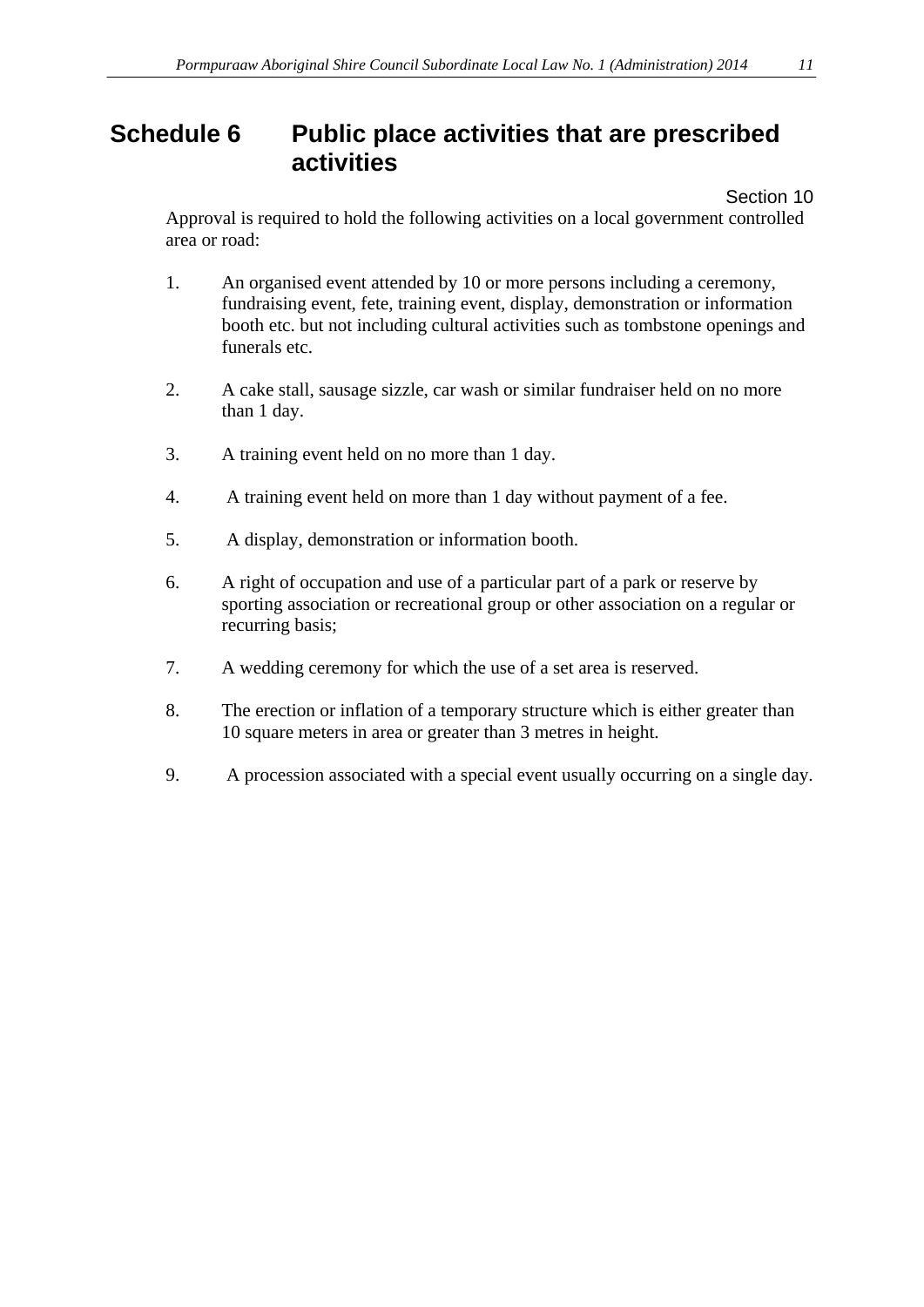# Schedule 6 Public place activities that are prescribed activities

Section 10

Approval is required to hold the following activities on a local government controlled area or road:

1. An organised event attended by 10 or more persons including a ceremony, fundraising event, fete, training event, display, demonstration or information booth etc. but not including cultural activities such as tombstone openings and funerals etc.

2. A cake stall, sausage sizzle, car wash or similar fundraiser held on no more than 1 day.

3. A training event held on no more than 1 day.

4. A training event held on more than 1 day without payment of a fee.

5. A display, demonstration or information booth.

6. A right of occupation and use of a particular part of a park or reserve by sporting association or recreational group or other association on a regular or recurring basis;

7. A wedding ceremony for which the use of a set area is reserved.

8. The erection or inflation of a temporary structure which is either greater than 10 square meters in area or greater than 3 metres in height.

9. A procession associated with a special event usually occurring on a single day.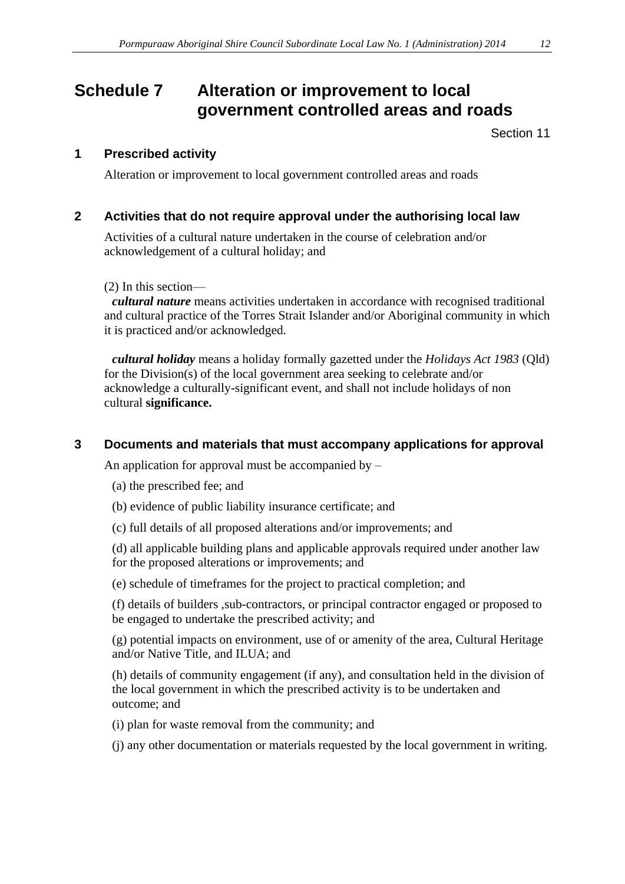# Schedule 7 Alteration or improvement to local government controlled areas and roads

Section 11

## 1 Prescribed activity

Alteration or improvement to local government controlled areas and roads

## 2 Activities that do not require approval under the authorising local law

Activities of a cultural nature undertaken in the course of celebration and/or acknowledgement of a cultural holiday; and

(2) In this section—

***cultural nature*** means activities undertaken in accordance with recognised traditional and cultural practice of the Torres Strait Islander and/or Aboriginal community in which it is practiced and/or acknowledged.

***cultural holiday*** means a holiday formally gazetted under the *Holidays Act 1983* (Qld) for the Division(s) of the local government area seeking to celebrate and/or acknowledge a culturally-significant event, and shall not include holidays of non cultural **significance.**

## 3 Documents and materials that must accompany applications for approval

An application for approval must be accompanied by –

(a) the prescribed fee; and

(b) evidence of public liability insurance certificate; and

(c) full details of all proposed alterations and/or improvements; and

(d) all applicable building plans and applicable approvals required under another law for the proposed alterations or improvements; and

(e) schedule of timeframes for the project to practical completion; and

(f) details of builders ,sub-contractors, or principal contractor engaged or proposed to be engaged to undertake the prescribed activity; and

(g) potential impacts on environment, use of or amenity of the area, Cultural Heritage and/or Native Title, and ILUA; and

(h) details of community engagement (if any), and consultation held in the division of the local government in which the prescribed activity is to be undertaken and outcome; and

(i) plan for waste removal from the community; and

(j) any other documentation or materials requested by the local government in writing.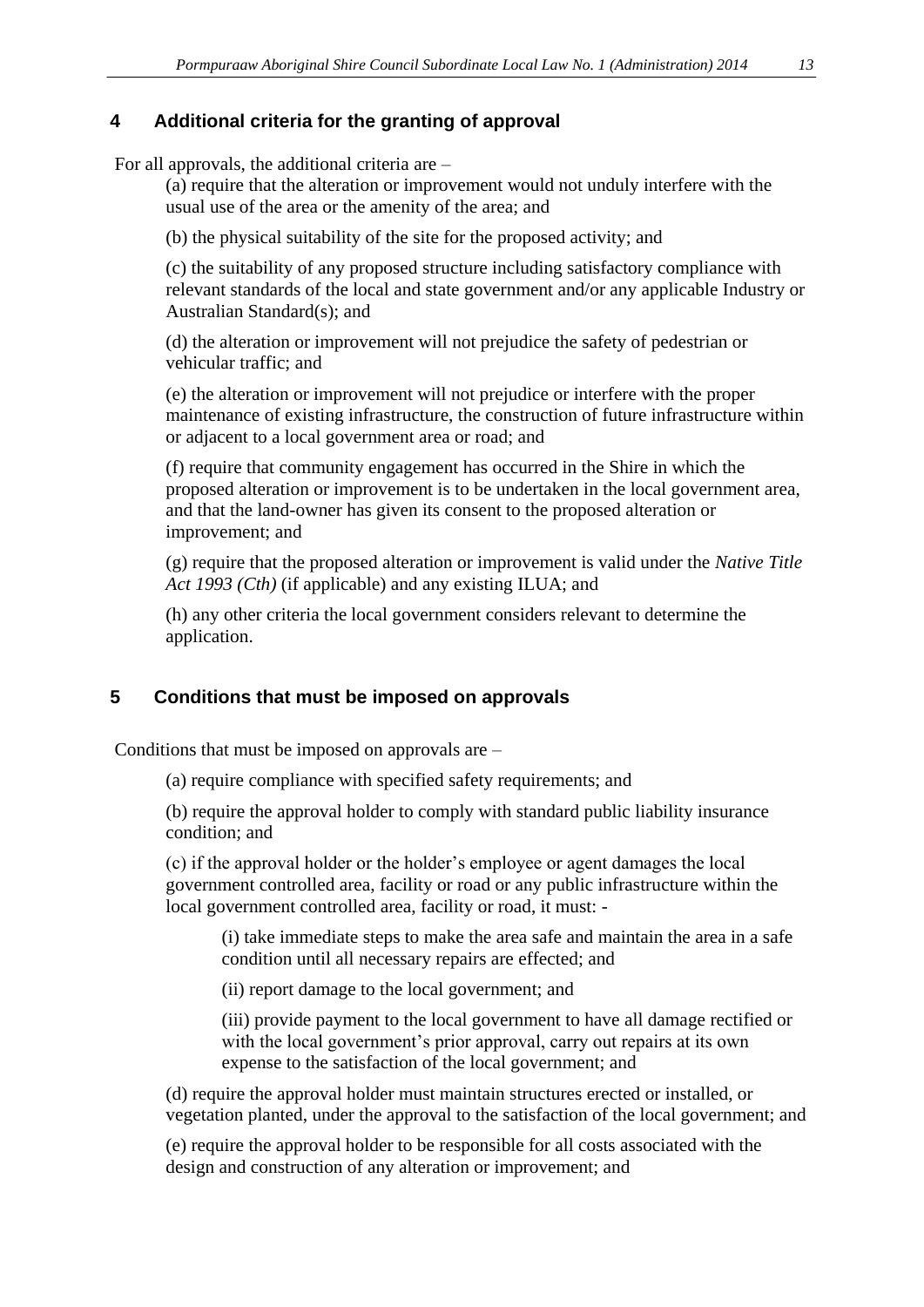## 4 Additional criteria for the granting of approval

For all approvals, the additional criteria are –

(a) require that the alteration or improvement would not unduly interfere with the usual use of the area or the amenity of the area; and

(b) the physical suitability of the site for the proposed activity; and

(c) the suitability of any proposed structure including satisfactory compliance with relevant standards of the local and state government and/or any applicable Industry or Australian Standard(s); and

(d) the alteration or improvement will not prejudice the safety of pedestrian or vehicular traffic; and

(e) the alteration or improvement will not prejudice or interfere with the proper maintenance of existing infrastructure, the construction of future infrastructure within or adjacent to a local government area or road; and

(f) require that community engagement has occurred in the Shire in which the proposed alteration or improvement is to be undertaken in the local government area, and that the land-owner has given its consent to the proposed alteration or improvement; and

(g) require that the proposed alteration or improvement is valid under the *Native Title Act 1993 (Cth)* (if applicable) and any existing ILUA; and

(h) any other criteria the local government considers relevant to determine the application.

## 5 Conditions that must be imposed on approvals

Conditions that must be imposed on approvals are –

(a) require compliance with specified safety requirements; and

(b) require the approval holder to comply with standard public liability insurance condition; and

(c) if the approval holder or the holder's employee or agent damages the local government controlled area, facility or road or any public infrastructure within the local government controlled area, facility or road, it must: -

(i) take immediate steps to make the area safe and maintain the area in a safe condition until all necessary repairs are effected; and

(ii) report damage to the local government; and

(iii) provide payment to the local government to have all damage rectified or with the local government's prior approval, carry out repairs at its own expense to the satisfaction of the local government; and

(d) require the approval holder must maintain structures erected or installed, or vegetation planted, under the approval to the satisfaction of the local government; and

(e) require the approval holder to be responsible for all costs associated with the design and construction of any alteration or improvement; and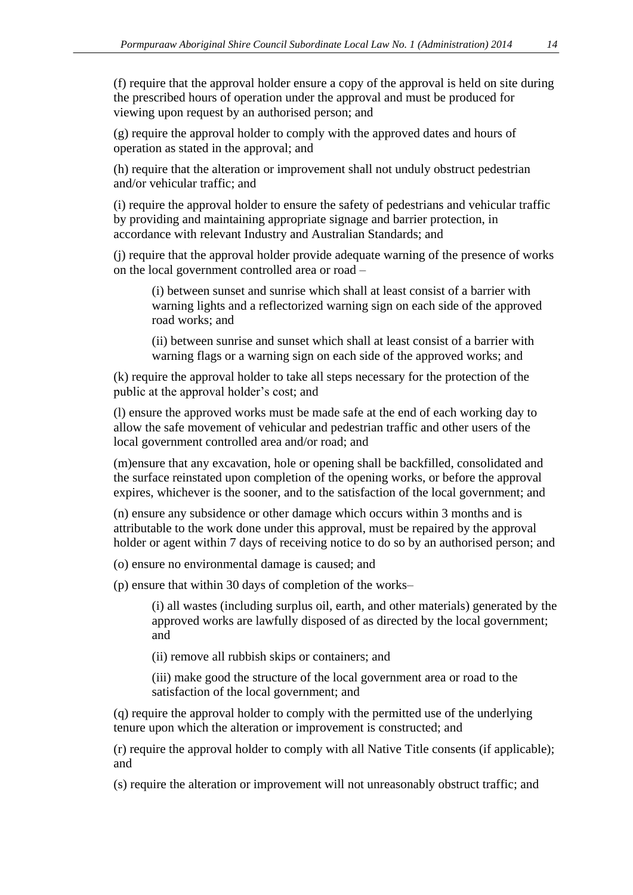(f) require that the approval holder ensure a copy of the approval is held on site during the prescribed hours of operation under the approval and must be produced for viewing upon request by an authorised person; and

(g) require the approval holder to comply with the approved dates and hours of operation as stated in the approval; and

(h) require that the alteration or improvement shall not unduly obstruct pedestrian and/or vehicular traffic; and

(i) require the approval holder to ensure the safety of pedestrians and vehicular traffic by providing and maintaining appropriate signage and barrier protection, in accordance with relevant Industry and Australian Standards; and

(j) require that the approval holder provide adequate warning of the presence of works on the local government controlled area or road –

> (i) between sunset and sunrise which shall at least consist of a barrier with warning lights and a reflectorized warning sign on each side of the approved road works; and
>
> (ii) between sunrise and sunset which shall at least consist of a barrier with warning flags or a warning sign on each side of the approved works; and

(k) require the approval holder to take all steps necessary for the protection of the public at the approval holder's cost; and

(l) ensure the approved works must be made safe at the end of each working day to allow the safe movement of vehicular and pedestrian traffic and other users of the local government controlled area and/or road; and

(m)ensure that any excavation, hole or opening shall be backfilled, consolidated and the surface reinstated upon completion of the opening works, or before the approval expires, whichever is the sooner, and to the satisfaction of the local government; and

(n) ensure any subsidence or other damage which occurs within 3 months and is attributable to the work done under this approval, must be repaired by the approval holder or agent within 7 days of receiving notice to do so by an authorised person; and

(o) ensure no environmental damage is caused; and

(p) ensure that within 30 days of completion of the works–

> (i) all wastes (including surplus oil, earth, and other materials) generated by the approved works are lawfully disposed of as directed by the local government; and
>
> (ii) remove all rubbish skips or containers; and
>
> (iii) make good the structure of the local government area or road to the satisfaction of the local government; and

(q) require the approval holder to comply with the permitted use of the underlying tenure upon which the alteration or improvement is constructed; and

(r) require the approval holder to comply with all Native Title consents (if applicable); and

(s) require the alteration or improvement will not unreasonably obstruct traffic; and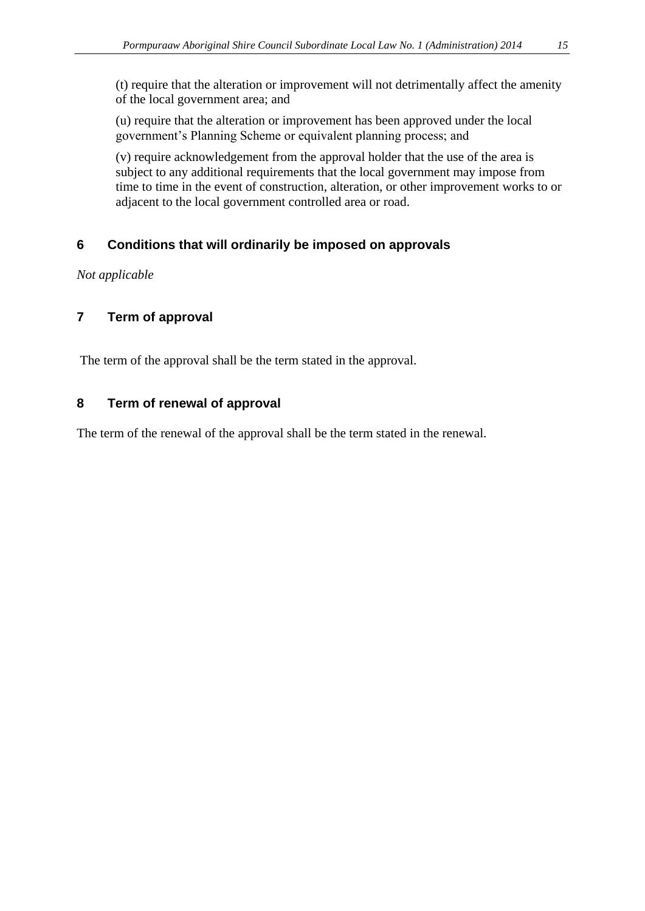(t) require that the alteration or improvement will not detrimentally affect the amenity of the local government area; and

(u) require that the alteration or improvement has been approved under the local government's Planning Scheme or equivalent planning process; and

(v) require acknowledgement from the approval holder that the use of the area is subject to any additional requirements that the local government may impose from time to time in the event of construction, alteration, or other improvement works to or adjacent to the local government controlled area or road.

## 6 Conditions that will ordinarily be imposed on approvals

*Not applicable*

## 7 Term of approval

The term of the approval shall be the term stated in the approval.

## 8 Term of renewal of approval

The term of the renewal of the approval shall be the term stated in the renewal.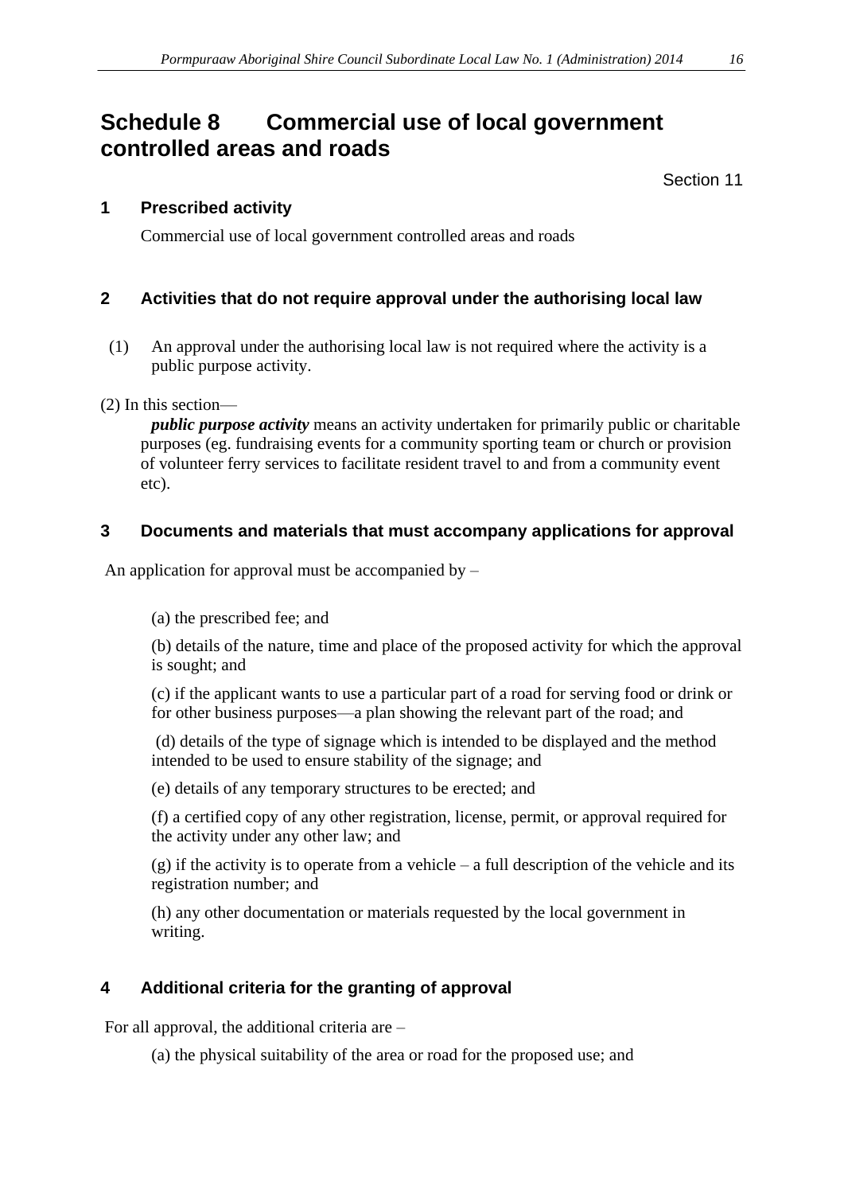# Schedule 8 Commercial use of local government controlled areas and roads

Section 11

## 1 Prescribed activity

Commercial use of local government controlled areas and roads

## 2 Activities that do not require approval under the authorising local law

(1) An approval under the authorising local law is not required where the activity is a public purpose activity.

(2) In this section—

***public purpose activity*** means an activity undertaken for primarily public or charitable purposes (eg. fundraising events for a community sporting team or church or provision of volunteer ferry services to facilitate resident travel to and from a community event etc).

## 3 Documents and materials that must accompany applications for approval

An application for approval must be accompanied by –

(a) the prescribed fee; and

(b) details of the nature, time and place of the proposed activity for which the approval is sought; and

(c) if the applicant wants to use a particular part of a road for serving food or drink or for other business purposes—a plan showing the relevant part of the road; and

(d) details of the type of signage which is intended to be displayed and the method intended to be used to ensure stability of the signage; and

(e) details of any temporary structures to be erected; and

(f) a certified copy of any other registration, license, permit, or approval required for the activity under any other law; and

(g) if the activity is to operate from a vehicle – a full description of the vehicle and its registration number; and

(h) any other documentation or materials requested by the local government in writing.

## 4 Additional criteria for the granting of approval

For all approval, the additional criteria are –

(a) the physical suitability of the area or road for the proposed use; and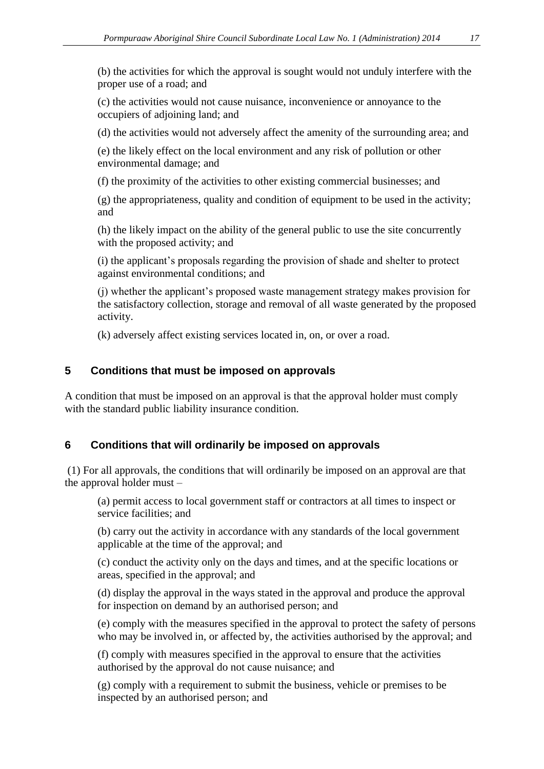(b) the activities for which the approval is sought would not unduly interfere with the proper use of a road; and

(c) the activities would not cause nuisance, inconvenience or annoyance to the occupiers of adjoining land; and

(d) the activities would not adversely affect the amenity of the surrounding area; and

(e) the likely effect on the local environment and any risk of pollution or other environmental damage; and

(f) the proximity of the activities to other existing commercial businesses; and

(g) the appropriateness, quality and condition of equipment to be used in the activity; and

(h) the likely impact on the ability of the general public to use the site concurrently with the proposed activity; and

(i) the applicant's proposals regarding the provision of shade and shelter to protect against environmental conditions; and

(j) whether the applicant's proposed waste management strategy makes provision for the satisfactory collection, storage and removal of all waste generated by the proposed activity.

(k) adversely affect existing services located in, on, or over a road.

## 5 Conditions that must be imposed on approvals

A condition that must be imposed on an approval is that the approval holder must comply with the standard public liability insurance condition.

## 6 Conditions that will ordinarily be imposed on approvals

(1) For all approvals, the conditions that will ordinarily be imposed on an approval are that the approval holder must –

(a) permit access to local government staff or contractors at all times to inspect or service facilities; and

(b) carry out the activity in accordance with any standards of the local government applicable at the time of the approval; and

(c) conduct the activity only on the days and times, and at the specific locations or areas, specified in the approval; and

(d) display the approval in the ways stated in the approval and produce the approval for inspection on demand by an authorised person; and

(e) comply with the measures specified in the approval to protect the safety of persons who may be involved in, or affected by, the activities authorised by the approval; and

(f) comply with measures specified in the approval to ensure that the activities authorised by the approval do not cause nuisance; and

(g) comply with a requirement to submit the business, vehicle or premises to be inspected by an authorised person; and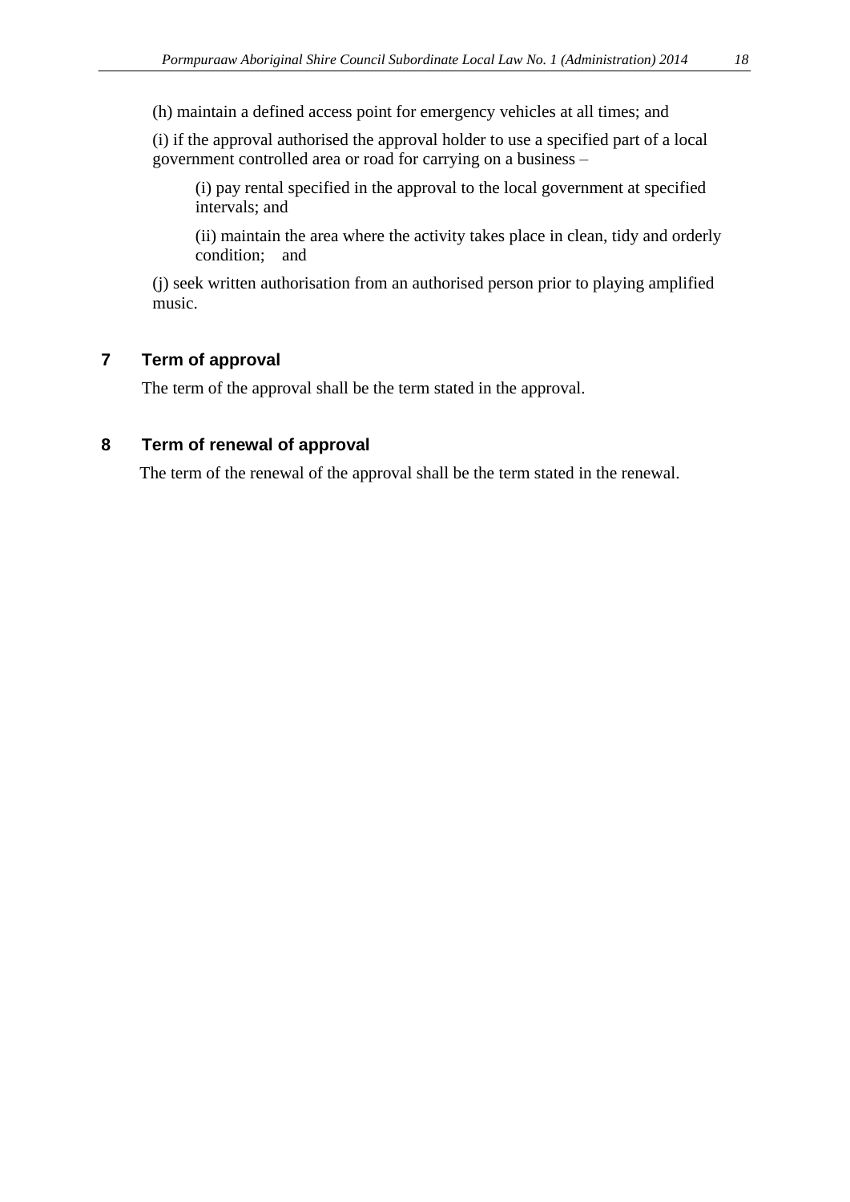(h) maintain a defined access point for emergency vehicles at all times; and

(i) if the approval authorised the approval holder to use a specified part of a local government controlled area or road for carrying on a business –

> (i) pay rental specified in the approval to the local government at specified intervals; and
>
> (ii) maintain the area where the activity takes place in clean, tidy and orderly condition; and

(j) seek written authorisation from an authorised person prior to playing amplified music.

## 7 Term of approval

The term of the approval shall be the term stated in the approval.

## 8 Term of renewal of approval

The term of the renewal of the approval shall be the term stated in the renewal.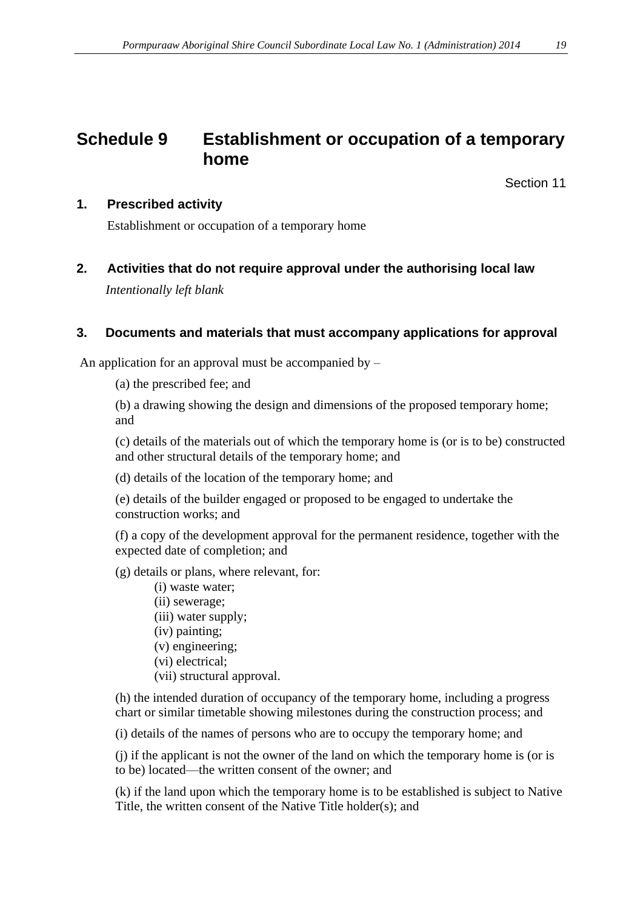# Schedule 9 Establishment or occupation of a temporary home

Section 11

## 1. Prescribed activity

Establishment or occupation of a temporary home

## 2. Activities that do not require approval under the authorising local law

*Intentionally left blank*

## 3. Documents and materials that must accompany applications for approval

An application for an approval must be accompanied by –

(a) the prescribed fee; and

(b) a drawing showing the design and dimensions of the proposed temporary home; and

(c) details of the materials out of which the temporary home is (or is to be) constructed and other structural details of the temporary home; and

(d) details of the location of the temporary home; and

(e) details of the builder engaged or proposed to be engaged to undertake the construction works; and

(f) a copy of the development approval for the permanent residence, together with the expected date of completion; and

(g) details or plans, where relevant, for:

- (i) waste water;
- (ii) sewerage;
- (iii) water supply;
- (iv) painting;
- (v) engineering;
- (vi) electrical;
- (vii) structural approval.

(h) the intended duration of occupancy of the temporary home, including a progress chart or similar timetable showing milestones during the construction process; and

(i) details of the names of persons who are to occupy the temporary home; and

(j) if the applicant is not the owner of the land on which the temporary home is (or is to be) located—the written consent of the owner; and

(k) if the land upon which the temporary home is to be established is subject to Native Title, the written consent of the Native Title holder(s); and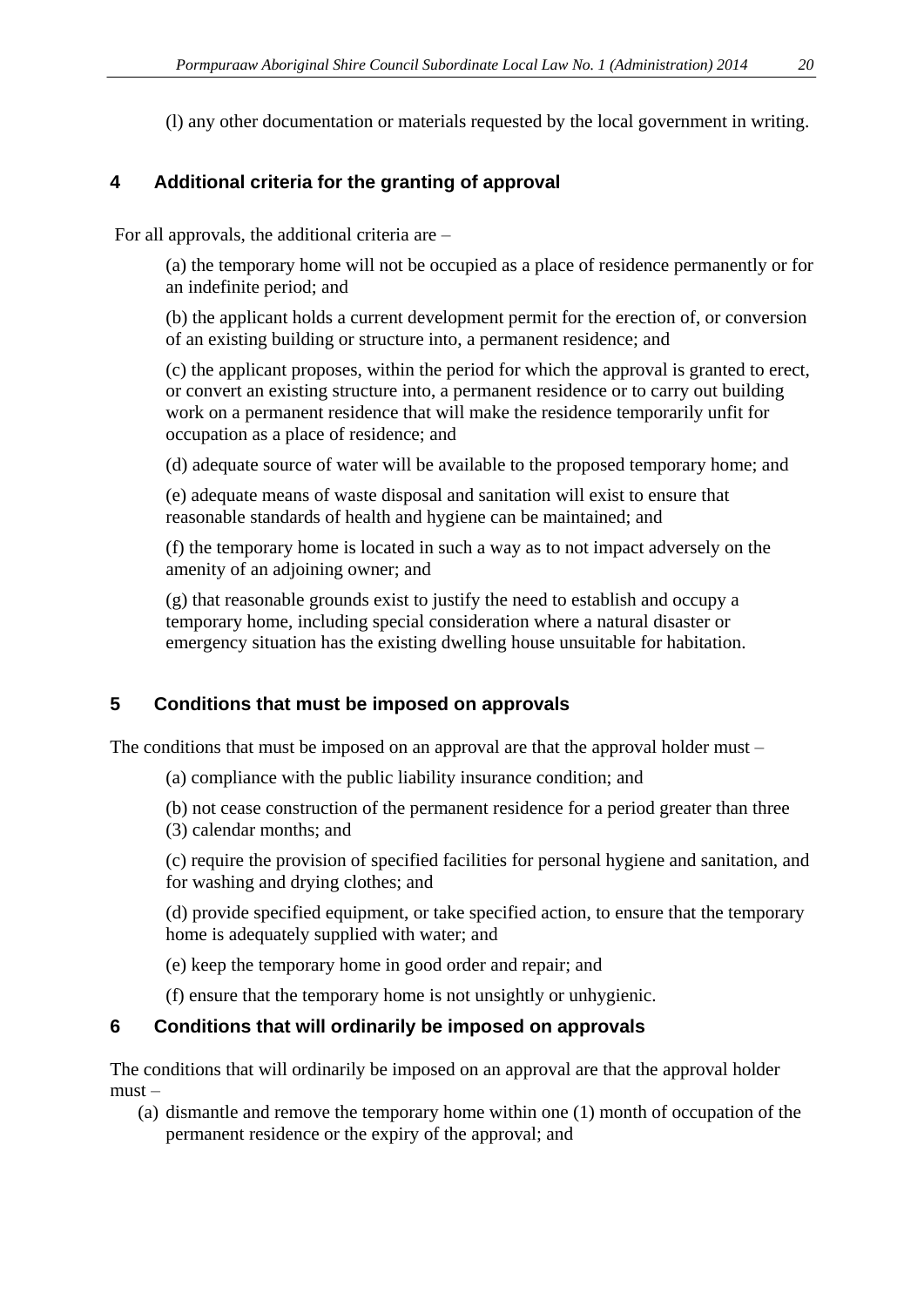(l) any other documentation or materials requested by the local government in writing.

## 4 Additional criteria for the granting of approval

For all approvals, the additional criteria are –

(a) the temporary home will not be occupied as a place of residence permanently or for an indefinite period; and

(b) the applicant holds a current development permit for the erection of, or conversion of an existing building or structure into, a permanent residence; and

(c) the applicant proposes, within the period for which the approval is granted to erect, or convert an existing structure into, a permanent residence or to carry out building work on a permanent residence that will make the residence temporarily unfit for occupation as a place of residence; and

(d) adequate source of water will be available to the proposed temporary home; and

(e) adequate means of waste disposal and sanitation will exist to ensure that reasonable standards of health and hygiene can be maintained; and

(f) the temporary home is located in such a way as to not impact adversely on the amenity of an adjoining owner; and

(g) that reasonable grounds exist to justify the need to establish and occupy a temporary home, including special consideration where a natural disaster or emergency situation has the existing dwelling house unsuitable for habitation.

## 5 Conditions that must be imposed on approvals

The conditions that must be imposed on an approval are that the approval holder must –

(a) compliance with the public liability insurance condition; and

(b) not cease construction of the permanent residence for a period greater than three (3) calendar months; and

(c) require the provision of specified facilities for personal hygiene and sanitation, and for washing and drying clothes; and

(d) provide specified equipment, or take specified action, to ensure that the temporary home is adequately supplied with water; and

(e) keep the temporary home in good order and repair; and

(f) ensure that the temporary home is not unsightly or unhygienic.

## 6 Conditions that will ordinarily be imposed on approvals

The conditions that will ordinarily be imposed on an approval are that the approval holder must –

(a) dismantle and remove the temporary home within one (1) month of occupation of the permanent residence or the expiry of the approval; and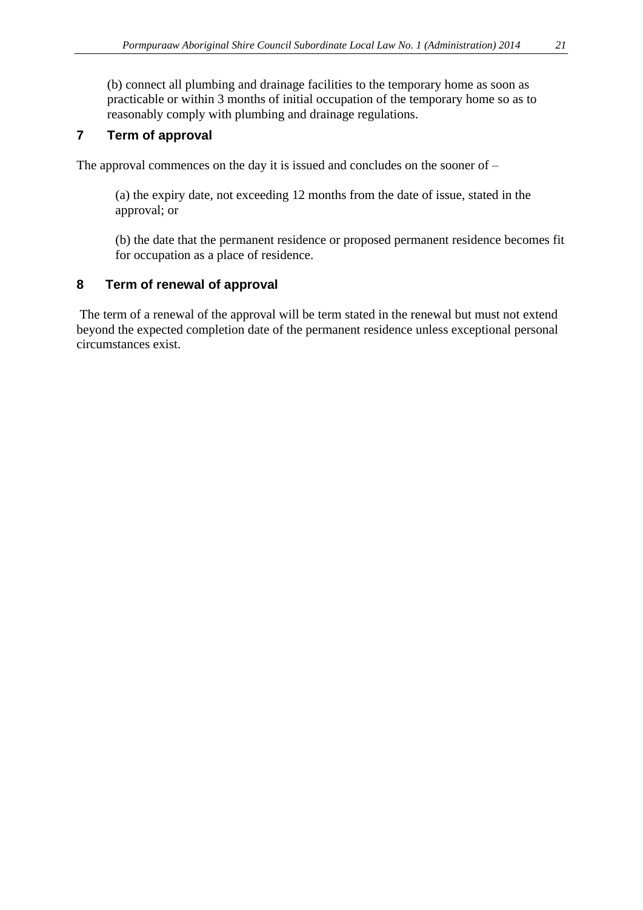(b) connect all plumbing and drainage facilities to the temporary home as soon as practicable or within 3 months of initial occupation of the temporary home so as to reasonably comply with plumbing and drainage regulations.

## 7 Term of approval

The approval commences on the day it is issued and concludes on the sooner of –

(a) the expiry date, not exceeding 12 months from the date of issue, stated in the approval; or

(b) the date that the permanent residence or proposed permanent residence becomes fit for occupation as a place of residence.

## 8 Term of renewal of approval

The term of a renewal of the approval will be term stated in the renewal but must not extend beyond the expected completion date of the permanent residence unless exceptional personal circumstances exist.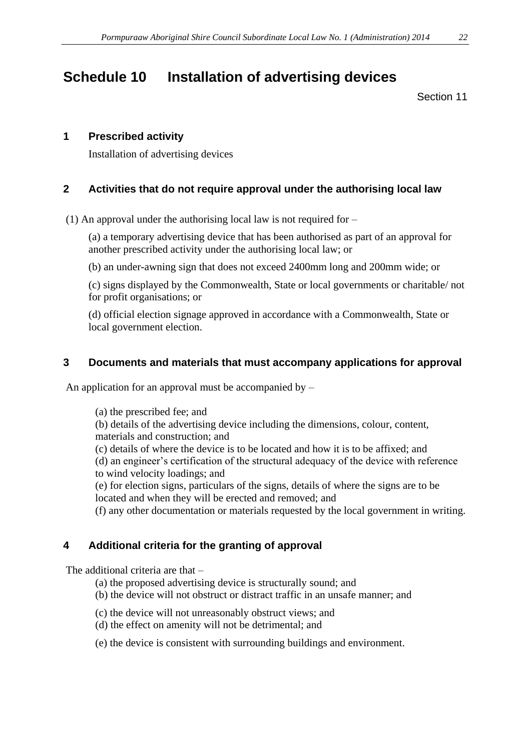# Schedule 10 Installation of advertising devices

Section 11

## 1 Prescribed activity

Installation of advertising devices

## 2 Activities that do not require approval under the authorising local law

(1) An approval under the authorising local law is not required for –

(a) a temporary advertising device that has been authorised as part of an approval for another prescribed activity under the authorising local law; or

(b) an under-awning sign that does not exceed 2400mm long and 200mm wide; or

(c) signs displayed by the Commonwealth, State or local governments or charitable/ not for profit organisations; or

(d) official election signage approved in accordance with a Commonwealth, State or local government election.

## 3 Documents and materials that must accompany applications for approval

An application for an approval must be accompanied by –

(a) the prescribed fee; and

(b) details of the advertising device including the dimensions, colour, content, materials and construction; and

(c) details of where the device is to be located and how it is to be affixed; and

(d) an engineer's certification of the structural adequacy of the device with reference to wind velocity loadings; and

(e) for election signs, particulars of the signs, details of where the signs are to be located and when they will be erected and removed; and

(f) any other documentation or materials requested by the local government in writing.

## 4 Additional criteria for the granting of approval

The additional criteria are that –

(a) the proposed advertising device is structurally sound; and

(b) the device will not obstruct or distract traffic in an unsafe manner; and

(c) the device will not unreasonably obstruct views; and

(d) the effect on amenity will not be detrimental; and

(e) the device is consistent with surrounding buildings and environment.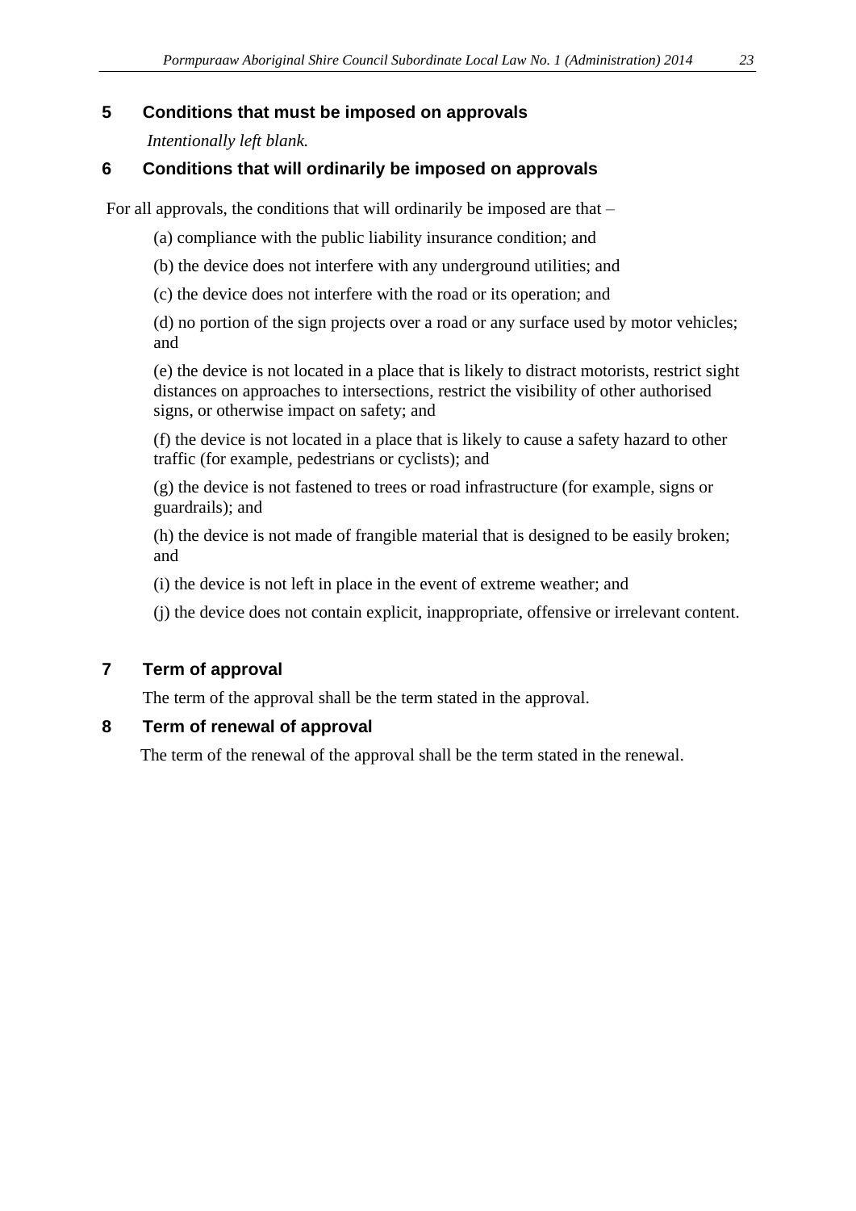## 5 Conditions that must be imposed on approvals

*Intentionally left blank.*

## 6 Conditions that will ordinarily be imposed on approvals

For all approvals, the conditions that will ordinarily be imposed are that –

(a) compliance with the public liability insurance condition; and

(b) the device does not interfere with any underground utilities; and

(c) the device does not interfere with the road or its operation; and

(d) no portion of the sign projects over a road or any surface used by motor vehicles; and

(e) the device is not located in a place that is likely to distract motorists, restrict sight distances on approaches to intersections, restrict the visibility of other authorised signs, or otherwise impact on safety; and

(f) the device is not located in a place that is likely to cause a safety hazard to other traffic (for example, pedestrians or cyclists); and

(g) the device is not fastened to trees or road infrastructure (for example, signs or guardrails); and

(h) the device is not made of frangible material that is designed to be easily broken; and

(i) the device is not left in place in the event of extreme weather; and

(j) the device does not contain explicit, inappropriate, offensive or irrelevant content.

## 7 Term of approval

The term of the approval shall be the term stated in the approval.

## 8 Term of renewal of approval

The term of the renewal of the approval shall be the term stated in the renewal.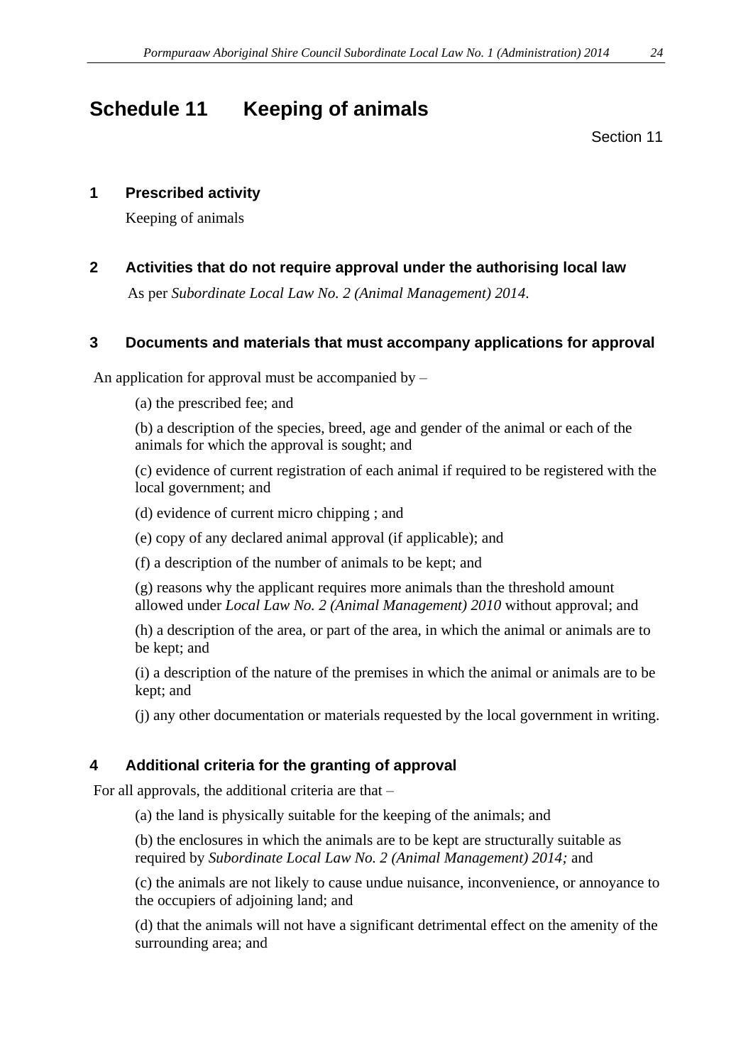# Schedule 11 Keeping of animals

Section 11

## 1 Prescribed activity

Keeping of animals

## 2 Activities that do not require approval under the authorising local law

As per *Subordinate Local Law No. 2 (Animal Management) 2014*.

## 3 Documents and materials that must accompany applications for approval

An application for approval must be accompanied by –

(a) the prescribed fee; and

(b) a description of the species, breed, age and gender of the animal or each of the animals for which the approval is sought; and

(c) evidence of current registration of each animal if required to be registered with the local government; and

(d) evidence of current micro chipping ; and

(e) copy of any declared animal approval (if applicable); and

(f) a description of the number of animals to be kept; and

(g) reasons why the applicant requires more animals than the threshold amount allowed under *Local Law No. 2 (Animal Management) 2010* without approval; and

(h) a description of the area, or part of the area, in which the animal or animals are to be kept; and

(i) a description of the nature of the premises in which the animal or animals are to be kept; and

(j) any other documentation or materials requested by the local government in writing.

## 4 Additional criteria for the granting of approval

For all approvals, the additional criteria are that –

(a) the land is physically suitable for the keeping of the animals; and

(b) the enclosures in which the animals are to be kept are structurally suitable as required by *Subordinate Local Law No. 2 (Animal Management) 2014;* and

(c) the animals are not likely to cause undue nuisance, inconvenience, or annoyance to the occupiers of adjoining land; and

(d) that the animals will not have a significant detrimental effect on the amenity of the surrounding area; and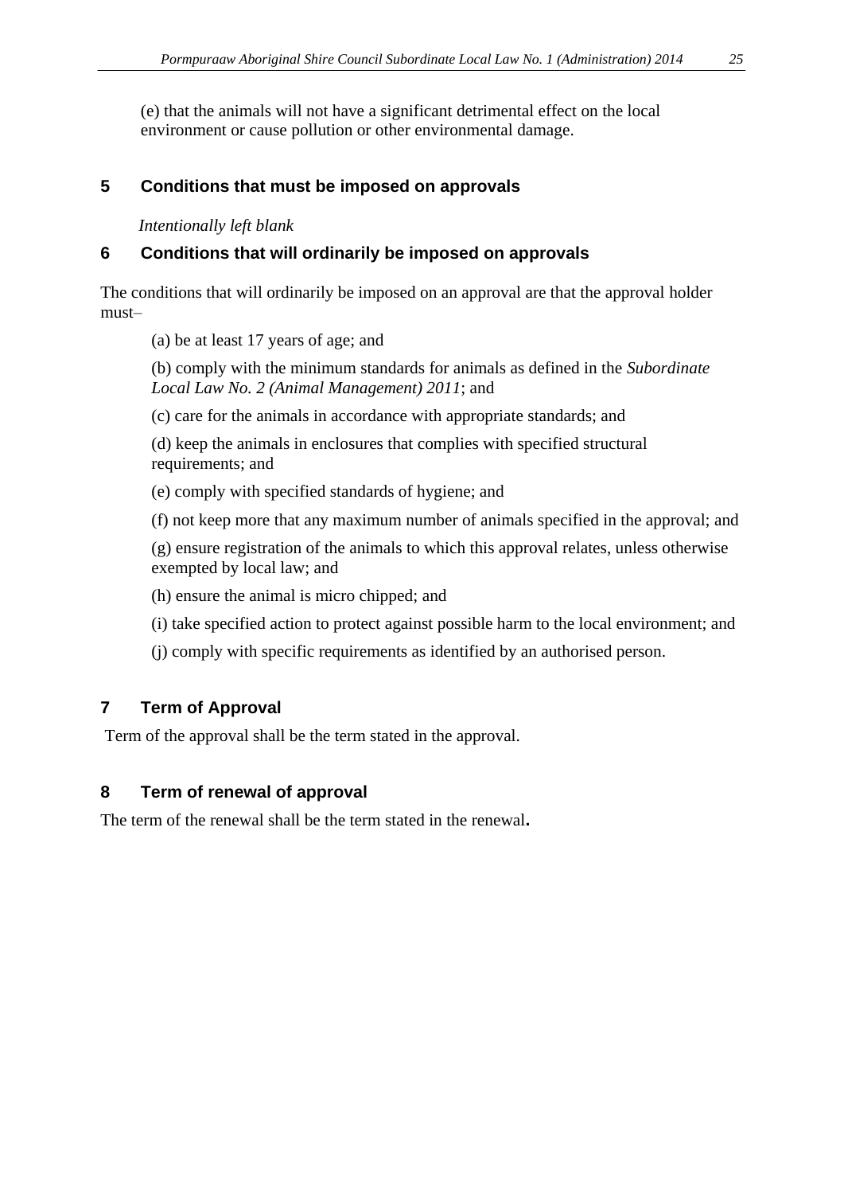(e) that the animals will not have a significant detrimental effect on the local environment or cause pollution or other environmental damage.

## 5 Conditions that must be imposed on approvals

*Intentionally left blank*

## 6 Conditions that will ordinarily be imposed on approvals

The conditions that will ordinarily be imposed on an approval are that the approval holder must–

(a) be at least 17 years of age; and

(b) comply with the minimum standards for animals as defined in the *Subordinate Local Law No. 2 (Animal Management) 2011*; and

(c) care for the animals in accordance with appropriate standards; and

(d) keep the animals in enclosures that complies with specified structural requirements; and

(e) comply with specified standards of hygiene; and

(f) not keep more that any maximum number of animals specified in the approval; and

(g) ensure registration of the animals to which this approval relates, unless otherwise exempted by local law; and

(h) ensure the animal is micro chipped; and

(i) take specified action to protect against possible harm to the local environment; and

(j) comply with specific requirements as identified by an authorised person.

## 7 Term of Approval

Term of the approval shall be the term stated in the approval.

## 8 Term of renewal of approval

The term of the renewal shall be the term stated in the renewal**.**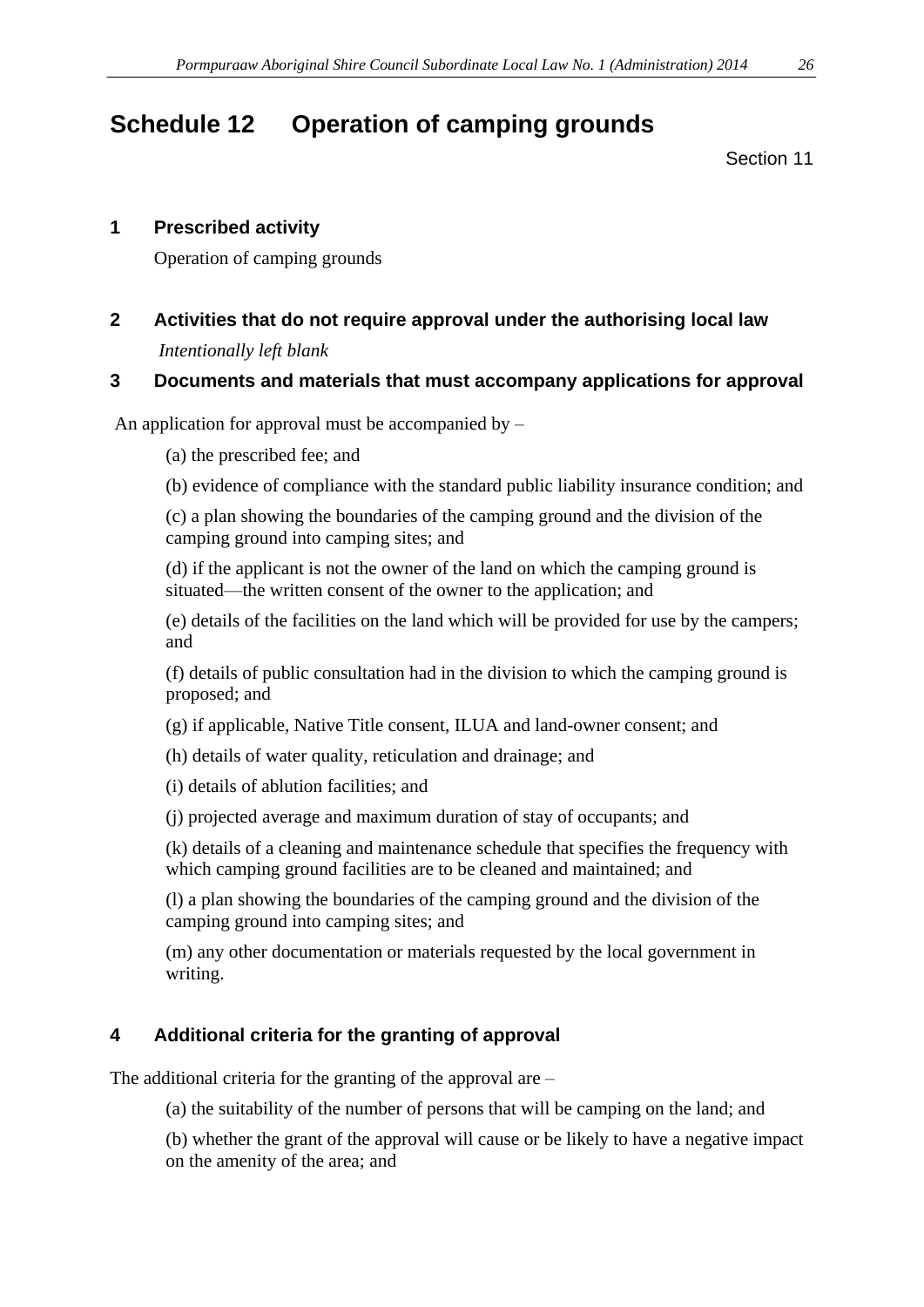# Schedule 12 Operation of camping grounds

Section 11

## 1 Prescribed activity

Operation of camping grounds

## 2 Activities that do not require approval under the authorising local law

*Intentionally left blank*

## 3 Documents and materials that must accompany applications for approval

An application for approval must be accompanied by –

(a) the prescribed fee; and

(b) evidence of compliance with the standard public liability insurance condition; and

(c) a plan showing the boundaries of the camping ground and the division of the camping ground into camping sites; and

(d) if the applicant is not the owner of the land on which the camping ground is situated—the written consent of the owner to the application; and

(e) details of the facilities on the land which will be provided for use by the campers; and

(f) details of public consultation had in the division to which the camping ground is proposed; and

(g) if applicable, Native Title consent, ILUA and land-owner consent; and

(h) details of water quality, reticulation and drainage; and

(i) details of ablution facilities; and

(j) projected average and maximum duration of stay of occupants; and

(k) details of a cleaning and maintenance schedule that specifies the frequency with which camping ground facilities are to be cleaned and maintained; and

(l) a plan showing the boundaries of the camping ground and the division of the camping ground into camping sites; and

(m) any other documentation or materials requested by the local government in writing.

## 4 Additional criteria for the granting of approval

The additional criteria for the granting of the approval are –

(a) the suitability of the number of persons that will be camping on the land; and

(b) whether the grant of the approval will cause or be likely to have a negative impact on the amenity of the area; and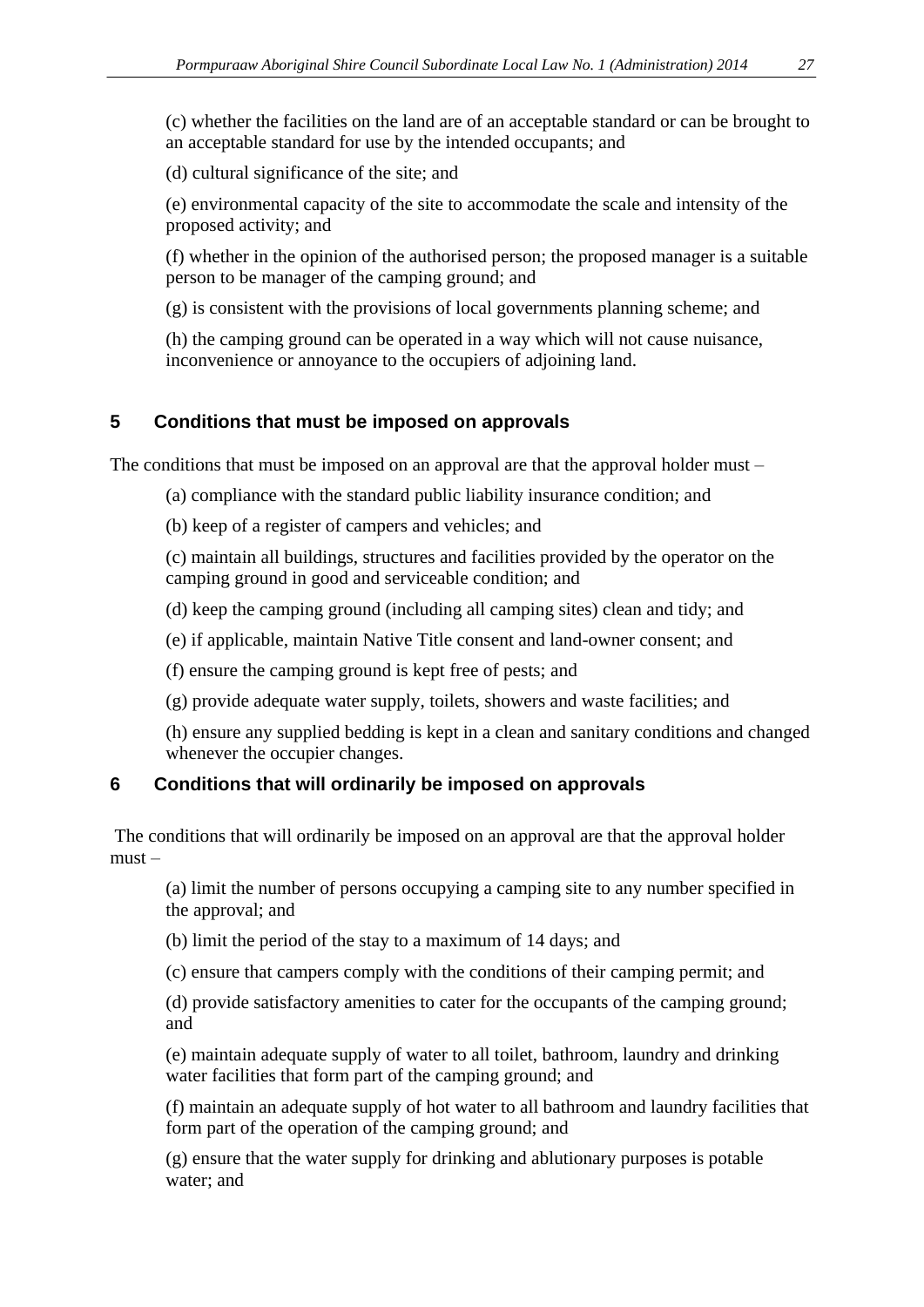(c) whether the facilities on the land are of an acceptable standard or can be brought to an acceptable standard for use by the intended occupants; and

(d) cultural significance of the site; and

(e) environmental capacity of the site to accommodate the scale and intensity of the proposed activity; and

(f) whether in the opinion of the authorised person; the proposed manager is a suitable person to be manager of the camping ground; and

(g) is consistent with the provisions of local governments planning scheme; and

(h) the camping ground can be operated in a way which will not cause nuisance, inconvenience or annoyance to the occupiers of adjoining land.

## 5 Conditions that must be imposed on approvals

The conditions that must be imposed on an approval are that the approval holder must –

(a) compliance with the standard public liability insurance condition; and

(b) keep of a register of campers and vehicles; and

(c) maintain all buildings, structures and facilities provided by the operator on the camping ground in good and serviceable condition; and

(d) keep the camping ground (including all camping sites) clean and tidy; and

(e) if applicable, maintain Native Title consent and land-owner consent; and

(f) ensure the camping ground is kept free of pests; and

(g) provide adequate water supply, toilets, showers and waste facilities; and

(h) ensure any supplied bedding is kept in a clean and sanitary conditions and changed whenever the occupier changes.

## 6 Conditions that will ordinarily be imposed on approvals

The conditions that will ordinarily be imposed on an approval are that the approval holder must –

(a) limit the number of persons occupying a camping site to any number specified in the approval; and

(b) limit the period of the stay to a maximum of 14 days; and

(c) ensure that campers comply with the conditions of their camping permit; and

(d) provide satisfactory amenities to cater for the occupants of the camping ground; and

(e) maintain adequate supply of water to all toilet, bathroom, laundry and drinking water facilities that form part of the camping ground; and

(f) maintain an adequate supply of hot water to all bathroom and laundry facilities that form part of the operation of the camping ground; and

(g) ensure that the water supply for drinking and ablutionary purposes is potable water; and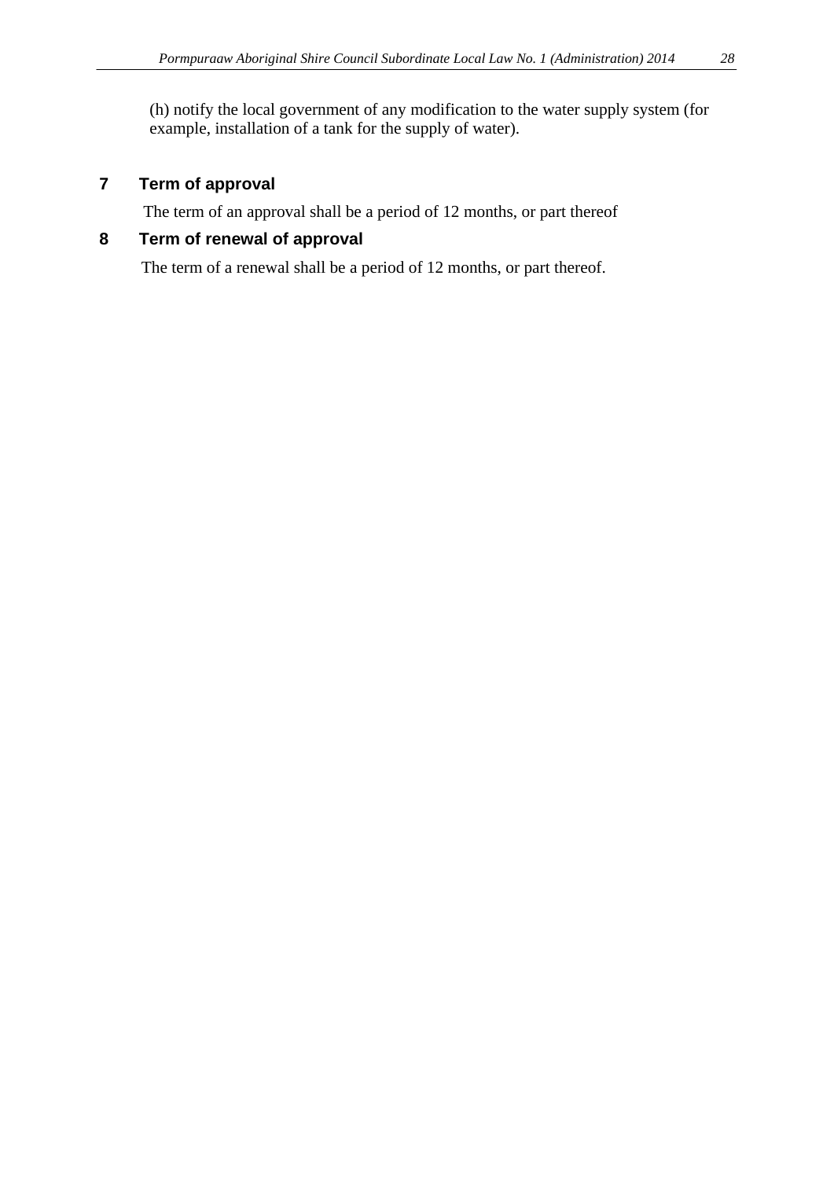(h) notify the local government of any modification to the water supply system (for example, installation of a tank for the supply of water).

## 7 Term of approval

The term of an approval shall be a period of 12 months, or part thereof

## 8 Term of renewal of approval

The term of a renewal shall be a period of 12 months, or part thereof.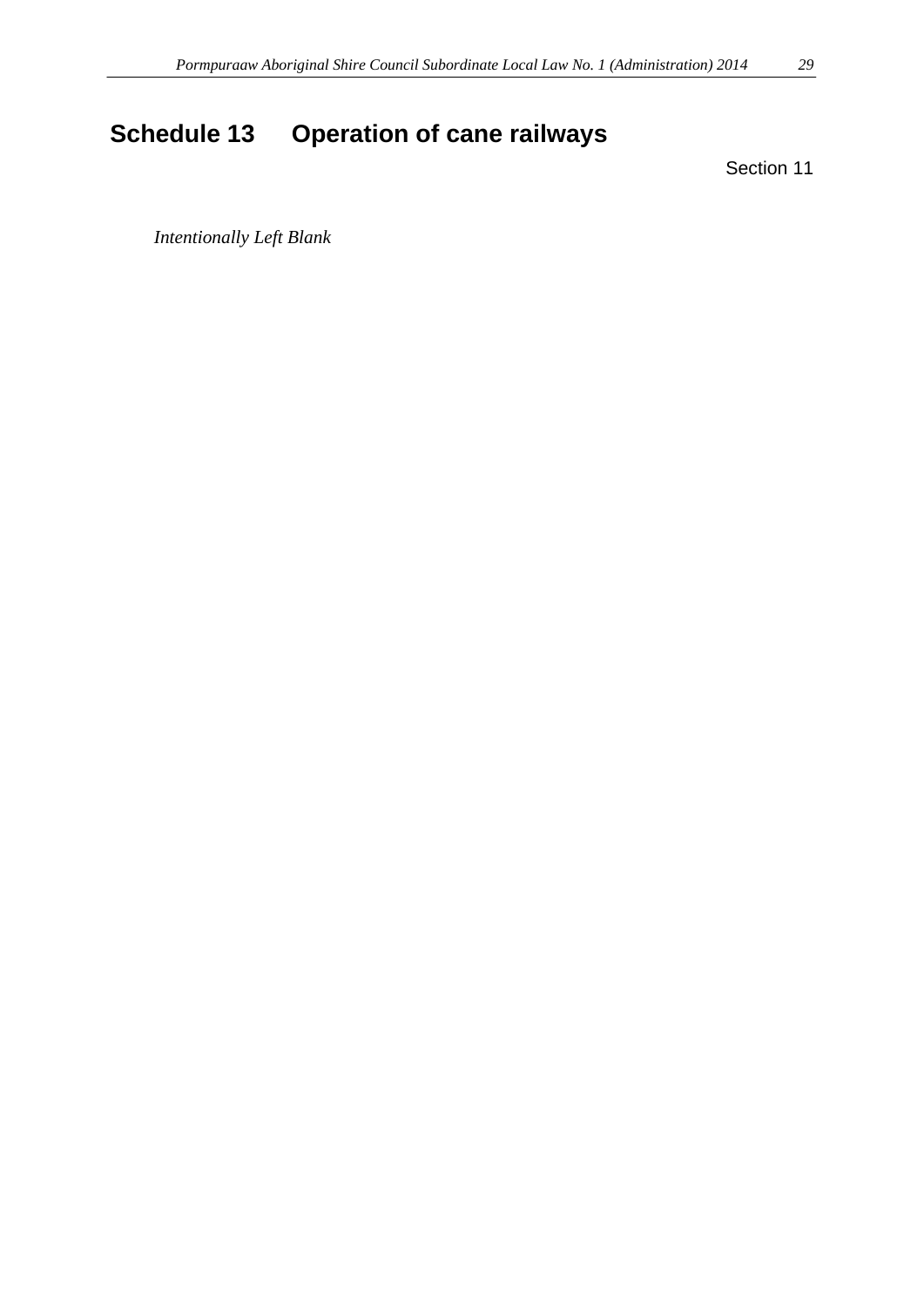# Schedule 13 Operation of cane railways

Section 11

*Intentionally Left Blank*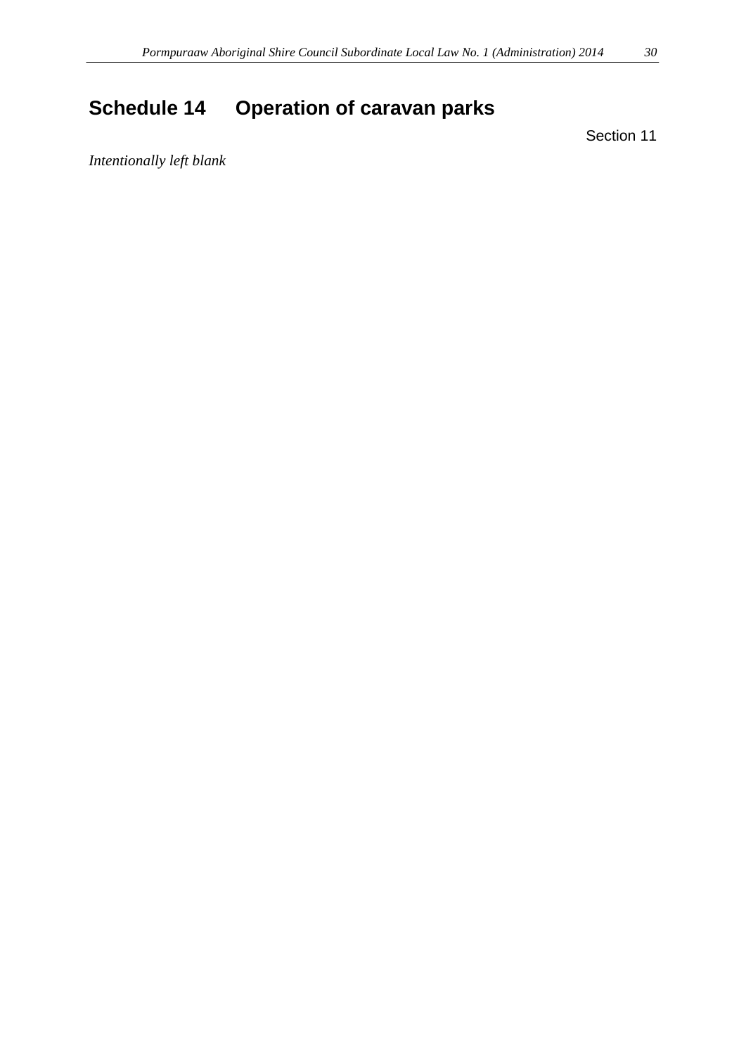# Schedule 14 Operation of caravan parks

Section 11

*Intentionally left blank*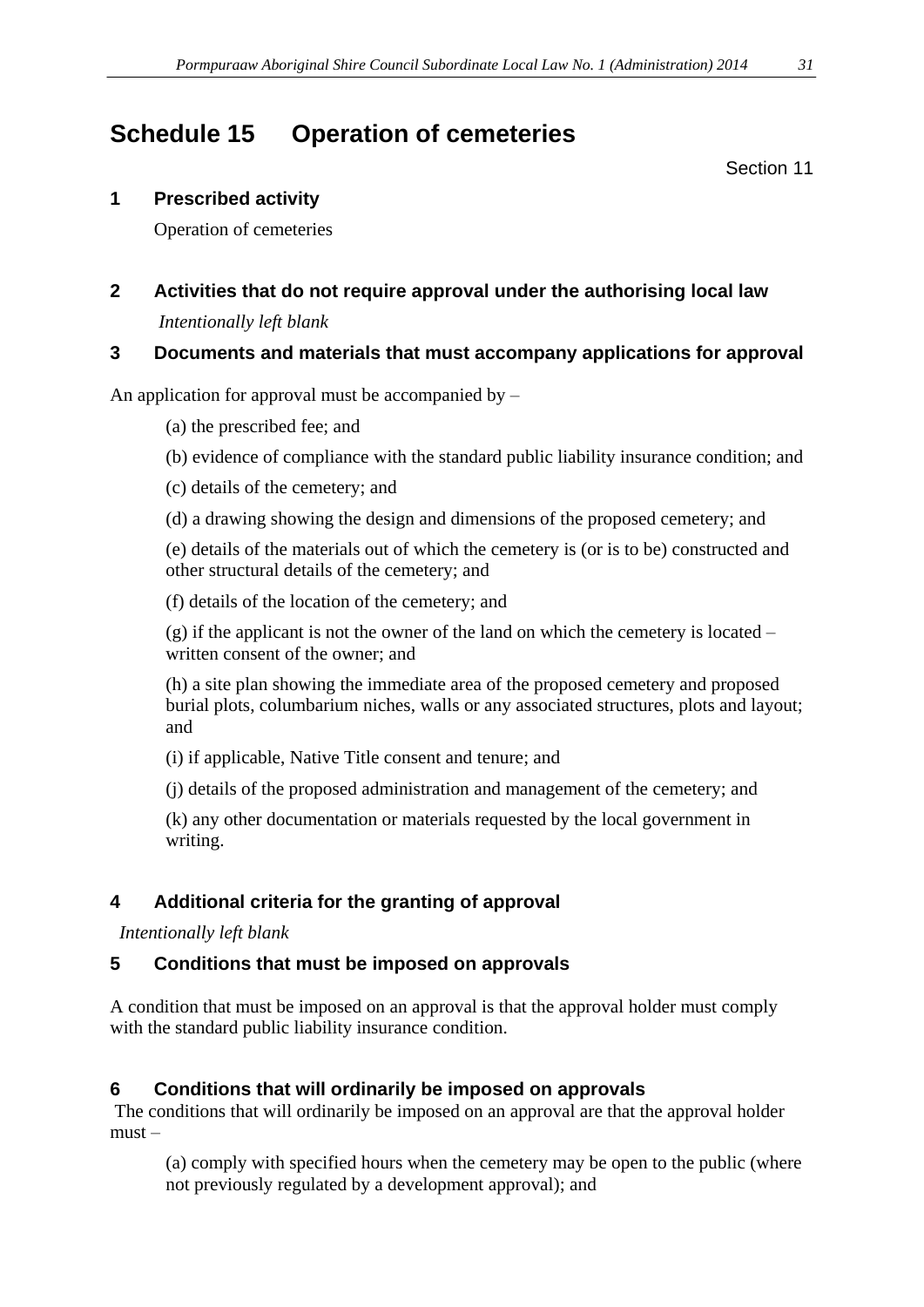# Schedule 15 Operation of cemeteries

Section 11

## 1 Prescribed activity

Operation of cemeteries

## 2 Activities that do not require approval under the authorising local law

*Intentionally left blank*

## 3 Documents and materials that must accompany applications for approval

An application for approval must be accompanied by –

(a) the prescribed fee; and

(b) evidence of compliance with the standard public liability insurance condition; and

(c) details of the cemetery; and

(d) a drawing showing the design and dimensions of the proposed cemetery; and

(e) details of the materials out of which the cemetery is (or is to be) constructed and other structural details of the cemetery; and

(f) details of the location of the cemetery; and

(g) if the applicant is not the owner of the land on which the cemetery is located – written consent of the owner; and

(h) a site plan showing the immediate area of the proposed cemetery and proposed burial plots, columbarium niches, walls or any associated structures, plots and layout; and

(i) if applicable, Native Title consent and tenure; and

(j) details of the proposed administration and management of the cemetery; and

(k) any other documentation or materials requested by the local government in writing.

## 4 Additional criteria for the granting of approval

*Intentionally left blank*

## 5 Conditions that must be imposed on approvals

A condition that must be imposed on an approval is that the approval holder must comply with the standard public liability insurance condition.

## 6 Conditions that will ordinarily be imposed on approvals

The conditions that will ordinarily be imposed on an approval are that the approval holder must –

(a) comply with specified hours when the cemetery may be open to the public (where not previously regulated by a development approval); and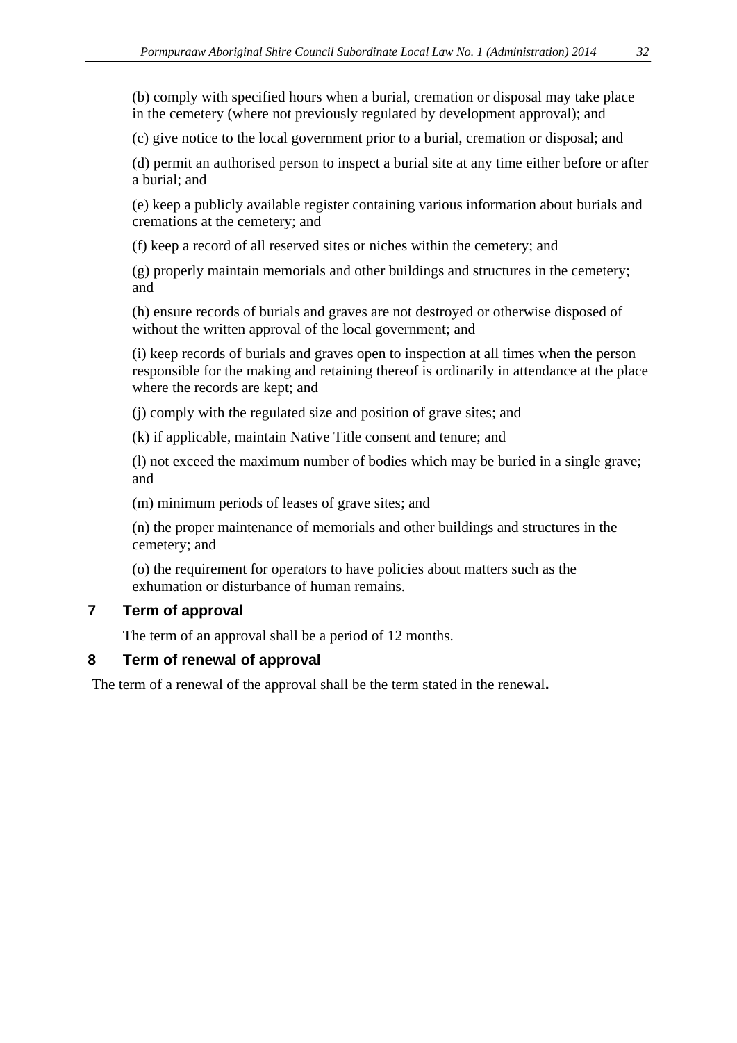(b) comply with specified hours when a burial, cremation or disposal may take place in the cemetery (where not previously regulated by development approval); and

(c) give notice to the local government prior to a burial, cremation or disposal; and

(d) permit an authorised person to inspect a burial site at any time either before or after a burial; and

(e) keep a publicly available register containing various information about burials and cremations at the cemetery; and

(f) keep a record of all reserved sites or niches within the cemetery; and

(g) properly maintain memorials and other buildings and structures in the cemetery; and

(h) ensure records of burials and graves are not destroyed or otherwise disposed of without the written approval of the local government; and

(i) keep records of burials and graves open to inspection at all times when the person responsible for the making and retaining thereof is ordinarily in attendance at the place where the records are kept; and

(j) comply with the regulated size and position of grave sites; and

(k) if applicable, maintain Native Title consent and tenure; and

(l) not exceed the maximum number of bodies which may be buried in a single grave; and

(m) minimum periods of leases of grave sites; and

(n) the proper maintenance of memorials and other buildings and structures in the cemetery; and

(o) the requirement for operators to have policies about matters such as the exhumation or disturbance of human remains.

## 7 Term of approval

The term of an approval shall be a period of 12 months.

## 8 Term of renewal of approval

The term of a renewal of the approval shall be the term stated in the renewal.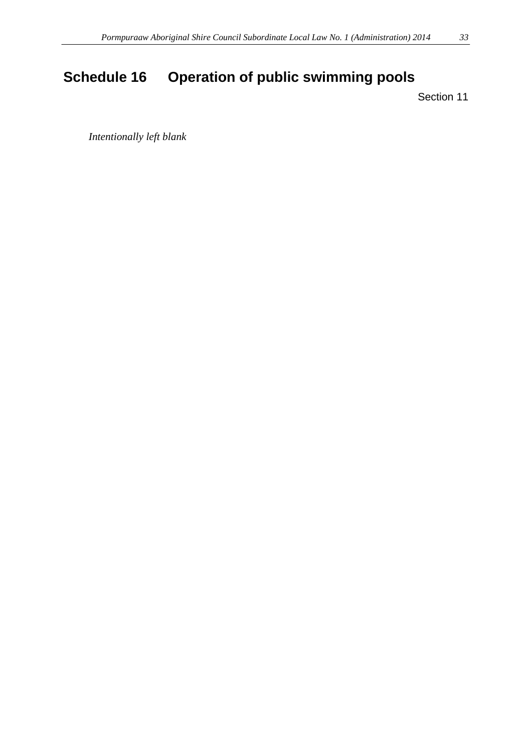# Schedule 16 Operation of public swimming pools

Section 11

*Intentionally left blank*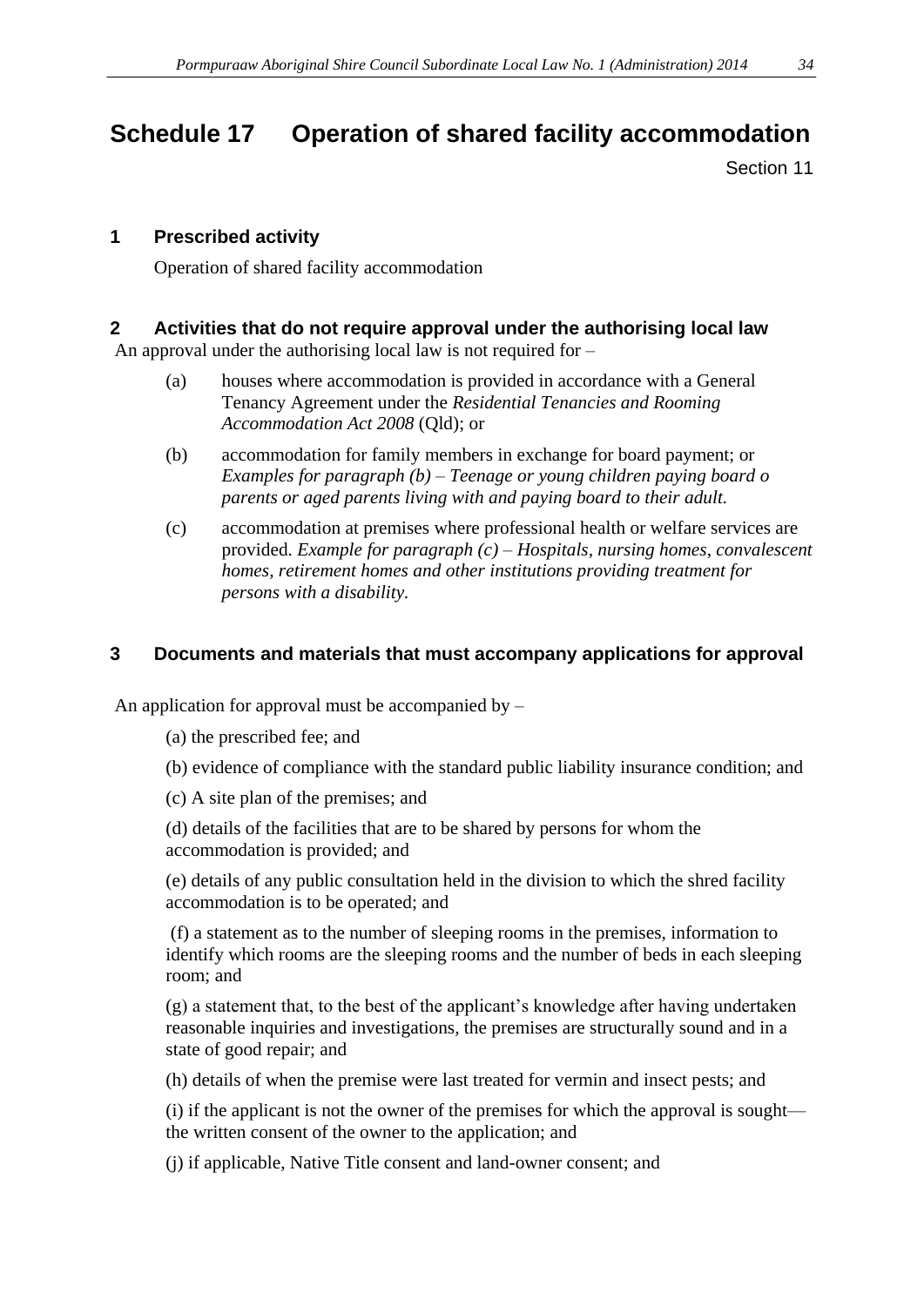# Schedule 17 Operation of shared facility accommodation

Section 11

## 1 Prescribed activity

Operation of shared facility accommodation

## 2 Activities that do not require approval under the authorising local law

An approval under the authorising local law is not required for –

(a) houses where accommodation is provided in accordance with a General Tenancy Agreement under the *Residential Tenancies and Rooming Accommodation Act 2008* (Qld); or

(b) accommodation for family members in exchange for board payment; or *Examples for paragraph (b) – Teenage or young children paying board o parents or aged parents living with and paying board to their adult.*

(c) accommodation at premises where professional health or welfare services are provided. *Example for paragraph (c) – Hospitals, nursing homes, convalescent homes, retirement homes and other institutions providing treatment for persons with a disability.*

## 3 Documents and materials that must accompany applications for approval

An application for approval must be accompanied by –

(a) the prescribed fee; and

(b) evidence of compliance with the standard public liability insurance condition; and

(c) A site plan of the premises; and

(d) details of the facilities that are to be shared by persons for whom the accommodation is provided; and

(e) details of any public consultation held in the division to which the shred facility accommodation is to be operated; and

(f) a statement as to the number of sleeping rooms in the premises, information to identify which rooms are the sleeping rooms and the number of beds in each sleeping room; and

(g) a statement that, to the best of the applicant's knowledge after having undertaken reasonable inquiries and investigations, the premises are structurally sound and in a state of good repair; and

(h) details of when the premise were last treated for vermin and insect pests; and

(i) if the applicant is not the owner of the premises for which the approval is sought—the written consent of the owner to the application; and

(j) if applicable, Native Title consent and land-owner consent; and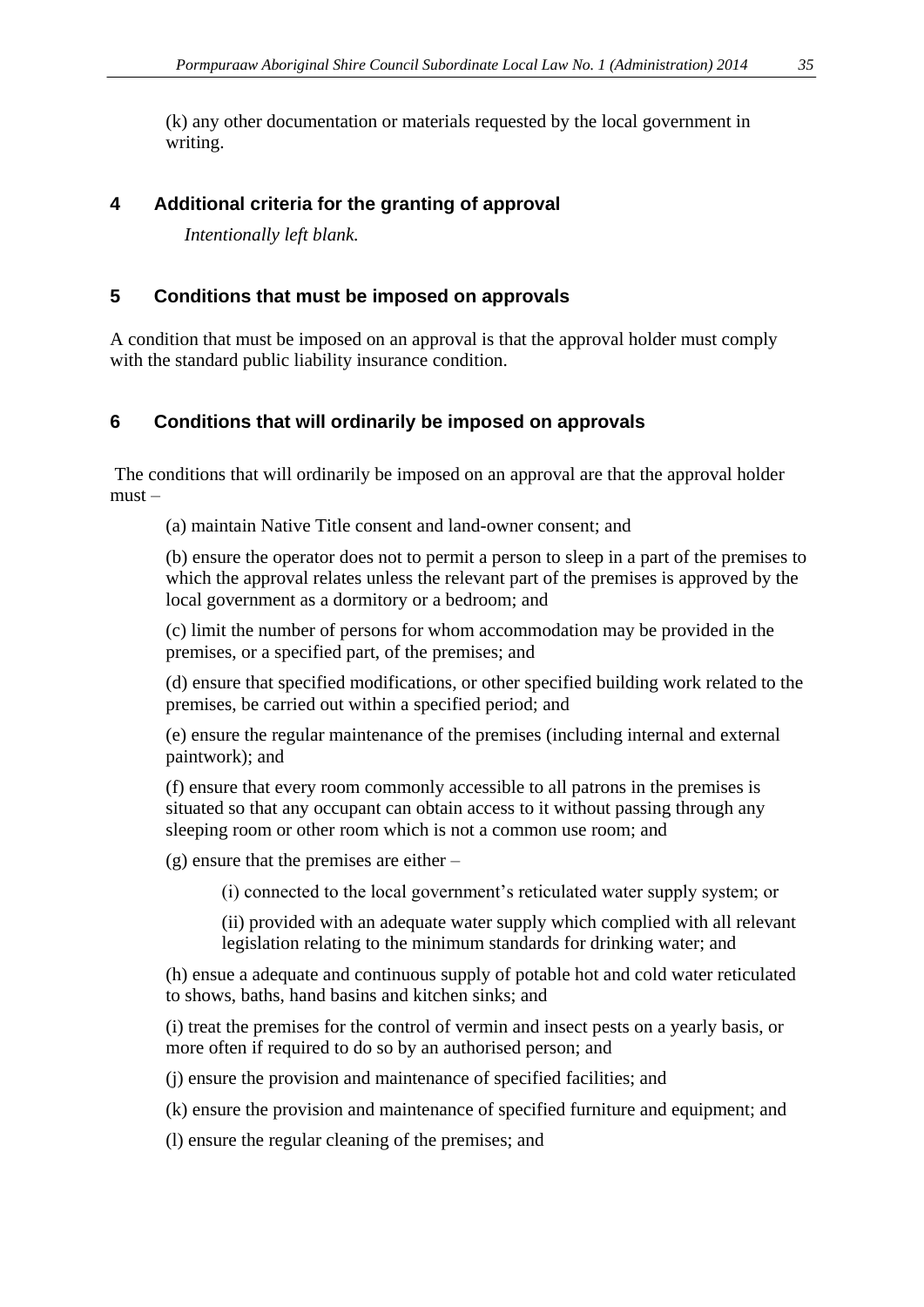(k) any other documentation or materials requested by the local government in writing.

## 4 Additional criteria for the granting of approval

*Intentionally left blank.*

## 5 Conditions that must be imposed on approvals

A condition that must be imposed on an approval is that the approval holder must comply with the standard public liability insurance condition.

## 6 Conditions that will ordinarily be imposed on approvals

The conditions that will ordinarily be imposed on an approval are that the approval holder must –

(a) maintain Native Title consent and land-owner consent; and

(b) ensure the operator does not to permit a person to sleep in a part of the premises to which the approval relates unless the relevant part of the premises is approved by the local government as a dormitory or a bedroom; and

(c) limit the number of persons for whom accommodation may be provided in the premises, or a specified part, of the premises; and

(d) ensure that specified modifications, or other specified building work related to the premises, be carried out within a specified period; and

(e) ensure the regular maintenance of the premises (including internal and external paintwork); and

(f) ensure that every room commonly accessible to all patrons in the premises is situated so that any occupant can obtain access to it without passing through any sleeping room or other room which is not a common use room; and

(g) ensure that the premises are either –

(i) connected to the local government's reticulated water supply system; or

(ii) provided with an adequate water supply which complied with all relevant legislation relating to the minimum standards for drinking water; and

(h) ensue a adequate and continuous supply of potable hot and cold water reticulated to shows, baths, hand basins and kitchen sinks; and

(i) treat the premises for the control of vermin and insect pests on a yearly basis, or more often if required to do so by an authorised person; and

(j) ensure the provision and maintenance of specified facilities; and

(k) ensure the provision and maintenance of specified furniture and equipment; and

(l) ensure the regular cleaning of the premises; and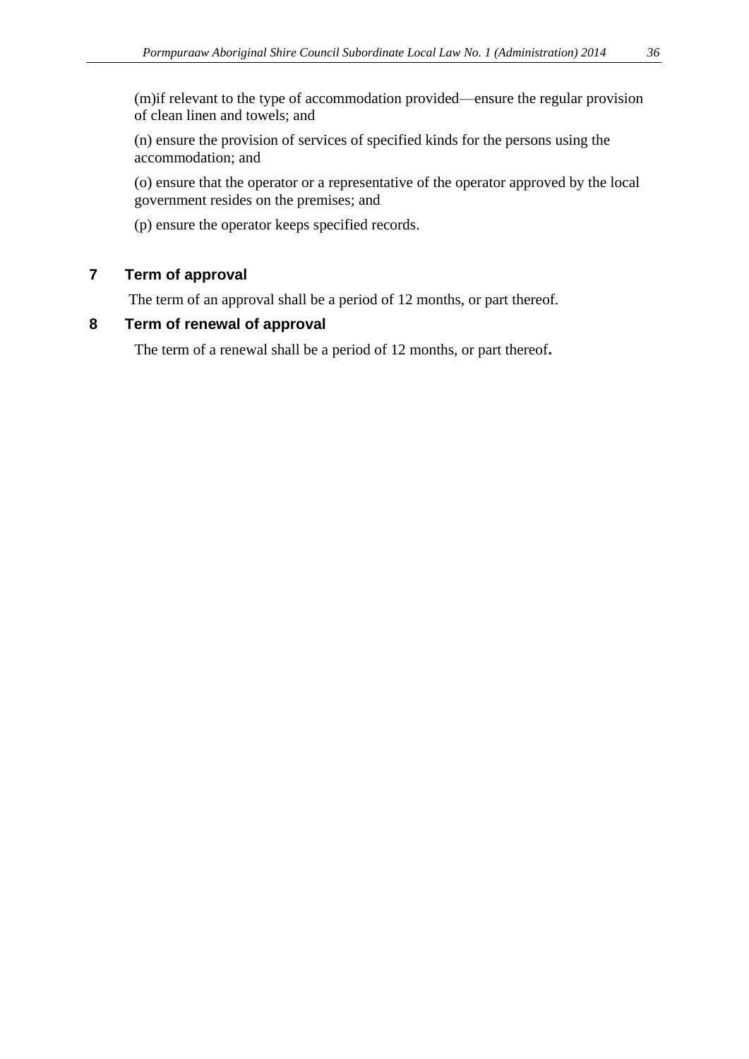(m)if relevant to the type of accommodation provided—ensure the regular provision of clean linen and towels; and

(n) ensure the provision of services of specified kinds for the persons using the accommodation; and

(o) ensure that the operator or a representative of the operator approved by the local government resides on the premises; and

(p) ensure the operator keeps specified records.

## 7 Term of approval

The term of an approval shall be a period of 12 months, or part thereof.

## 8 Term of renewal of approval

The term of a renewal shall be a period of 12 months, or part thereof.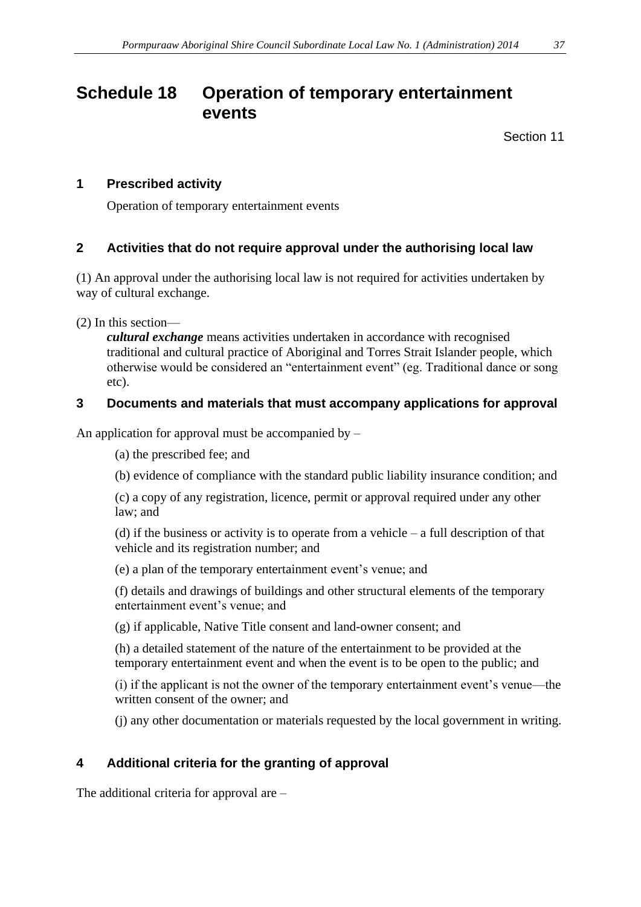# Schedule 18 Operation of temporary entertainment events

Section 11

## 1 Prescribed activity

Operation of temporary entertainment events

## 2 Activities that do not require approval under the authorising local law

(1) An approval under the authorising local law is not required for activities undertaken by way of cultural exchange.

(2) In this section—

***cultural exchange*** means activities undertaken in accordance with recognised traditional and cultural practice of Aboriginal and Torres Strait Islander people, which otherwise would be considered an "entertainment event" (eg. Traditional dance or song etc).

## 3 Documents and materials that must accompany applications for approval

An application for approval must be accompanied by –

(a) the prescribed fee; and

(b) evidence of compliance with the standard public liability insurance condition; and

(c) a copy of any registration, licence, permit or approval required under any other law; and

(d) if the business or activity is to operate from a vehicle – a full description of that vehicle and its registration number; and

(e) a plan of the temporary entertainment event's venue; and

(f) details and drawings of buildings and other structural elements of the temporary entertainment event's venue; and

(g) if applicable, Native Title consent and land-owner consent; and

(h) a detailed statement of the nature of the entertainment to be provided at the temporary entertainment event and when the event is to be open to the public; and

(i) if the applicant is not the owner of the temporary entertainment event's venue—the written consent of the owner; and

(j) any other documentation or materials requested by the local government in writing.

## 4 Additional criteria for the granting of approval

The additional criteria for approval are –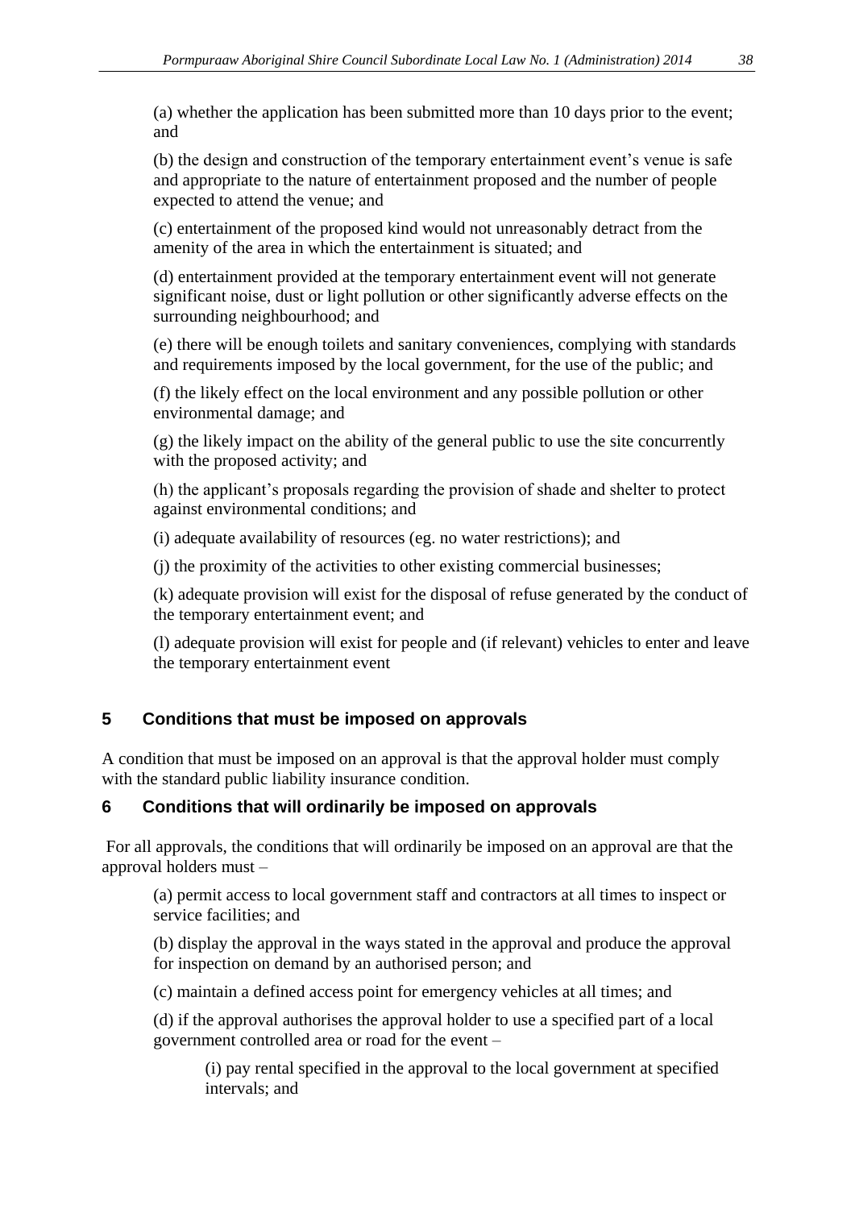(a) whether the application has been submitted more than 10 days prior to the event; and

(b) the design and construction of the temporary entertainment event's venue is safe and appropriate to the nature of entertainment proposed and the number of people expected to attend the venue; and

(c) entertainment of the proposed kind would not unreasonably detract from the amenity of the area in which the entertainment is situated; and

(d) entertainment provided at the temporary entertainment event will not generate significant noise, dust or light pollution or other significantly adverse effects on the surrounding neighbourhood; and

(e) there will be enough toilets and sanitary conveniences, complying with standards and requirements imposed by the local government, for the use of the public; and

(f) the likely effect on the local environment and any possible pollution or other environmental damage; and

(g) the likely impact on the ability of the general public to use the site concurrently with the proposed activity; and

(h) the applicant's proposals regarding the provision of shade and shelter to protect against environmental conditions; and

(i) adequate availability of resources (eg. no water restrictions); and

(j) the proximity of the activities to other existing commercial businesses;

(k) adequate provision will exist for the disposal of refuse generated by the conduct of the temporary entertainment event; and

(l) adequate provision will exist for people and (if relevant) vehicles to enter and leave the temporary entertainment event

## 5 Conditions that must be imposed on approvals

A condition that must be imposed on an approval is that the approval holder must comply with the standard public liability insurance condition.

## 6 Conditions that will ordinarily be imposed on approvals

For all approvals, the conditions that will ordinarily be imposed on an approval are that the approval holders must –

(a) permit access to local government staff and contractors at all times to inspect or service facilities; and

(b) display the approval in the ways stated in the approval and produce the approval for inspection on demand by an authorised person; and

(c) maintain a defined access point for emergency vehicles at all times; and

(d) if the approval authorises the approval holder to use a specified part of a local government controlled area or road for the event –

(i) pay rental specified in the approval to the local government at specified intervals; and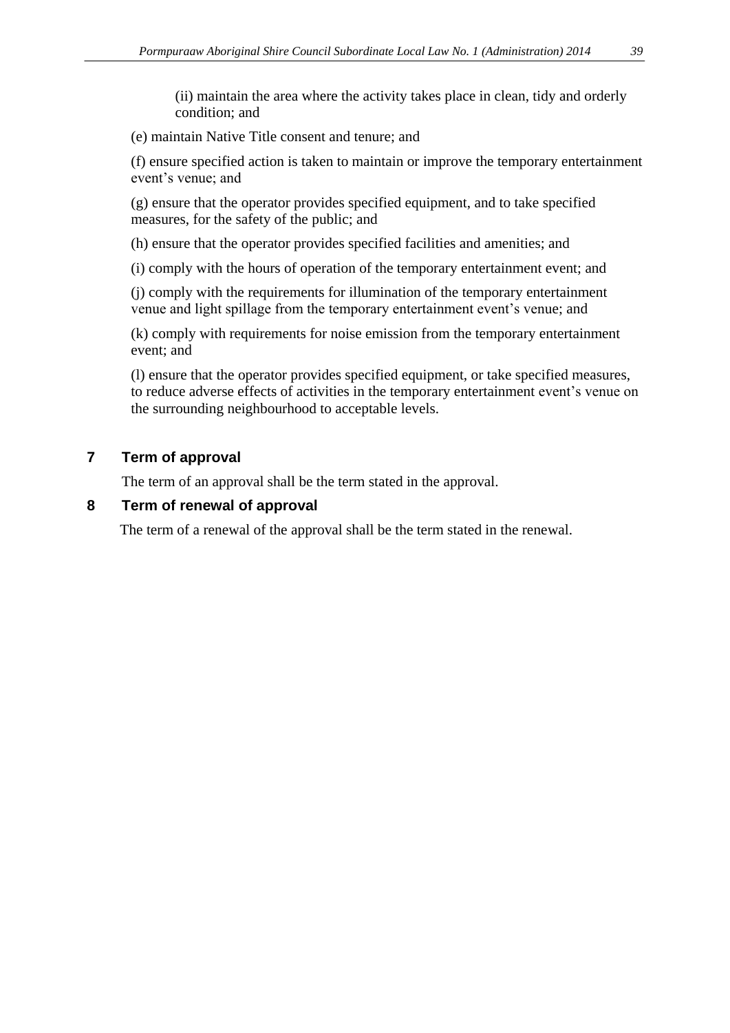(ii) maintain the area where the activity takes place in clean, tidy and orderly condition; and

(e) maintain Native Title consent and tenure; and

(f) ensure specified action is taken to maintain or improve the temporary entertainment event's venue; and

(g) ensure that the operator provides specified equipment, and to take specified measures, for the safety of the public; and

(h) ensure that the operator provides specified facilities and amenities; and

(i) comply with the hours of operation of the temporary entertainment event; and

(j) comply with the requirements for illumination of the temporary entertainment venue and light spillage from the temporary entertainment event's venue; and

(k) comply with requirements for noise emission from the temporary entertainment event; and

(l) ensure that the operator provides specified equipment, or take specified measures, to reduce adverse effects of activities in the temporary entertainment event's venue on the surrounding neighbourhood to acceptable levels.

## 7 Term of approval

The term of an approval shall be the term stated in the approval.

## 8 Term of renewal of approval

The term of a renewal of the approval shall be the term stated in the renewal.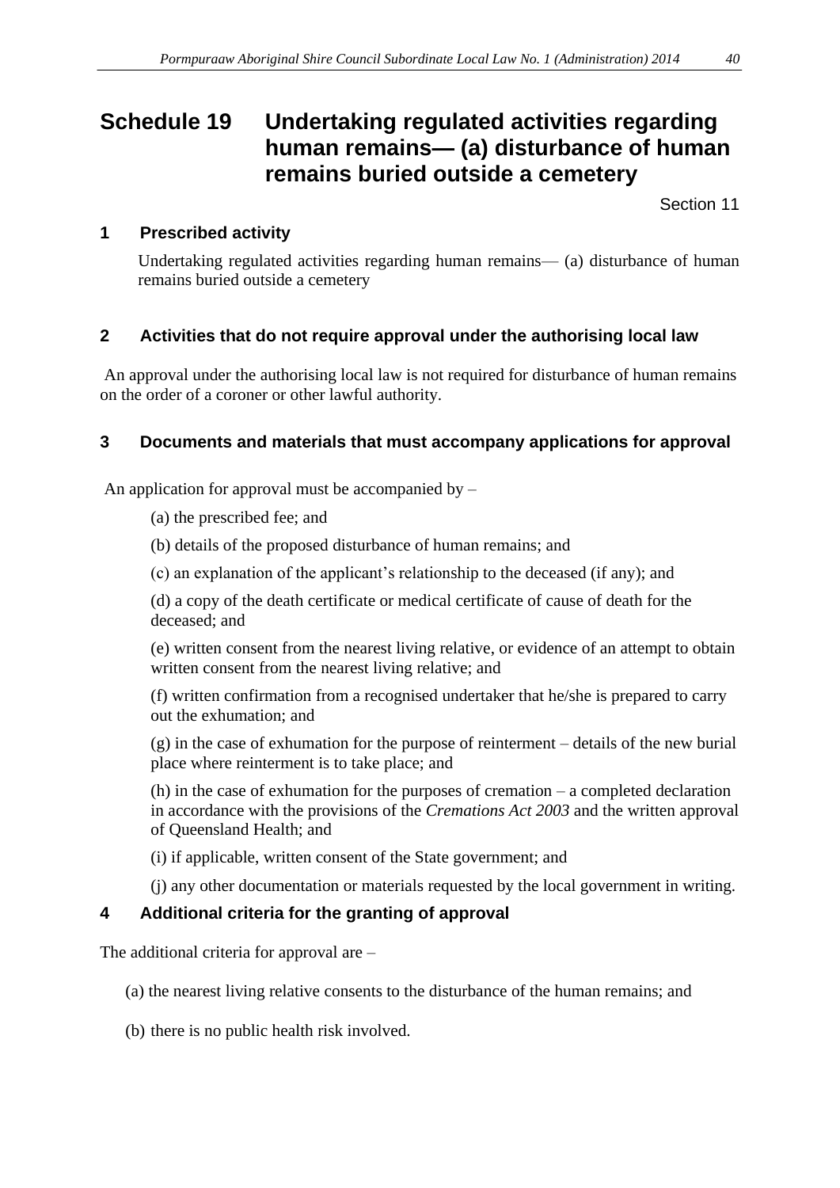# Schedule 19 Undertaking regulated activities regarding human remains— (a) disturbance of human remains buried outside a cemetery

Section 11

## 1 Prescribed activity

Undertaking regulated activities regarding human remains— (a) disturbance of human remains buried outside a cemetery

## 2 Activities that do not require approval under the authorising local law

An approval under the authorising local law is not required for disturbance of human remains on the order of a coroner or other lawful authority.

## 3 Documents and materials that must accompany applications for approval

An application for approval must be accompanied by –

(a) the prescribed fee; and

(b) details of the proposed disturbance of human remains; and

(c) an explanation of the applicant's relationship to the deceased (if any); and

(d) a copy of the death certificate or medical certificate of cause of death for the deceased; and

(e) written consent from the nearest living relative, or evidence of an attempt to obtain written consent from the nearest living relative; and

(f) written confirmation from a recognised undertaker that he/she is prepared to carry out the exhumation; and

(g) in the case of exhumation for the purpose of reinterment – details of the new burial place where reinterment is to take place; and

(h) in the case of exhumation for the purposes of cremation – a completed declaration in accordance with the provisions of the *Cremations Act 2003* and the written approval of Queensland Health; and

(i) if applicable, written consent of the State government; and

(j) any other documentation or materials requested by the local government in writing.

## 4 Additional criteria for the granting of approval

The additional criteria for approval are –

(a) the nearest living relative consents to the disturbance of the human remains; and

(b) there is no public health risk involved.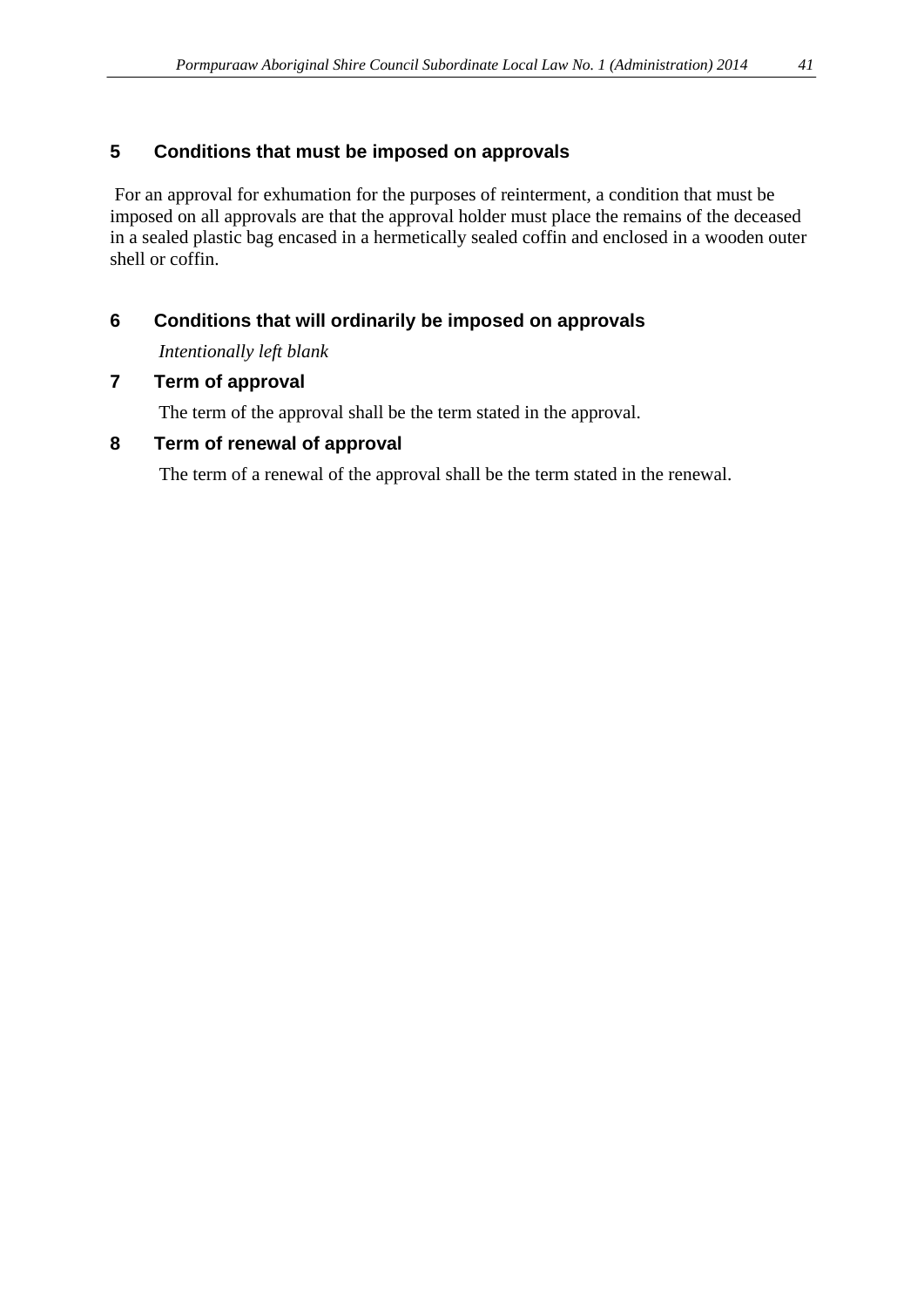## 5 Conditions that must be imposed on approvals

For an approval for exhumation for the purposes of reinterment, a condition that must be imposed on all approvals are that the approval holder must place the remains of the deceased in a sealed plastic bag encased in a hermetically sealed coffin and enclosed in a wooden outer shell or coffin.

## 6 Conditions that will ordinarily be imposed on approvals

*Intentionally left blank*

## 7 Term of approval

The term of the approval shall be the term stated in the approval.

## 8 Term of renewal of approval

The term of a renewal of the approval shall be the term stated in the renewal.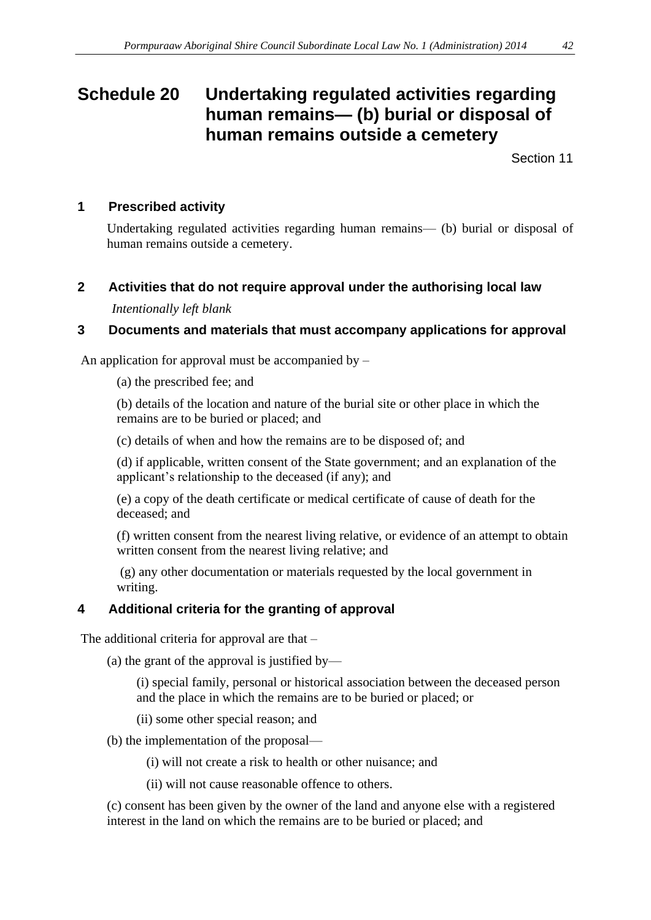# Schedule 20 Undertaking regulated activities regarding human remains— (b) burial or disposal of human remains outside a cemetery

Section 11

## 1 Prescribed activity

Undertaking regulated activities regarding human remains— (b) burial or disposal of human remains outside a cemetery.

## 2 Activities that do not require approval under the authorising local law

*Intentionally left blank*

## 3 Documents and materials that must accompany applications for approval

An application for approval must be accompanied by –

(a) the prescribed fee; and

(b) details of the location and nature of the burial site or other place in which the remains are to be buried or placed; and

(c) details of when and how the remains are to be disposed of; and

(d) if applicable, written consent of the State government; and an explanation of the applicant's relationship to the deceased (if any); and

(e) a copy of the death certificate or medical certificate of cause of death for the deceased; and

(f) written consent from the nearest living relative, or evidence of an attempt to obtain written consent from the nearest living relative; and

(g) any other documentation or materials requested by the local government in writing.

## 4 Additional criteria for the granting of approval

The additional criteria for approval are that –

(a) the grant of the approval is justified by—

(i) special family, personal or historical association between the deceased person and the place in which the remains are to be buried or placed; or

(ii) some other special reason; and

(b) the implementation of the proposal—

(i) will not create a risk to health or other nuisance; and

(ii) will not cause reasonable offence to others.

(c) consent has been given by the owner of the land and anyone else with a registered interest in the land on which the remains are to be buried or placed; and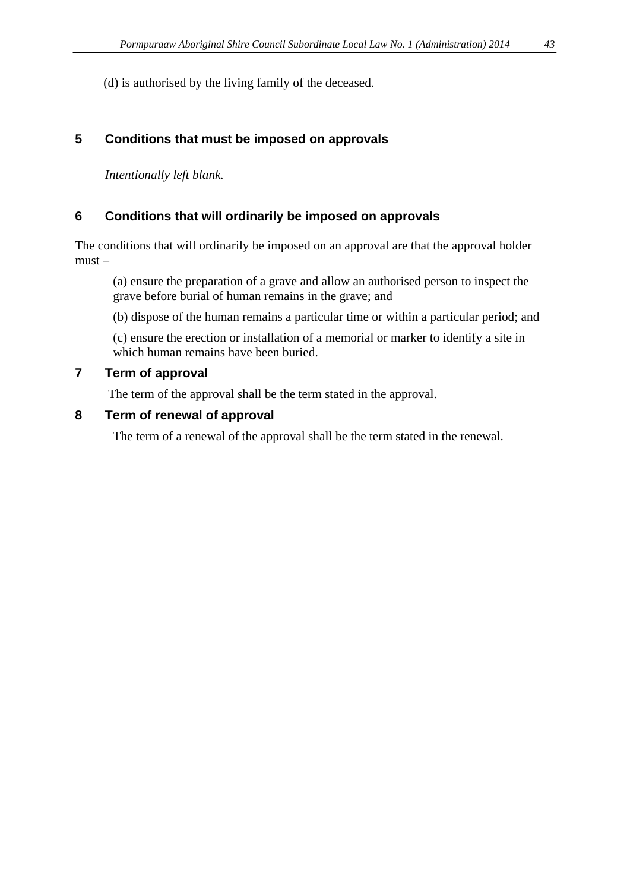(d) is authorised by the living family of the deceased.

## 5 Conditions that must be imposed on approvals

*Intentionally left blank.*

## 6 Conditions that will ordinarily be imposed on approvals

The conditions that will ordinarily be imposed on an approval are that the approval holder must –

(a) ensure the preparation of a grave and allow an authorised person to inspect the grave before burial of human remains in the grave; and

(b) dispose of the human remains a particular time or within a particular period; and

(c) ensure the erection or installation of a memorial or marker to identify a site in which human remains have been buried.

## 7 Term of approval

The term of the approval shall be the term stated in the approval.

## 8 Term of renewal of approval

The term of a renewal of the approval shall be the term stated in the renewal.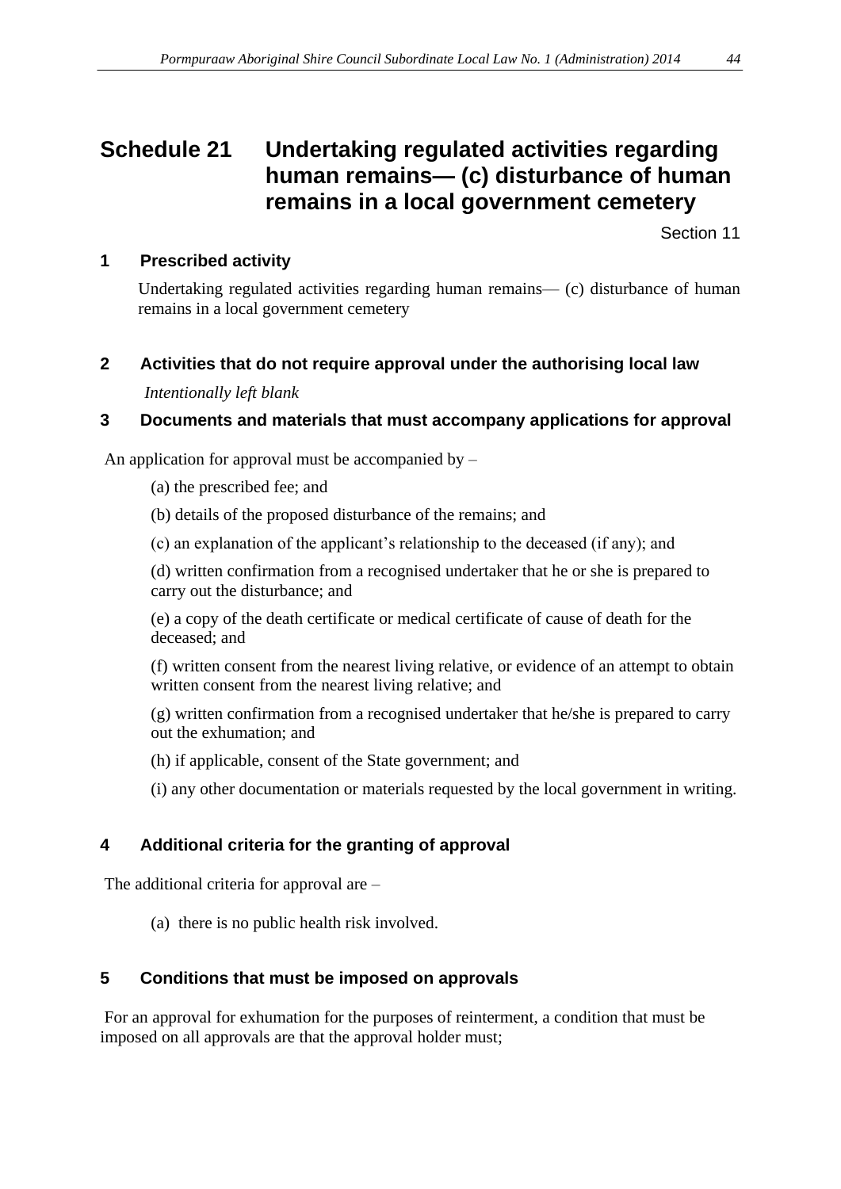# Schedule 21 Undertaking regulated activities regarding human remains— (c) disturbance of human remains in a local government cemetery

Section 11

## 1 Prescribed activity

Undertaking regulated activities regarding human remains— (c) disturbance of human remains in a local government cemetery

## 2 Activities that do not require approval under the authorising local law

*Intentionally left blank*

## 3 Documents and materials that must accompany applications for approval

An application for approval must be accompanied by –

(a) the prescribed fee; and

(b) details of the proposed disturbance of the remains; and

(c) an explanation of the applicant's relationship to the deceased (if any); and

(d) written confirmation from a recognised undertaker that he or she is prepared to carry out the disturbance; and

(e) a copy of the death certificate or medical certificate of cause of death for the deceased; and

(f) written consent from the nearest living relative, or evidence of an attempt to obtain written consent from the nearest living relative; and

(g) written confirmation from a recognised undertaker that he/she is prepared to carry out the exhumation; and

(h) if applicable, consent of the State government; and

(i) any other documentation or materials requested by the local government in writing.

## 4 Additional criteria for the granting of approval

The additional criteria for approval are –

(a) there is no public health risk involved.

## 5 Conditions that must be imposed on approvals

For an approval for exhumation for the purposes of reinterment, a condition that must be imposed on all approvals are that the approval holder must;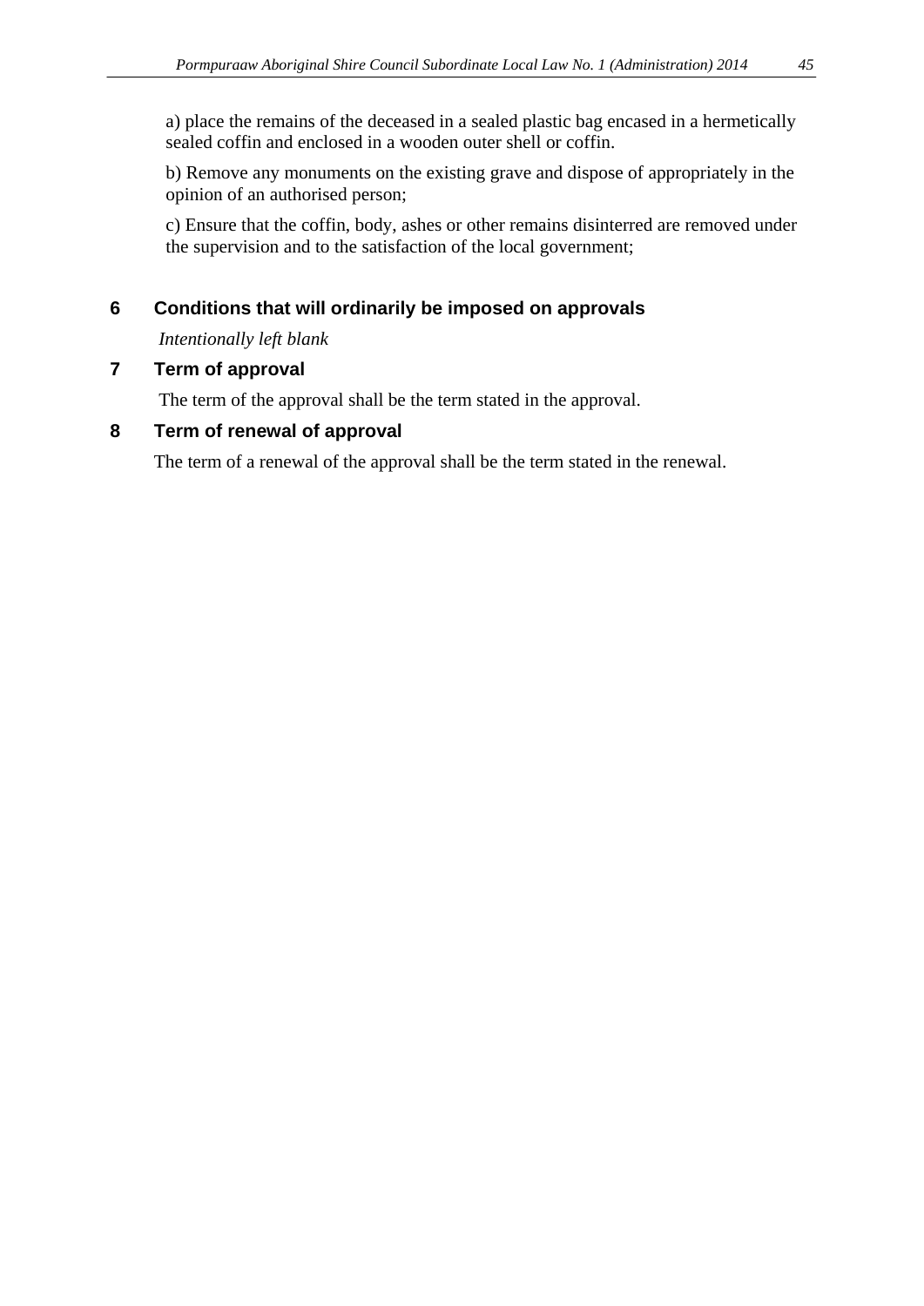a) place the remains of the deceased in a sealed plastic bag encased in a hermetically sealed coffin and enclosed in a wooden outer shell or coffin.

b) Remove any monuments on the existing grave and dispose of appropriately in the opinion of an authorised person;

c) Ensure that the coffin, body, ashes or other remains disinterred are removed under the supervision and to the satisfaction of the local government;

## 6 Conditions that will ordinarily be imposed on approvals

*Intentionally left blank*

## 7 Term of approval

The term of the approval shall be the term stated in the approval.

## 8 Term of renewal of approval

The term of a renewal of the approval shall be the term stated in the renewal.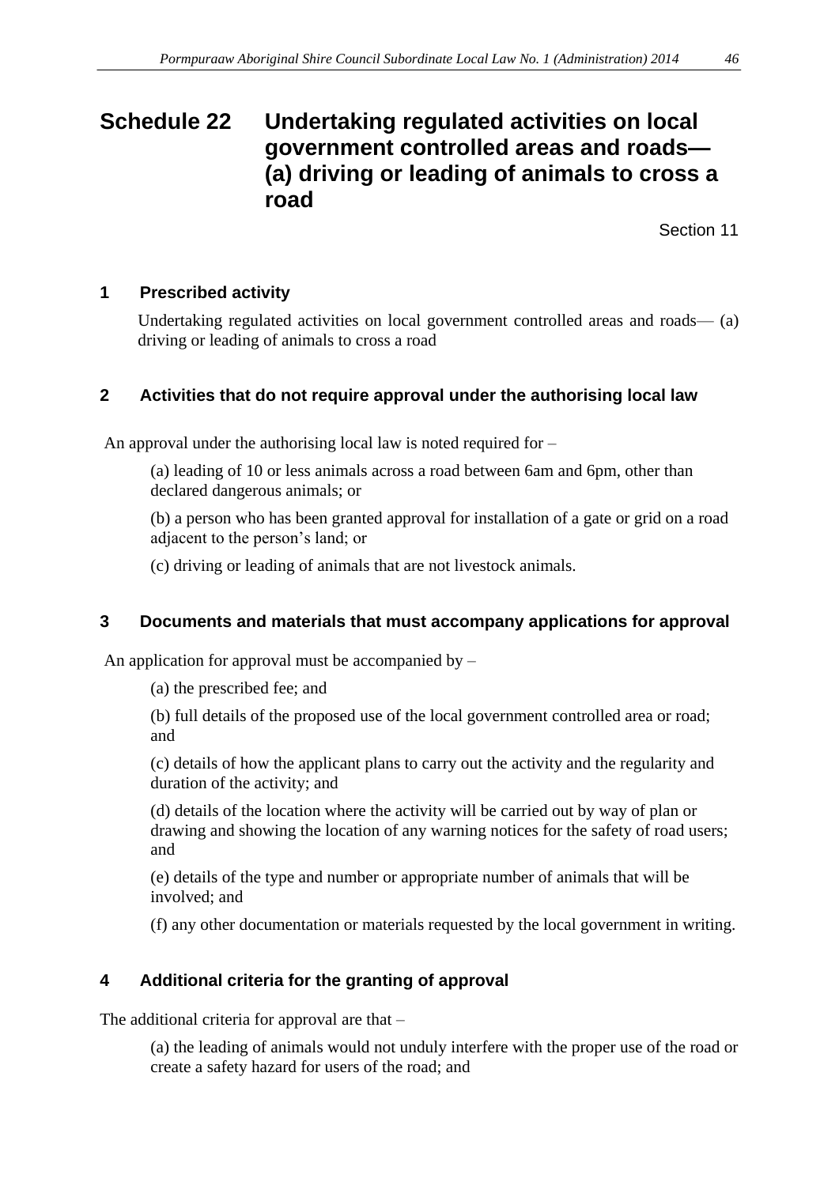# Schedule 22 Undertaking regulated activities on local government controlled areas and roads— (a) driving or leading of animals to cross a road

Section 11

## 1 Prescribed activity

Undertaking regulated activities on local government controlled areas and roads— (a) driving or leading of animals to cross a road

## 2 Activities that do not require approval under the authorising local law

An approval under the authorising local law is noted required for –

(a) leading of 10 or less animals across a road between 6am and 6pm, other than declared dangerous animals; or

(b) a person who has been granted approval for installation of a gate or grid on a road adjacent to the person's land; or

(c) driving or leading of animals that are not livestock animals.

## 3 Documents and materials that must accompany applications for approval

An application for approval must be accompanied by –

(a) the prescribed fee; and

(b) full details of the proposed use of the local government controlled area or road; and

(c) details of how the applicant plans to carry out the activity and the regularity and duration of the activity; and

(d) details of the location where the activity will be carried out by way of plan or drawing and showing the location of any warning notices for the safety of road users; and

(e) details of the type and number or appropriate number of animals that will be involved; and

(f) any other documentation or materials requested by the local government in writing.

## 4 Additional criteria for the granting of approval

The additional criteria for approval are that –

(a) the leading of animals would not unduly interfere with the proper use of the road or create a safety hazard for users of the road; and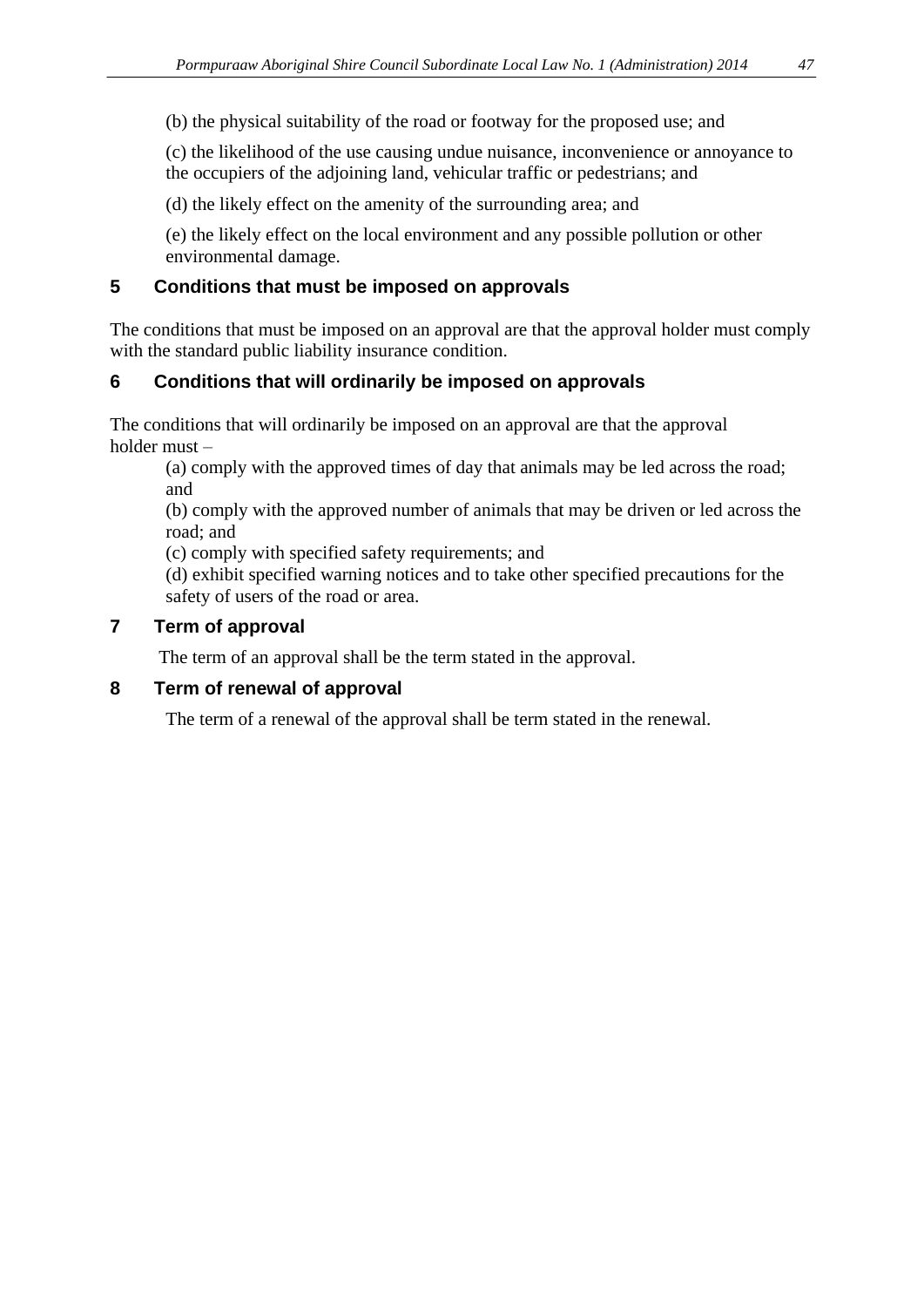(b) the physical suitability of the road or footway for the proposed use; and

(c) the likelihood of the use causing undue nuisance, inconvenience or annoyance to the occupiers of the adjoining land, vehicular traffic or pedestrians; and

(d) the likely effect on the amenity of the surrounding area; and

(e) the likely effect on the local environment and any possible pollution or other environmental damage.

## 5 Conditions that must be imposed on approvals

The conditions that must be imposed on an approval are that the approval holder must comply with the standard public liability insurance condition.

## 6 Conditions that will ordinarily be imposed on approvals

The conditions that will ordinarily be imposed on an approval are that the approval holder must –

(a) comply with the approved times of day that animals may be led across the road; and

(b) comply with the approved number of animals that may be driven or led across the road; and

(c) comply with specified safety requirements; and

(d) exhibit specified warning notices and to take other specified precautions for the safety of users of the road or area.

## 7 Term of approval

The term of an approval shall be the term stated in the approval.

## 8 Term of renewal of approval

The term of a renewal of the approval shall be term stated in the renewal.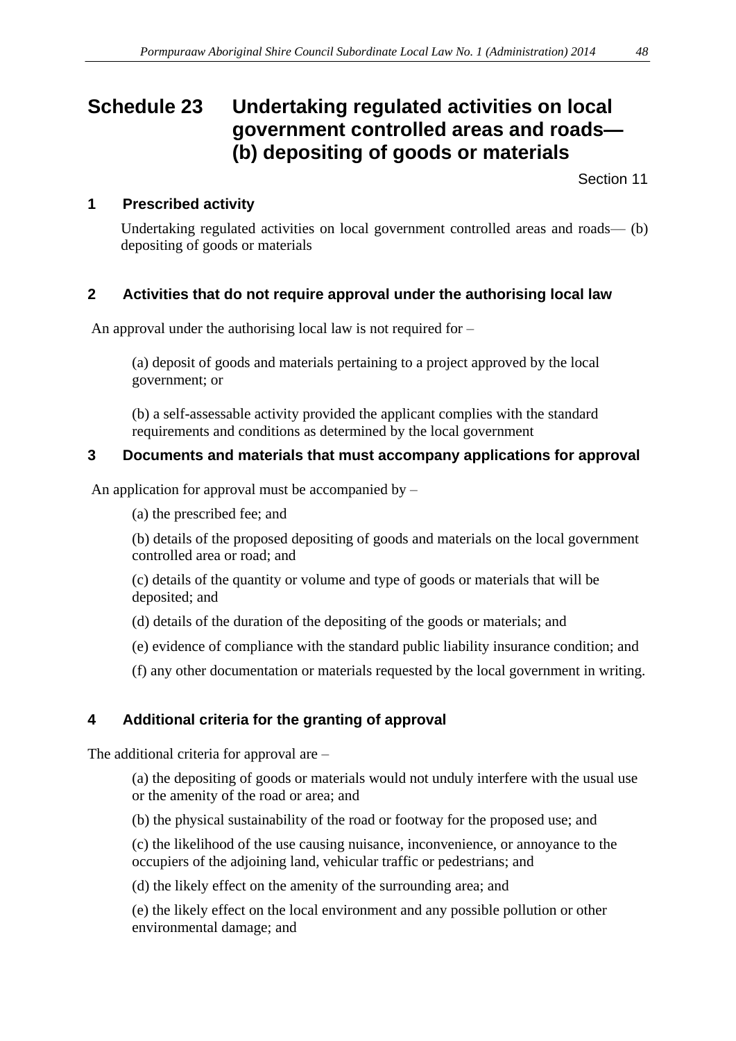# Schedule 23 Undertaking regulated activities on local government controlled areas and roads—(b) depositing of goods or materials

Section 11

## 1 Prescribed activity

Undertaking regulated activities on local government controlled areas and roads— (b) depositing of goods or materials

## 2 Activities that do not require approval under the authorising local law

An approval under the authorising local law is not required for –

(a) deposit of goods and materials pertaining to a project approved by the local government; or

(b) a self-assessable activity provided the applicant complies with the standard requirements and conditions as determined by the local government

## 3 Documents and materials that must accompany applications for approval

An application for approval must be accompanied by –

(a) the prescribed fee; and

(b) details of the proposed depositing of goods and materials on the local government controlled area or road; and

(c) details of the quantity or volume and type of goods or materials that will be deposited; and

(d) details of the duration of the depositing of the goods or materials; and

(e) evidence of compliance with the standard public liability insurance condition; and

(f) any other documentation or materials requested by the local government in writing.

## 4 Additional criteria for the granting of approval

The additional criteria for approval are –

(a) the depositing of goods or materials would not unduly interfere with the usual use or the amenity of the road or area; and

(b) the physical sustainability of the road or footway for the proposed use; and

(c) the likelihood of the use causing nuisance, inconvenience, or annoyance to the occupiers of the adjoining land, vehicular traffic or pedestrians; and

(d) the likely effect on the amenity of the surrounding area; and

(e) the likely effect on the local environment and any possible pollution or other environmental damage; and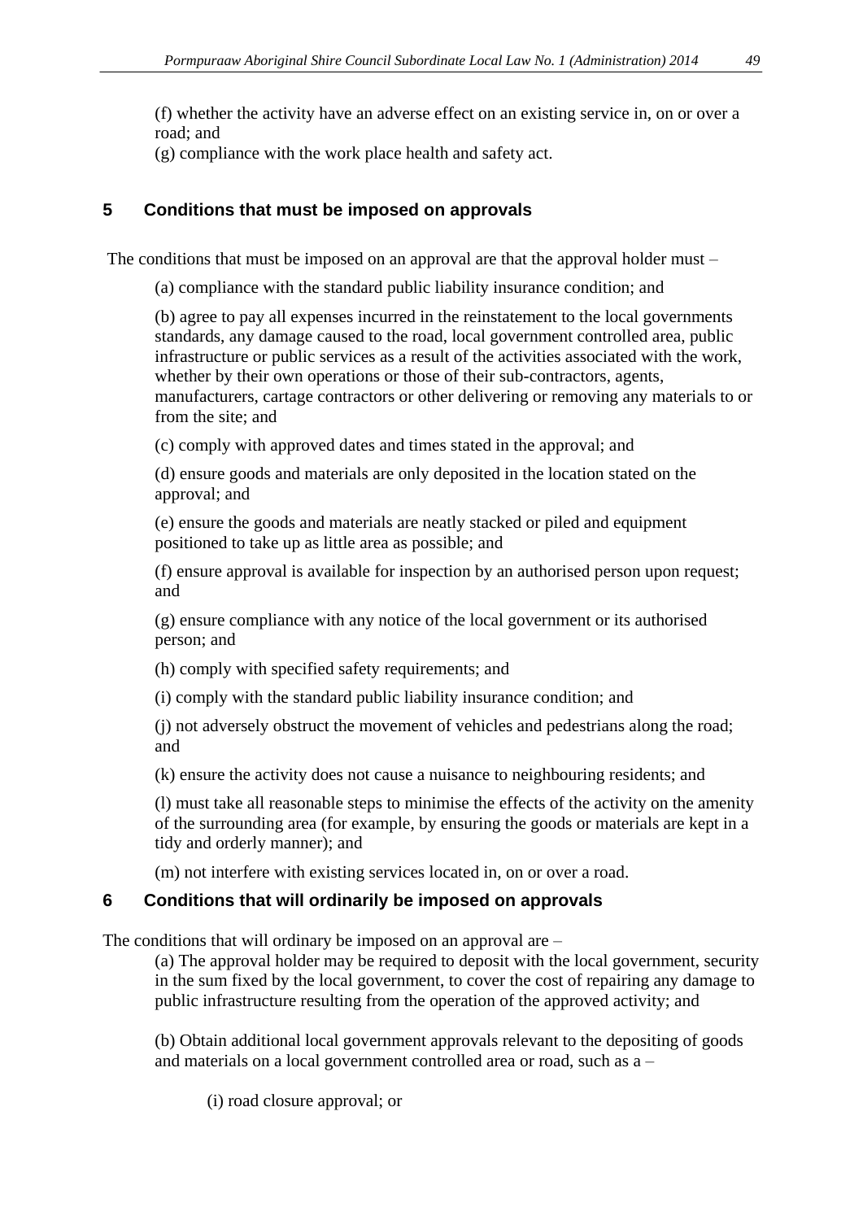(f) whether the activity have an adverse effect on an existing service in, on or over a road; and

(g) compliance with the work place health and safety act.

## 5 Conditions that must be imposed on approvals

The conditions that must be imposed on an approval are that the approval holder must –

(a) compliance with the standard public liability insurance condition; and

(b) agree to pay all expenses incurred in the reinstatement to the local governments standards, any damage caused to the road, local government controlled area, public infrastructure or public services as a result of the activities associated with the work, whether by their own operations or those of their sub-contractors, agents, manufacturers, cartage contractors or other delivering or removing any materials to or from the site; and

(c) comply with approved dates and times stated in the approval; and

(d) ensure goods and materials are only deposited in the location stated on the approval; and

(e) ensure the goods and materials are neatly stacked or piled and equipment positioned to take up as little area as possible; and

(f) ensure approval is available for inspection by an authorised person upon request; and

(g) ensure compliance with any notice of the local government or its authorised person; and

(h) comply with specified safety requirements; and

(i) comply with the standard public liability insurance condition; and

(j) not adversely obstruct the movement of vehicles and pedestrians along the road; and

(k) ensure the activity does not cause a nuisance to neighbouring residents; and

(l) must take all reasonable steps to minimise the effects of the activity on the amenity of the surrounding area (for example, by ensuring the goods or materials are kept in a tidy and orderly manner); and

(m) not interfere with existing services located in, on or over a road.

## 6 Conditions that will ordinarily be imposed on approvals

The conditions that will ordinary be imposed on an approval are –

(a) The approval holder may be required to deposit with the local government, security in the sum fixed by the local government, to cover the cost of repairing any damage to public infrastructure resulting from the operation of the approved activity; and

(b) Obtain additional local government approvals relevant to the depositing of goods and materials on a local government controlled area or road, such as a –

(i) road closure approval; or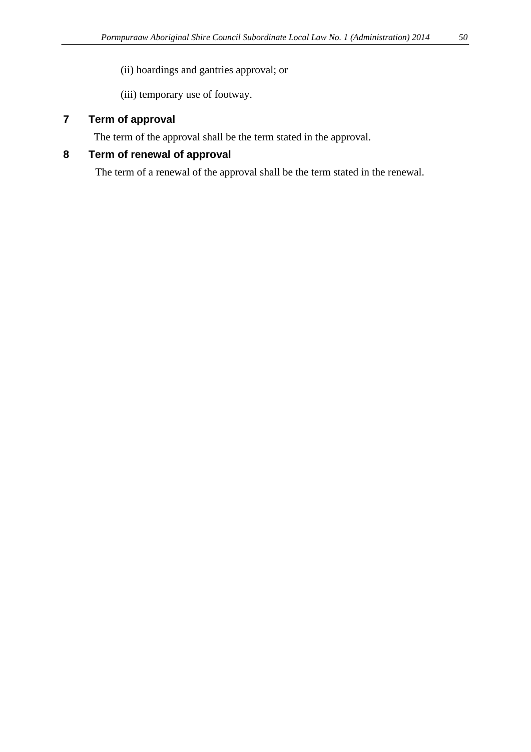(ii) hoardings and gantries approval; or

(iii) temporary use of footway.

## 7 Term of approval

The term of the approval shall be the term stated in the approval.

## 8 Term of renewal of approval

The term of a renewal of the approval shall be the term stated in the renewal.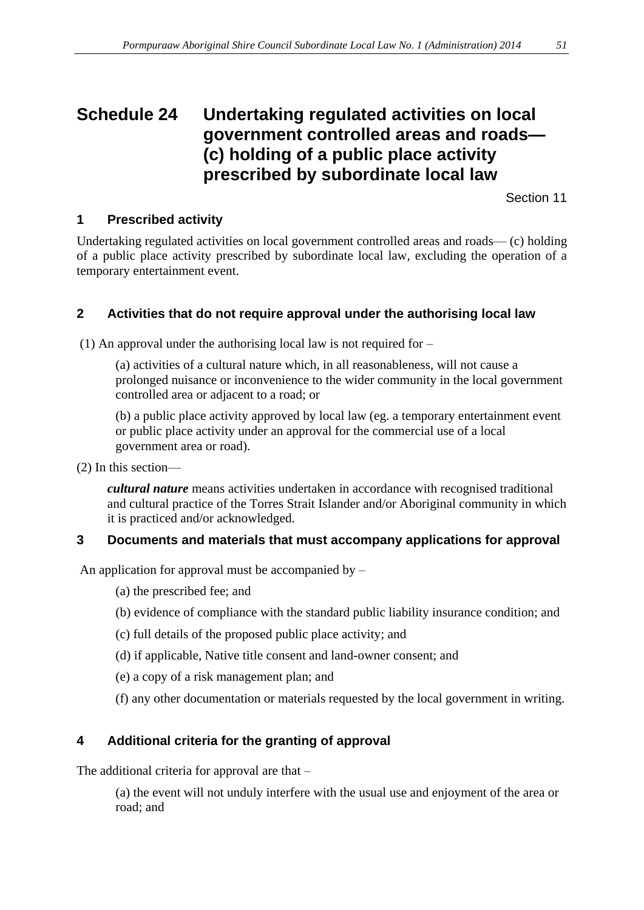# Schedule 24 Undertaking regulated activities on local government controlled areas and roads—(c) holding of a public place activity prescribed by subordinate local law

Section 11

## 1 Prescribed activity

Undertaking regulated activities on local government controlled areas and roads— (c) holding of a public place activity prescribed by subordinate local law, excluding the operation of a temporary entertainment event.

## 2 Activities that do not require approval under the authorising local law

(1) An approval under the authorising local law is not required for –

(a) activities of a cultural nature which, in all reasonableness, will not cause a prolonged nuisance or inconvenience to the wider community in the local government controlled area or adjacent to a road; or

(b) a public place activity approved by local law (eg. a temporary entertainment event or public place activity under an approval for the commercial use of a local government area or road).

(2) In this section—

***cultural nature*** means activities undertaken in accordance with recognised traditional and cultural practice of the Torres Strait Islander and/or Aboriginal community in which it is practiced and/or acknowledged.

## 3 Documents and materials that must accompany applications for approval

An application for approval must be accompanied by –

(a) the prescribed fee; and

(b) evidence of compliance with the standard public liability insurance condition; and

(c) full details of the proposed public place activity; and

(d) if applicable, Native title consent and land-owner consent; and

(e) a copy of a risk management plan; and

(f) any other documentation or materials requested by the local government in writing.

## 4 Additional criteria for the granting of approval

The additional criteria for approval are that –

(a) the event will not unduly interfere with the usual use and enjoyment of the area or road; and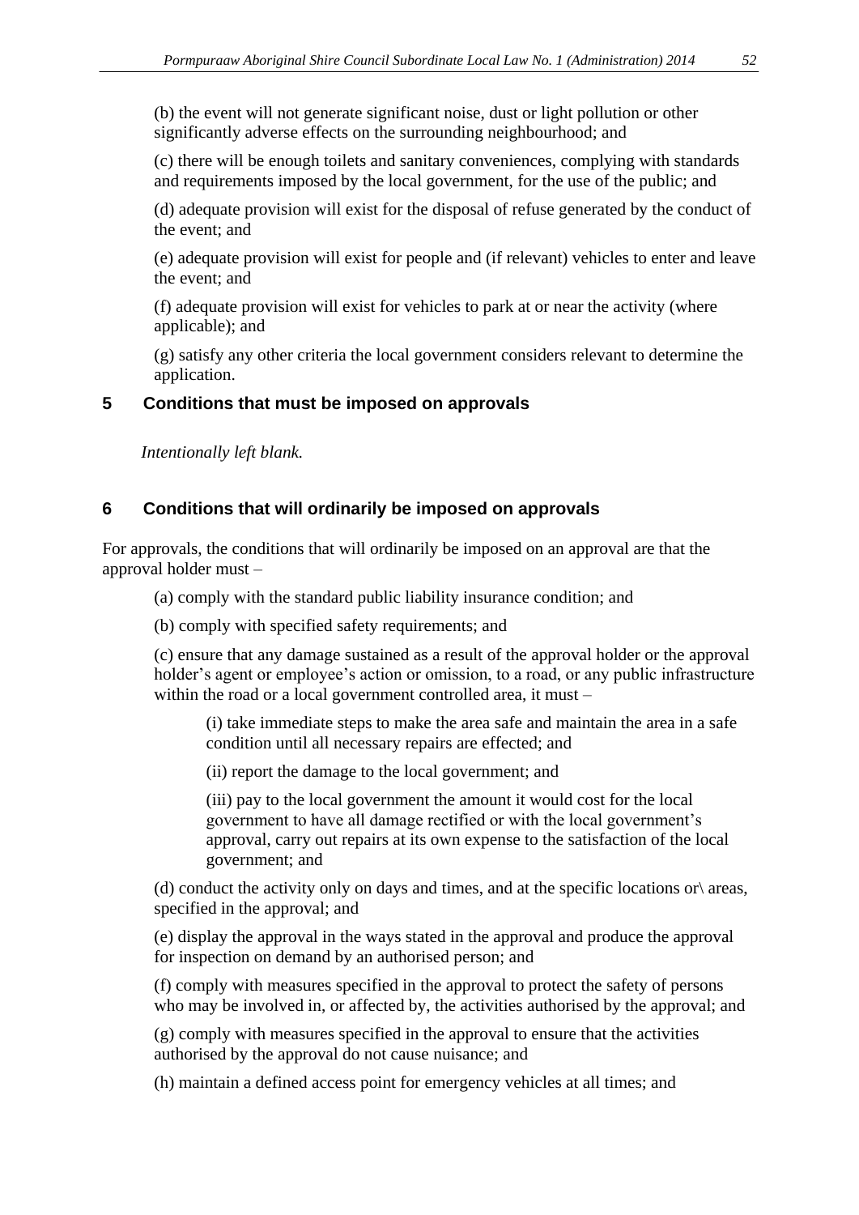(b) the event will not generate significant noise, dust or light pollution or other significantly adverse effects on the surrounding neighbourhood; and

(c) there will be enough toilets and sanitary conveniences, complying with standards and requirements imposed by the local government, for the use of the public; and

(d) adequate provision will exist for the disposal of refuse generated by the conduct of the event; and

(e) adequate provision will exist for people and (if relevant) vehicles to enter and leave the event; and

(f) adequate provision will exist for vehicles to park at or near the activity (where applicable); and

(g) satisfy any other criteria the local government considers relevant to determine the application.

## 5 Conditions that must be imposed on approvals

*Intentionally left blank.*

## 6 Conditions that will ordinarily be imposed on approvals

For approvals, the conditions that will ordinarily be imposed on an approval are that the approval holder must –

(a) comply with the standard public liability insurance condition; and

(b) comply with specified safety requirements; and

(c) ensure that any damage sustained as a result of the approval holder or the approval holder's agent or employee's action or omission, to a road, or any public infrastructure within the road or a local government controlled area, it must –

(i) take immediate steps to make the area safe and maintain the area in a safe condition until all necessary repairs are effected; and

(ii) report the damage to the local government; and

(iii) pay to the local government the amount it would cost for the local government to have all damage rectified or with the local government's approval, carry out repairs at its own expense to the satisfaction of the local government; and

(d) conduct the activity only on days and times, and at the specific locations or\ areas, specified in the approval; and

(e) display the approval in the ways stated in the approval and produce the approval for inspection on demand by an authorised person; and

(f) comply with measures specified in the approval to protect the safety of persons who may be involved in, or affected by, the activities authorised by the approval; and

(g) comply with measures specified in the approval to ensure that the activities authorised by the approval do not cause nuisance; and

(h) maintain a defined access point for emergency vehicles at all times; and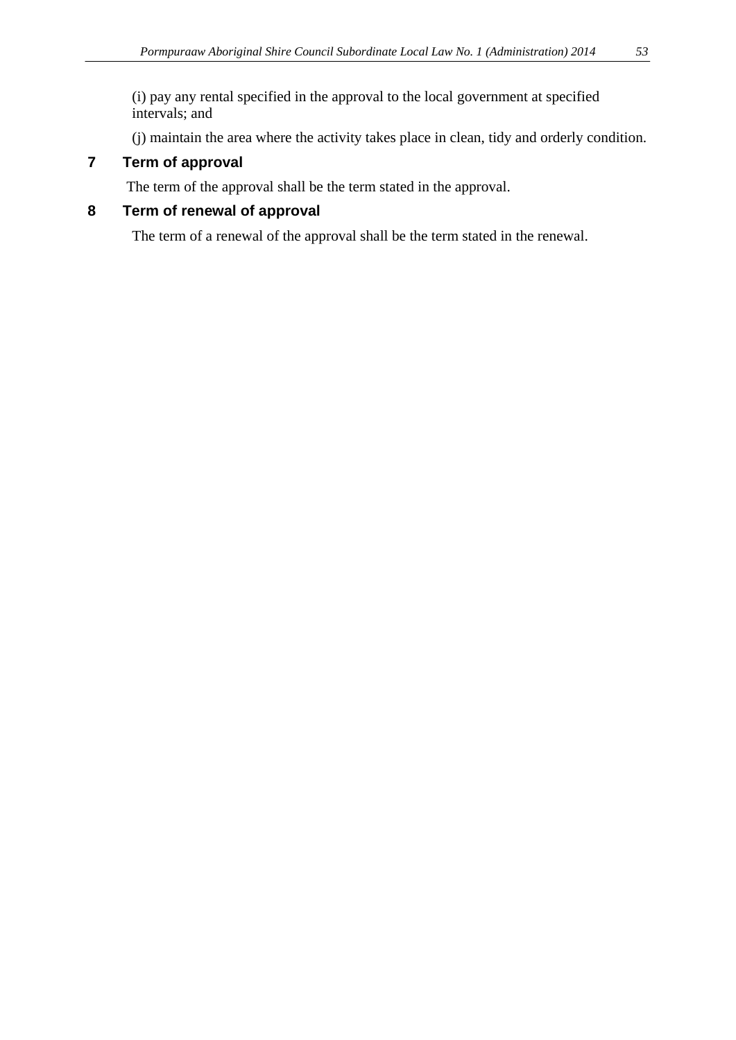(i) pay any rental specified in the approval to the local government at specified intervals; and

(j) maintain the area where the activity takes place in clean, tidy and orderly condition.

## 7 Term of approval

The term of the approval shall be the term stated in the approval.

## 8 Term of renewal of approval

The term of a renewal of the approval shall be the term stated in the renewal.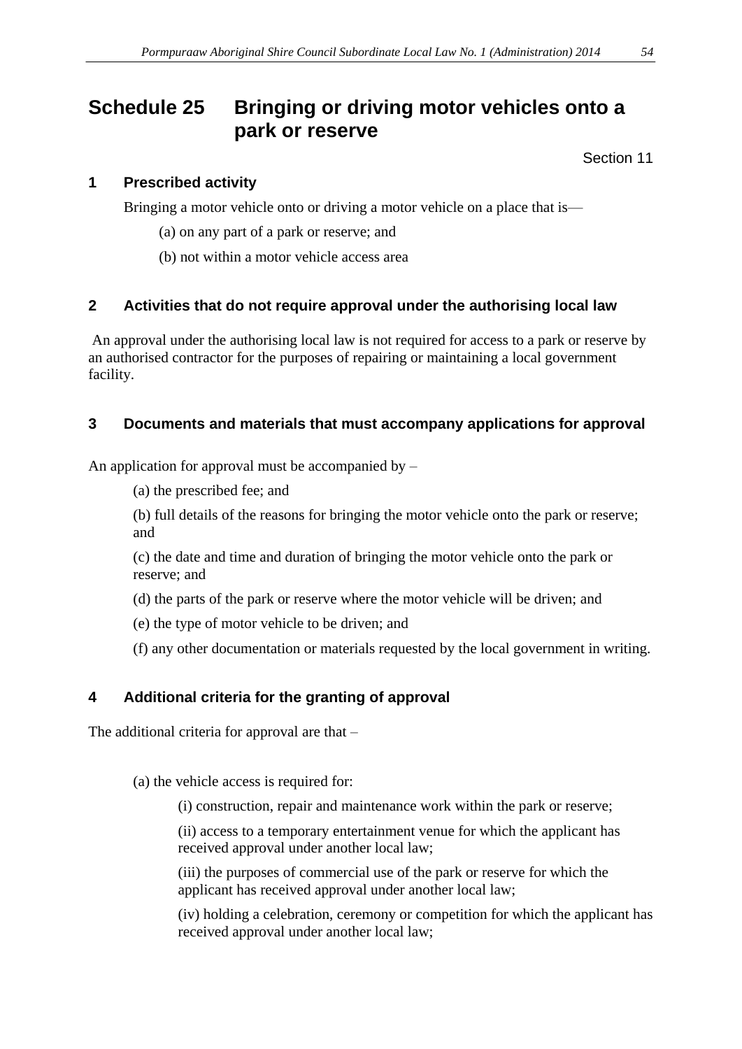# Schedule 25 Bringing or driving motor vehicles onto a park or reserve

Section 11

## 1 Prescribed activity

Bringing a motor vehicle onto or driving a motor vehicle on a place that is—

(a) on any part of a park or reserve; and

(b) not within a motor vehicle access area

## 2 Activities that do not require approval under the authorising local law

An approval under the authorising local law is not required for access to a park or reserve by an authorised contractor for the purposes of repairing or maintaining a local government facility.

## 3 Documents and materials that must accompany applications for approval

An application for approval must be accompanied by –

(a) the prescribed fee; and

(b) full details of the reasons for bringing the motor vehicle onto the park or reserve; and

(c) the date and time and duration of bringing the motor vehicle onto the park or reserve; and

(d) the parts of the park or reserve where the motor vehicle will be driven; and

(e) the type of motor vehicle to be driven; and

(f) any other documentation or materials requested by the local government in writing.

## 4 Additional criteria for the granting of approval

The additional criteria for approval are that –

(a) the vehicle access is required for:

(i) construction, repair and maintenance work within the park or reserve;

(ii) access to a temporary entertainment venue for which the applicant has received approval under another local law;

(iii) the purposes of commercial use of the park or reserve for which the applicant has received approval under another local law;

(iv) holding a celebration, ceremony or competition for which the applicant has received approval under another local law;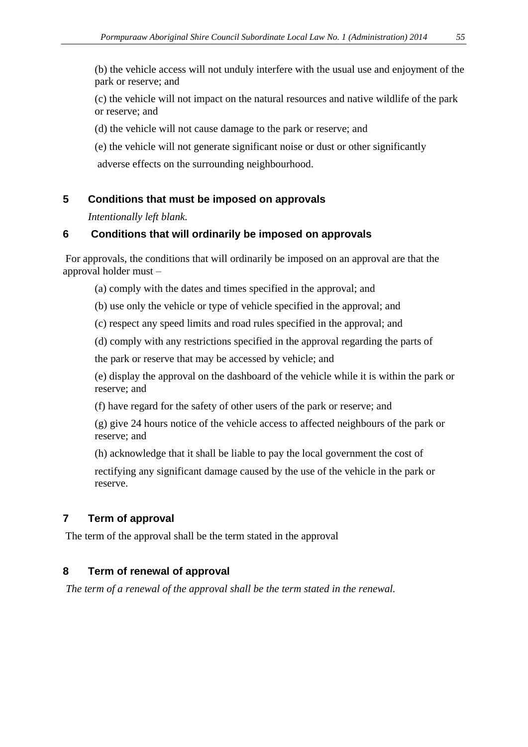(b) the vehicle access will not unduly interfere with the usual use and enjoyment of the park or reserve; and

(c) the vehicle will not impact on the natural resources and native wildlife of the park or reserve; and

(d) the vehicle will not cause damage to the park or reserve; and

(e) the vehicle will not generate significant noise or dust or other significantly adverse effects on the surrounding neighbourhood.

## 5 Conditions that must be imposed on approvals

*Intentionally left blank.*

## 6 Conditions that will ordinarily be imposed on approvals

For approvals, the conditions that will ordinarily be imposed on an approval are that the approval holder must –

(a) comply with the dates and times specified in the approval; and

(b) use only the vehicle or type of vehicle specified in the approval; and

(c) respect any speed limits and road rules specified in the approval; and

(d) comply with any restrictions specified in the approval regarding the parts of the park or reserve that may be accessed by vehicle; and

(e) display the approval on the dashboard of the vehicle while it is within the park or reserve; and

(f) have regard for the safety of other users of the park or reserve; and

(g) give 24 hours notice of the vehicle access to affected neighbours of the park or reserve; and

(h) acknowledge that it shall be liable to pay the local government the cost of rectifying any significant damage caused by the use of the vehicle in the park or reserve.

## 7 Term of approval

The term of the approval shall be the term stated in the approval

## 8 Term of renewal of approval

*The term of a renewal of the approval shall be the term stated in the renewal.*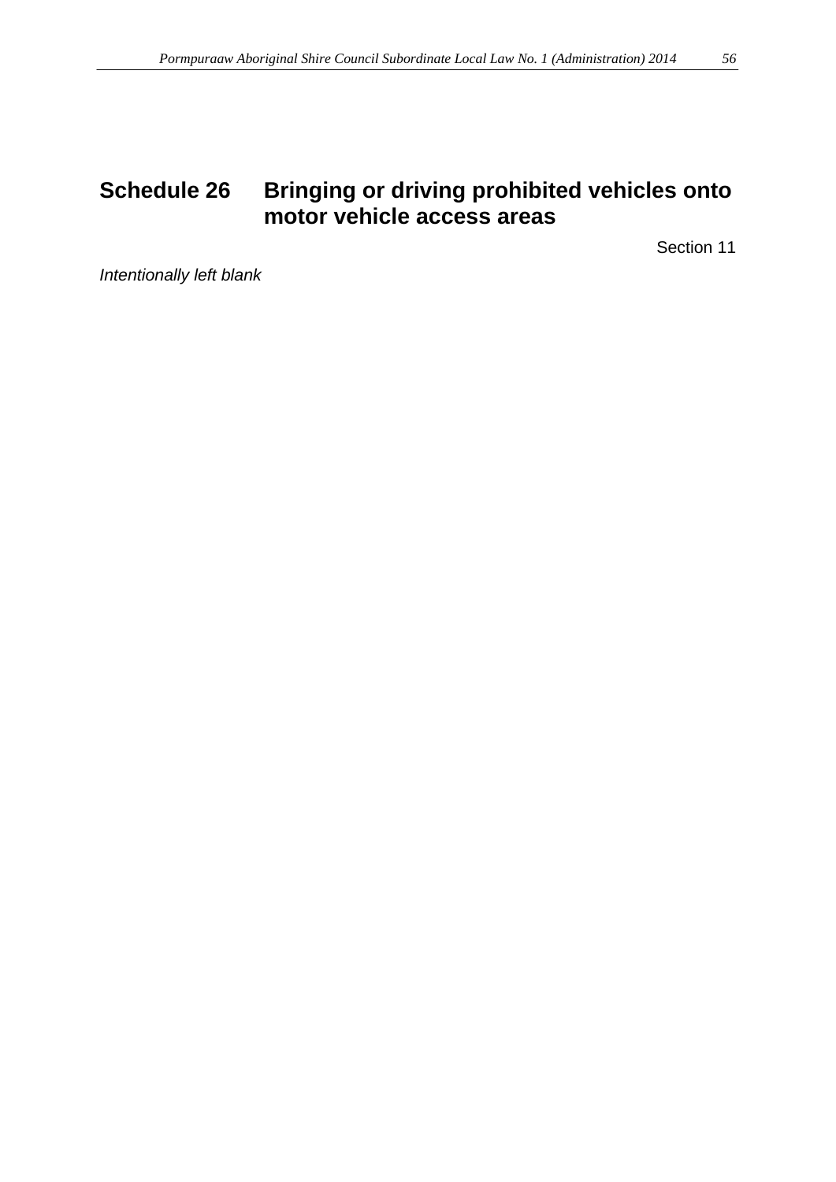# Schedule 26 Bringing or driving prohibited vehicles onto motor vehicle access areas

Section 11

*Intentionally left blank*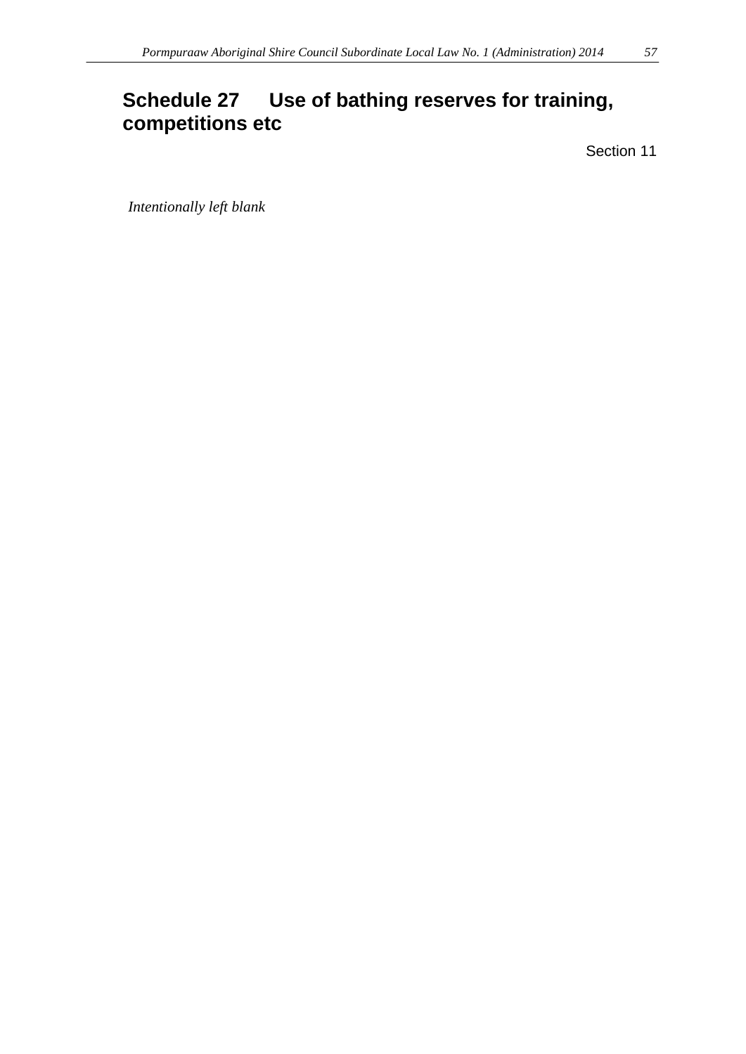# Schedule 27 Use of bathing reserves for training, competitions etc

Section 11

*Intentionally left blank*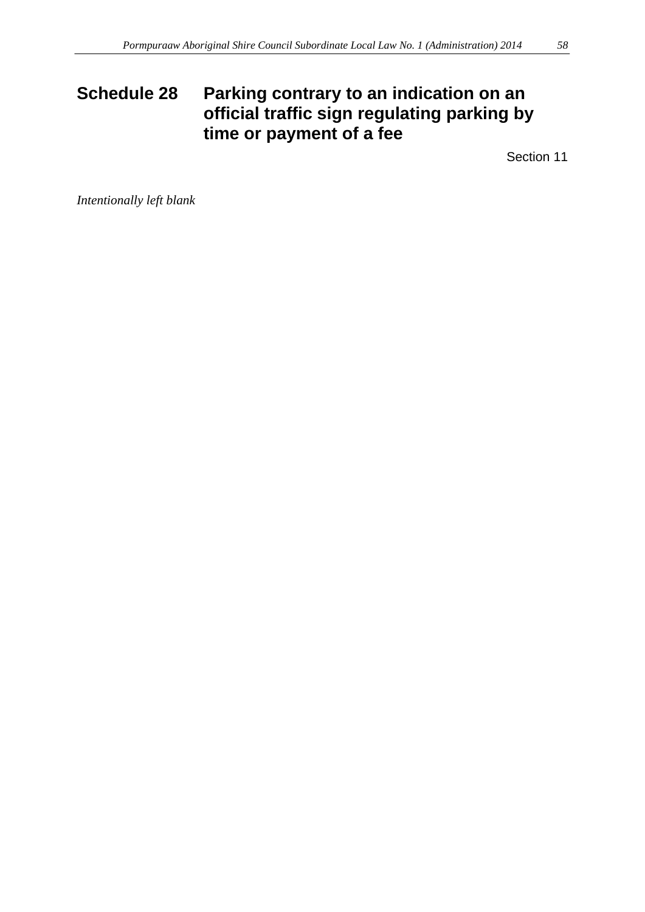# Schedule 28 Parking contrary to an indication on an official traffic sign regulating parking by time or payment of a fee

Section 11

*Intentionally left blank*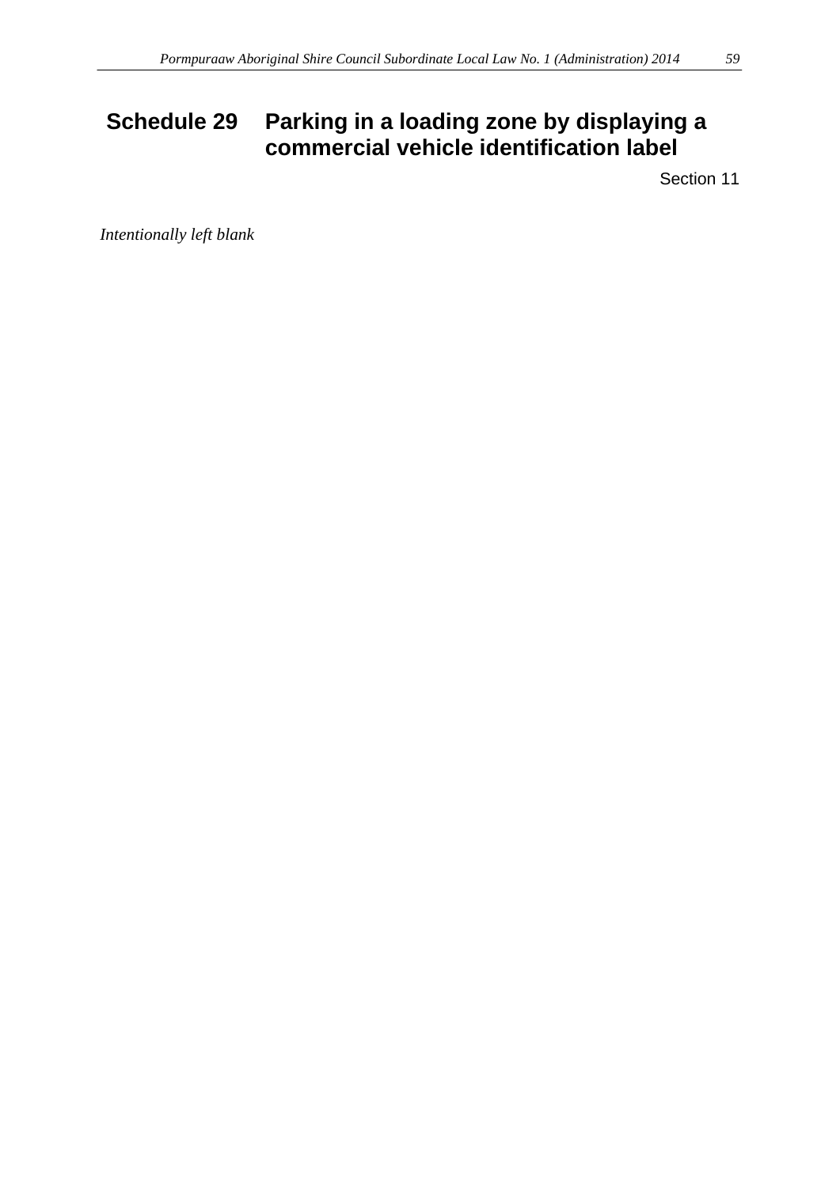# Schedule 29 Parking in a loading zone by displaying a commercial vehicle identification label

Section 11

*Intentionally left blank*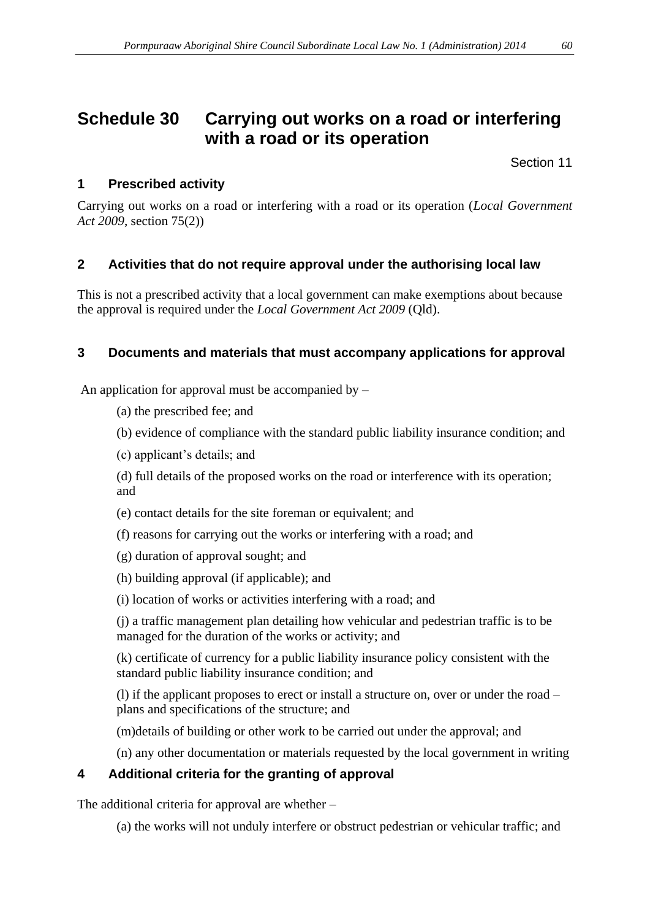# Schedule 30 Carrying out works on a road or interfering with a road or its operation

Section 11

## 1 Prescribed activity

Carrying out works on a road or interfering with a road or its operation (*Local Government Act 2009*, section 75(2))

## 2 Activities that do not require approval under the authorising local law

This is not a prescribed activity that a local government can make exemptions about because the approval is required under the *Local Government Act 2009* (Qld).

## 3 Documents and materials that must accompany applications for approval

An application for approval must be accompanied by –

(a) the prescribed fee; and

(b) evidence of compliance with the standard public liability insurance condition; and

(c) applicant's details; and

(d) full details of the proposed works on the road or interference with its operation; and

(e) contact details for the site foreman or equivalent; and

(f) reasons for carrying out the works or interfering with a road; and

(g) duration of approval sought; and

(h) building approval (if applicable); and

(i) location of works or activities interfering with a road; and

(j) a traffic management plan detailing how vehicular and pedestrian traffic is to be managed for the duration of the works or activity; and

(k) certificate of currency for a public liability insurance policy consistent with the standard public liability insurance condition; and

(l) if the applicant proposes to erect or install a structure on, over or under the road – plans and specifications of the structure; and

(m)details of building or other work to be carried out under the approval; and

(n) any other documentation or materials requested by the local government in writing

## 4 Additional criteria for the granting of approval

The additional criteria for approval are whether –

(a) the works will not unduly interfere or obstruct pedestrian or vehicular traffic; and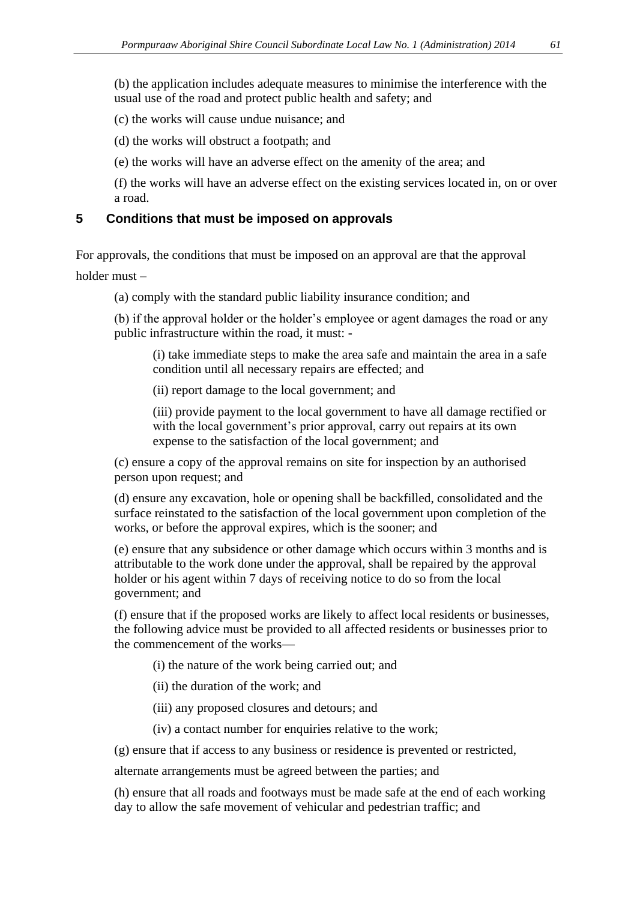(b) the application includes adequate measures to minimise the interference with the usual use of the road and protect public health and safety; and

(c) the works will cause undue nuisance; and

(d) the works will obstruct a footpath; and

(e) the works will have an adverse effect on the amenity of the area; and

(f) the works will have an adverse effect on the existing services located in, on or over a road.

## 5 Conditions that must be imposed on approvals

For approvals, the conditions that must be imposed on an approval are that the approval holder must –

(a) comply with the standard public liability insurance condition; and

(b) if the approval holder or the holder's employee or agent damages the road or any public infrastructure within the road, it must: -

(i) take immediate steps to make the area safe and maintain the area in a safe condition until all necessary repairs are effected; and

(ii) report damage to the local government; and

(iii) provide payment to the local government to have all damage rectified or with the local government's prior approval, carry out repairs at its own expense to the satisfaction of the local government; and

(c) ensure a copy of the approval remains on site for inspection by an authorised person upon request; and

(d) ensure any excavation, hole or opening shall be backfilled, consolidated and the surface reinstated to the satisfaction of the local government upon completion of the works, or before the approval expires, which is the sooner; and

(e) ensure that any subsidence or other damage which occurs within 3 months and is attributable to the work done under the approval, shall be repaired by the approval holder or his agent within 7 days of receiving notice to do so from the local government; and

(f) ensure that if the proposed works are likely to affect local residents or businesses, the following advice must be provided to all affected residents or businesses prior to the commencement of the works—

(i) the nature of the work being carried out; and

(ii) the duration of the work; and

(iii) any proposed closures and detours; and

(iv) a contact number for enquiries relative to the work;

(g) ensure that if access to any business or residence is prevented or restricted, alternate arrangements must be agreed between the parties; and

(h) ensure that all roads and footways must be made safe at the end of each working day to allow the safe movement of vehicular and pedestrian traffic; and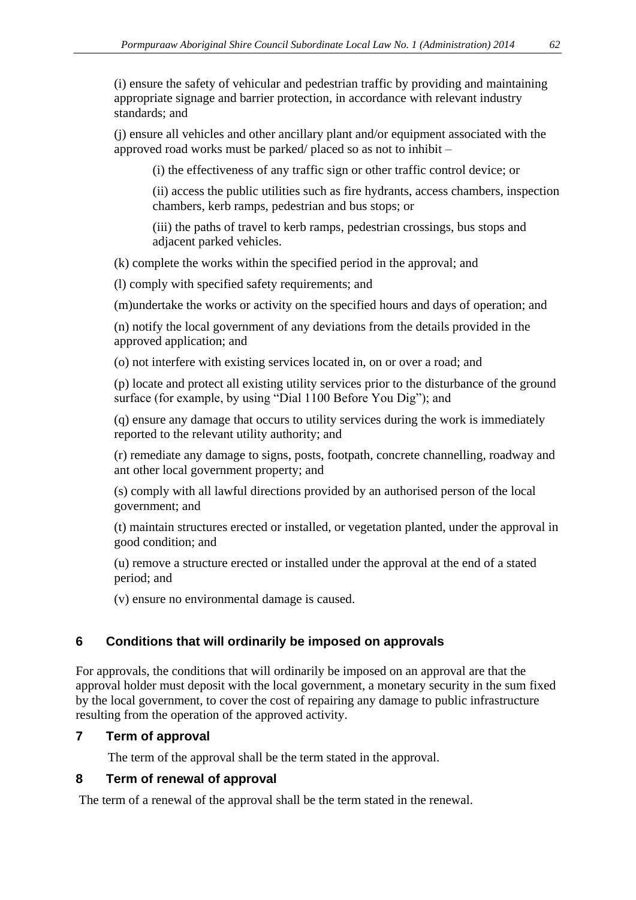(i) ensure the safety of vehicular and pedestrian traffic by providing and maintaining appropriate signage and barrier protection, in accordance with relevant industry standards; and

(j) ensure all vehicles and other ancillary plant and/or equipment associated with the approved road works must be parked/ placed so as not to inhibit –

> (i) the effectiveness of any traffic sign or other traffic control device; or
>
> (ii) access the public utilities such as fire hydrants, access chambers, inspection chambers, kerb ramps, pedestrian and bus stops; or
>
> (iii) the paths of travel to kerb ramps, pedestrian crossings, bus stops and adjacent parked vehicles.

(k) complete the works within the specified period in the approval; and

(l) comply with specified safety requirements; and

(m)undertake the works or activity on the specified hours and days of operation; and

(n) notify the local government of any deviations from the details provided in the approved application; and

(o) not interfere with existing services located in, on or over a road; and

(p) locate and protect all existing utility services prior to the disturbance of the ground surface (for example, by using "Dial 1100 Before You Dig"); and

(q) ensure any damage that occurs to utility services during the work is immediately reported to the relevant utility authority; and

(r) remediate any damage to signs, posts, footpath, concrete channelling, roadway and ant other local government property; and

(s) comply with all lawful directions provided by an authorised person of the local government; and

(t) maintain structures erected or installed, or vegetation planted, under the approval in good condition; and

(u) remove a structure erected or installed under the approval at the end of a stated period; and

(v) ensure no environmental damage is caused.

## 6 Conditions that will ordinarily be imposed on approvals

For approvals, the conditions that will ordinarily be imposed on an approval are that the approval holder must deposit with the local government, a monetary security in the sum fixed by the local government, to cover the cost of repairing any damage to public infrastructure resulting from the operation of the approved activity.

## 7 Term of approval

The term of the approval shall be the term stated in the approval.

## 8 Term of renewal of approval

The term of a renewal of the approval shall be the term stated in the renewal.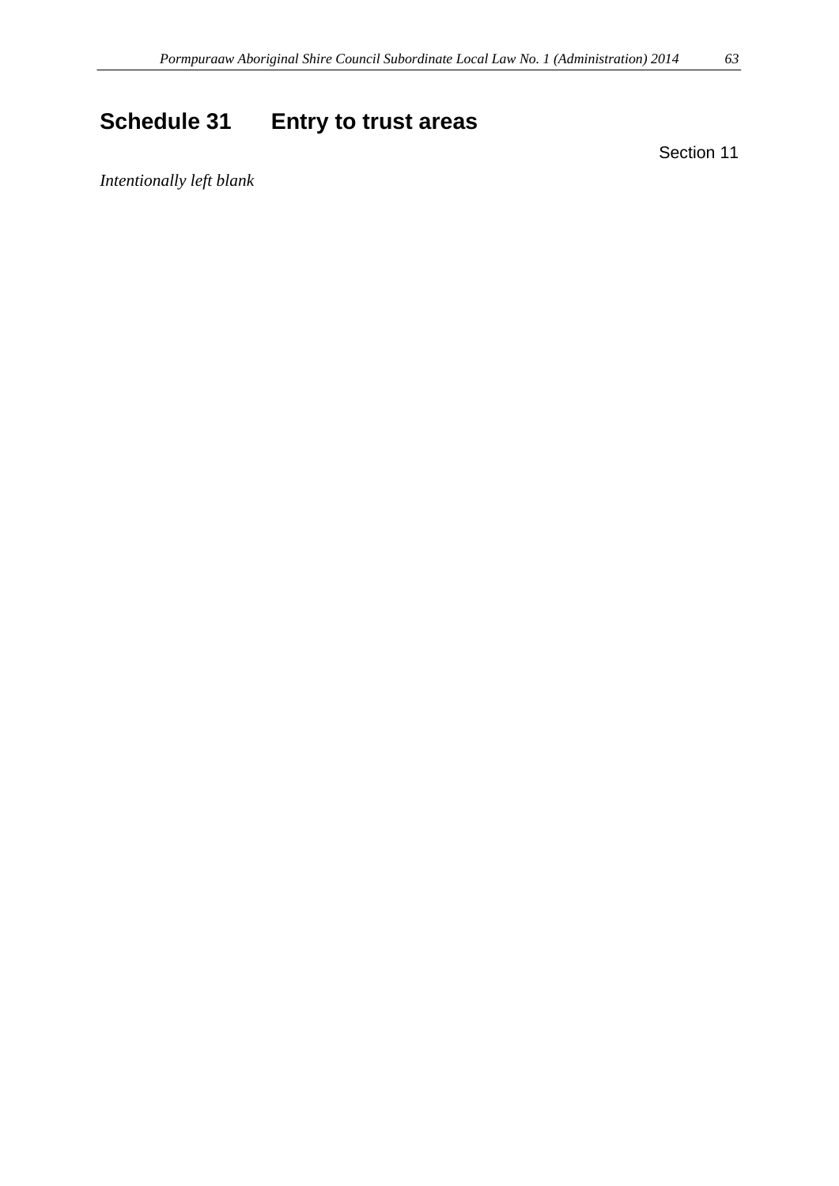# Schedule 31 Entry to trust areas

Section 11

*Intentionally left blank*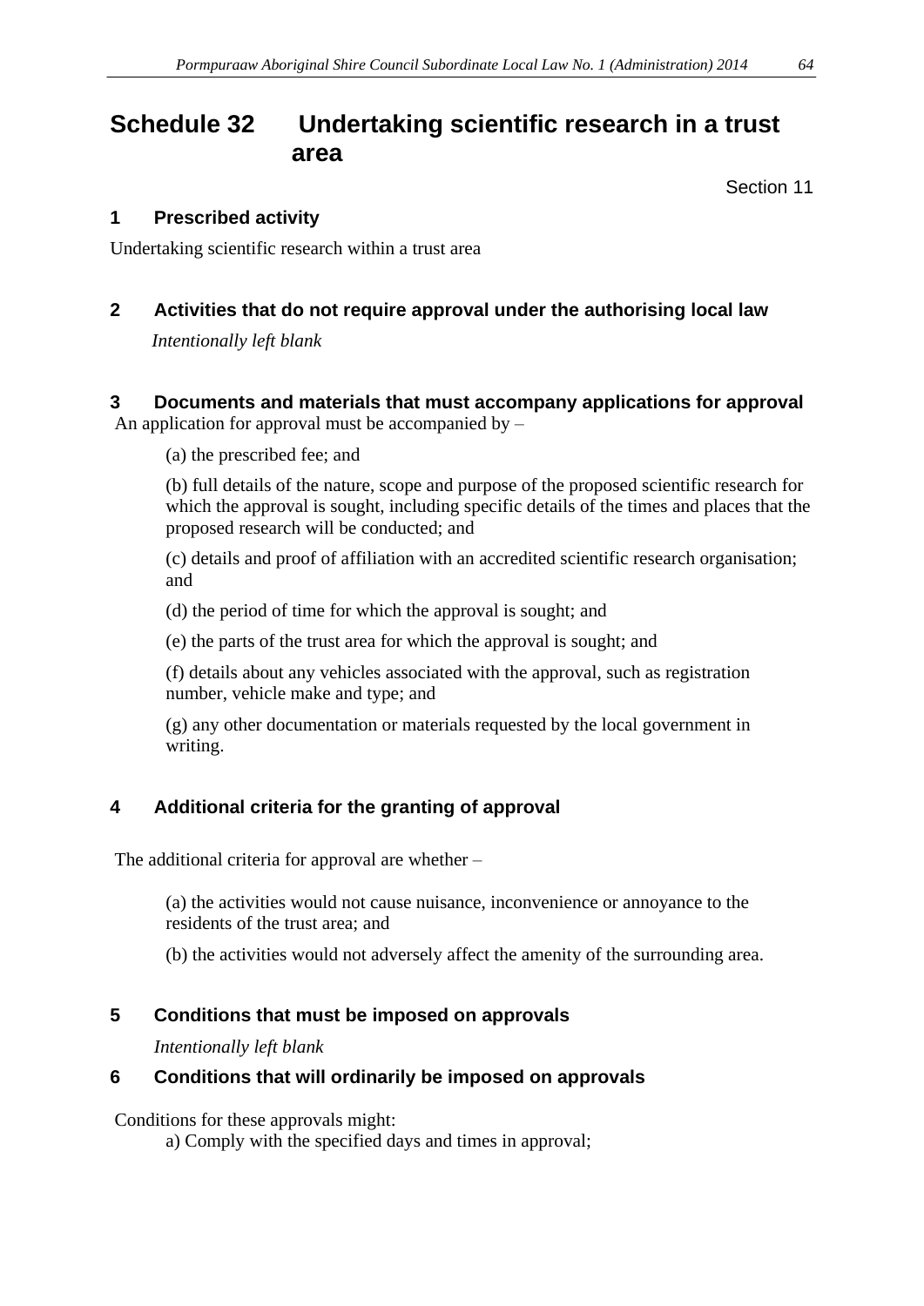# Schedule 32 Undertaking scientific research in a trust area

Section 11

## 1 Prescribed activity

Undertaking scientific research within a trust area

## 2 Activities that do not require approval under the authorising local law

*Intentionally left blank*

## 3 Documents and materials that must accompany applications for approval

An application for approval must be accompanied by –

(a) the prescribed fee; and

(b) full details of the nature, scope and purpose of the proposed scientific research for which the approval is sought, including specific details of the times and places that the proposed research will be conducted; and

(c) details and proof of affiliation with an accredited scientific research organisation; and

(d) the period of time for which the approval is sought; and

(e) the parts of the trust area for which the approval is sought; and

(f) details about any vehicles associated with the approval, such as registration number, vehicle make and type; and

(g) any other documentation or materials requested by the local government in writing.

## 4 Additional criteria for the granting of approval

The additional criteria for approval are whether –

(a) the activities would not cause nuisance, inconvenience or annoyance to the residents of the trust area; and

(b) the activities would not adversely affect the amenity of the surrounding area.

## 5 Conditions that must be imposed on approvals

*Intentionally left blank*

## 6 Conditions that will ordinarily be imposed on approvals

Conditions for these approvals might:

a) Comply with the specified days and times in approval;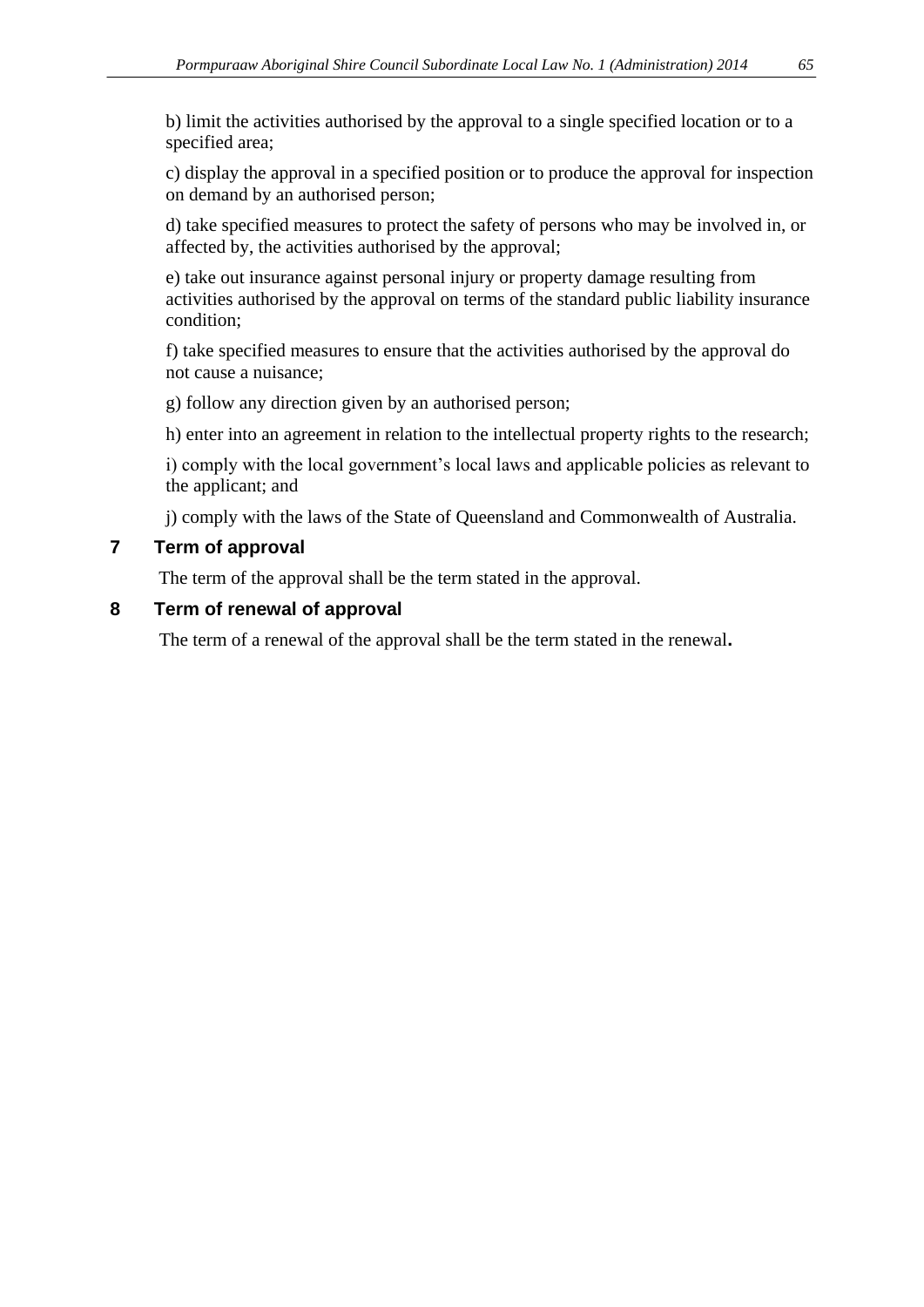b) limit the activities authorised by the approval to a single specified location or to a specified area;

c) display the approval in a specified position or to produce the approval for inspection on demand by an authorised person;

d) take specified measures to protect the safety of persons who may be involved in, or affected by, the activities authorised by the approval;

e) take out insurance against personal injury or property damage resulting from activities authorised by the approval on terms of the standard public liability insurance condition;

f) take specified measures to ensure that the activities authorised by the approval do not cause a nuisance;

g) follow any direction given by an authorised person;

h) enter into an agreement in relation to the intellectual property rights to the research;

i) comply with the local government's local laws and applicable policies as relevant to the applicant; and

j) comply with the laws of the State of Queensland and Commonwealth of Australia.

## 7 Term of approval

The term of the approval shall be the term stated in the approval.

## 8 Term of renewal of approval

The term of a renewal of the approval shall be the term stated in the renewal**.**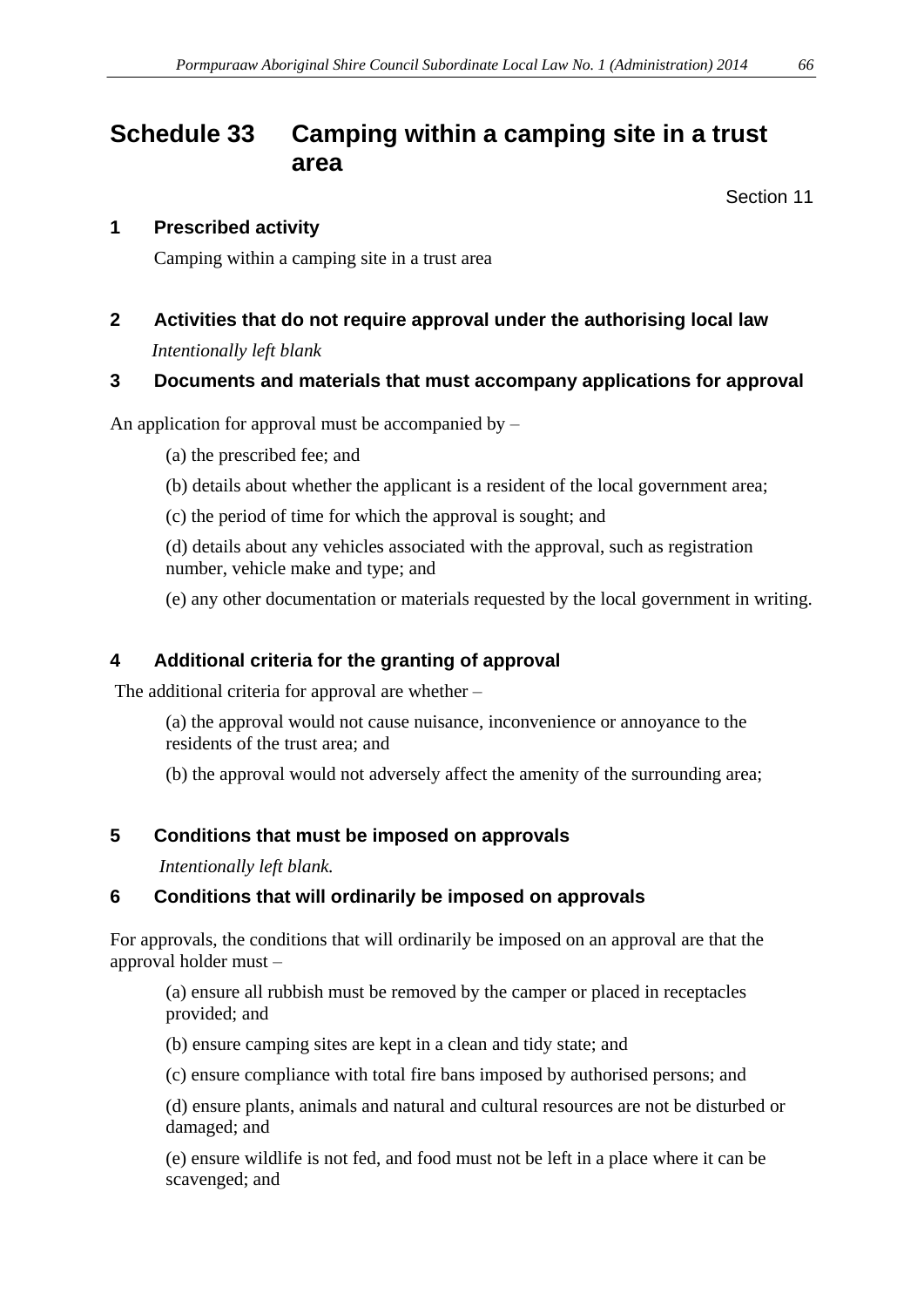# Schedule 33 Camping within a camping site in a trust area

Section 11

## 1 Prescribed activity

Camping within a camping site in a trust area

## 2 Activities that do not require approval under the authorising local law

*Intentionally left blank*

## 3 Documents and materials that must accompany applications for approval

An application for approval must be accompanied by –

(a) the prescribed fee; and

(b) details about whether the applicant is a resident of the local government area;

(c) the period of time for which the approval is sought; and

(d) details about any vehicles associated with the approval, such as registration number, vehicle make and type; and

(e) any other documentation or materials requested by the local government in writing.

## 4 Additional criteria for the granting of approval

The additional criteria for approval are whether –

(a) the approval would not cause nuisance, inconvenience or annoyance to the residents of the trust area; and

(b) the approval would not adversely affect the amenity of the surrounding area;

## 5 Conditions that must be imposed on approvals

*Intentionally left blank.*

## 6 Conditions that will ordinarily be imposed on approvals

For approvals, the conditions that will ordinarily be imposed on an approval are that the approval holder must –

(a) ensure all rubbish must be removed by the camper or placed in receptacles provided; and

(b) ensure camping sites are kept in a clean and tidy state; and

(c) ensure compliance with total fire bans imposed by authorised persons; and

(d) ensure plants, animals and natural and cultural resources are not be disturbed or damaged; and

(e) ensure wildlife is not fed, and food must not be left in a place where it can be scavenged; and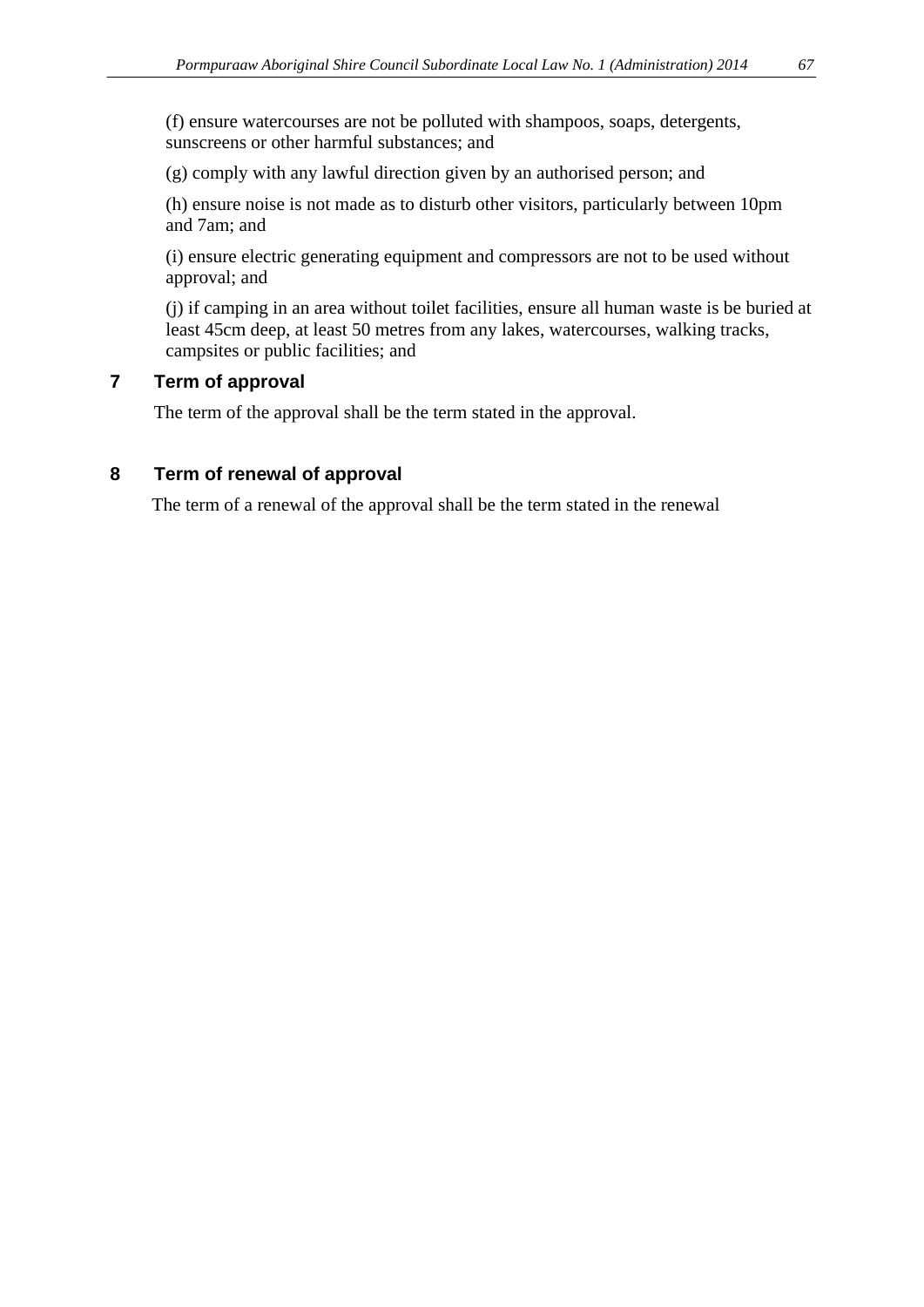(f) ensure watercourses are not be polluted with shampoos, soaps, detergents, sunscreens or other harmful substances; and

(g) comply with any lawful direction given by an authorised person; and

(h) ensure noise is not made as to disturb other visitors, particularly between 10pm and 7am; and

(i) ensure electric generating equipment and compressors are not to be used without approval; and

(j) if camping in an area without toilet facilities, ensure all human waste is be buried at least 45cm deep, at least 50 metres from any lakes, watercourses, walking tracks, campsites or public facilities; and

## 7 Term of approval

The term of the approval shall be the term stated in the approval.

## 8 Term of renewal of approval

The term of a renewal of the approval shall be the term stated in the renewal